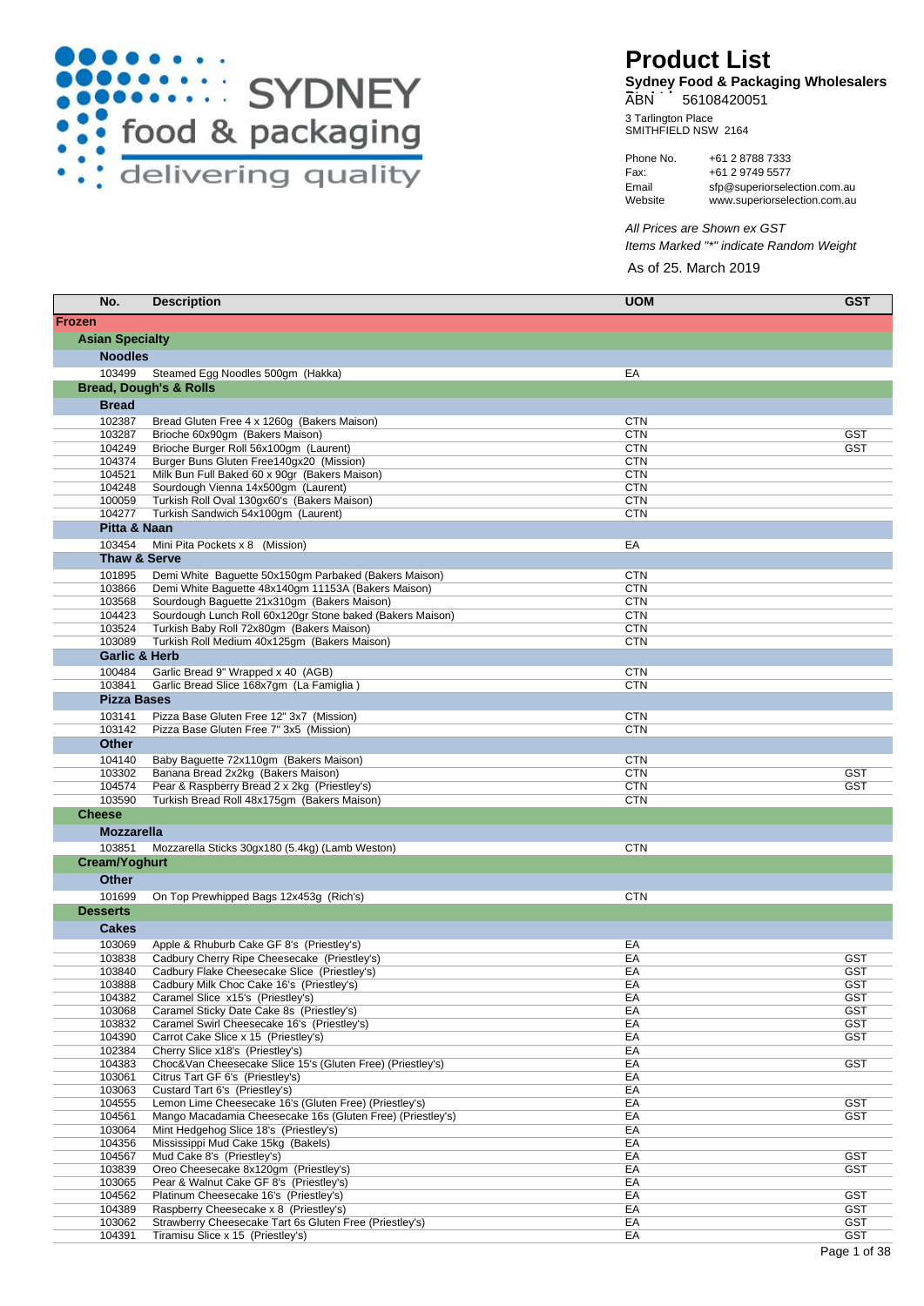# Product List

**Sydney Food & Packaging Wholesalers**

ABN 56108420051

3 Tarlington Place
SMITHFIELD NSW 2164

| | |
|---|---|
| Phone No. | +61 2 8788 7333 |
| Fax: | +61 2 9749 5577 |
| Email | sfp@superiorselection.com.au |
| Website | www.superiorselection.com.au |

*All Prices are Shown ex GST*

*Items Marked "*" indicate Random Weight*

As of 25. March 2019

| No. | Description | UOM | GST |
|---|---|---|---|
| **Frozen** | | | |
| **Asian Specialty** | | | |
| **Noodles** | | | |
| 103499 | Steamed Egg Noodles 500gm (Hakka) | EA | |
| **Bread, Dough's & Rolls** | | | |
| **Bread** | | | |
| 102387 | Bread Gluten Free 4 x 1260g (Bakers Maison) | CTN | |
| 103287 | Brioche 60x90gm (Bakers Maison) | CTN | GST |
| 104249 | Brioche Burger Roll 56x100gm (Laurent) | CTN | GST |
| 104374 | Burger Buns Gluten Free140gx20 (Mission) | CTN | |
| 104521 | Milk Bun Full Baked 60 x 90gr (Bakers Maison) | CTN | |
| 104248 | Sourdough Vienna 14x500gm (Laurent) | CTN | |
| 100059 | Turkish Roll Oval 130gx60's (Bakers Maison) | CTN | |
| 104277 | Turkish Sandwich 54x100gm (Laurent) | CTN | |
| **Pitta & Naan** | | | |
| 103454 | Mini Pita Pockets x 8 (Mission) | EA | |
| **Thaw & Serve** | | | |
| 101895 | Demi White Baguette 50x150gm Parbaked (Bakers Maison) | CTN | |
| 103866 | Demi White Baguette 48x140gm 11153A (Bakers Maison) | CTN | |
| 103568 | Sourdough Baguette 21x310gm (Bakers Maison) | CTN | |
| 104423 | Sourdough Lunch Roll 60x120gr Stone baked (Bakers Maison) | CTN | |
| 103524 | Turkish Baby Roll 72x80gm (Bakers Maison) | CTN | |
| 103089 | Turkish Roll Medium 40x125gm (Bakers Maison) | CTN | |
| **Garlic & Herb** | | | |
| 100484 | Garlic Bread 9" Wrapped x 40 (AGB) | CTN | |
| 103841 | Garlic Bread Slice 168x7gm (La Famiglia ) | CTN | |
| **Pizza Bases** | | | |
| 103141 | Pizza Base Gluten Free 12" 3x7 (Mission) | CTN | |
| 103142 | Pizza Base Gluten Free 7" 3x5 (Mission) | CTN | |
| **Other** | | | |
| 104140 | Baby Baguette 72x110gm (Bakers Maison) | CTN | |
| 103302 | Banana Bread 2x2kg (Bakers Maison) | CTN | GST |
| 104574 | Pear & Raspberry Bread 2 x 2kg (Priestley's) | CTN | GST |
| 103590 | Turkish Bread Roll 48x175gm (Bakers Maison) | CTN | |
| **Cheese** | | | |
| **Mozzarella** | | | |
| 103851 | Mozzarella Sticks 30gx180 (5.4kg) (Lamb Weston) | CTN | |
| **Cream/Yoghurt** | | | |
| **Other** | | | |
| 101699 | On Top Prewhipped Bags 12x453g (Rich's) | CTN | |
| **Desserts** | | | |
| **Cakes** | | | |
| 103069 | Apple & Rhuburb Cake GF 8's (Priestley's) | EA | |
| 103838 | Cadbury Cherry Ripe Cheesecake (Priestley's) | EA | GST |
| 103840 | Cadbury Flake Cheesecake Slice (Priestley's) | EA | GST |
| 103888 | Cadbury Milk Choc Cake 16's (Priestley's) | EA | GST |
| 104382 | Caramel Slice x15's (Priestley's) | EA | GST |
| 103068 | Caramel Sticky Date Cake 8s (Priestley's) | EA | GST |
| 103832 | Caramel Swirl Cheesecake 16's (Priestley's) | EA | GST |
| 104390 | Carrot Cake Slice x 15 (Priestley's) | EA | GST |
| 102384 | Cherry Slice x18's (Priestley's) | EA | |
| 104383 | Choc&Van Cheesecake Slice 15's (Gluten Free) (Priestley's) | EA | GST |
| 103061 | Citrus Tart GF 6's (Priestley's) | EA | |
| 103063 | Custard Tart 6's (Priestley's) | EA | |
| 104555 | Lemon Lime Cheesecake 16's (Gluten Free) (Priestley's) | EA | GST |
| 104561 | Mango Macadamia Cheesecake 16s (Gluten Free) (Priestley's) | EA | GST |
| 103064 | Mint Hedgehog Slice 18's (Priestley's) | EA | |
| 104356 | Mississippi Mud Cake 15kg (Bakels) | EA | |
| 104567 | Mud Cake 8's (Priestley's) | EA | GST |
| 103839 | Oreo Cheesecake 8x120gm (Priestley's) | EA | GST |
| 103065 | Pear & Walnut Cake GF 8's (Priestley's) | EA | |
| 104562 | Platinum Cheesecake 16's (Priestley's) | EA | GST |
| 104389 | Raspberry Cheesecake x 8 (Priestley's) | EA | GST |
| 103062 | Strawberry Cheesecake Tart 6s Gluten Free (Priestley's) | EA | GST |
| 104391 | Tiramisu Slice x 15 (Priestley's) | EA | GST |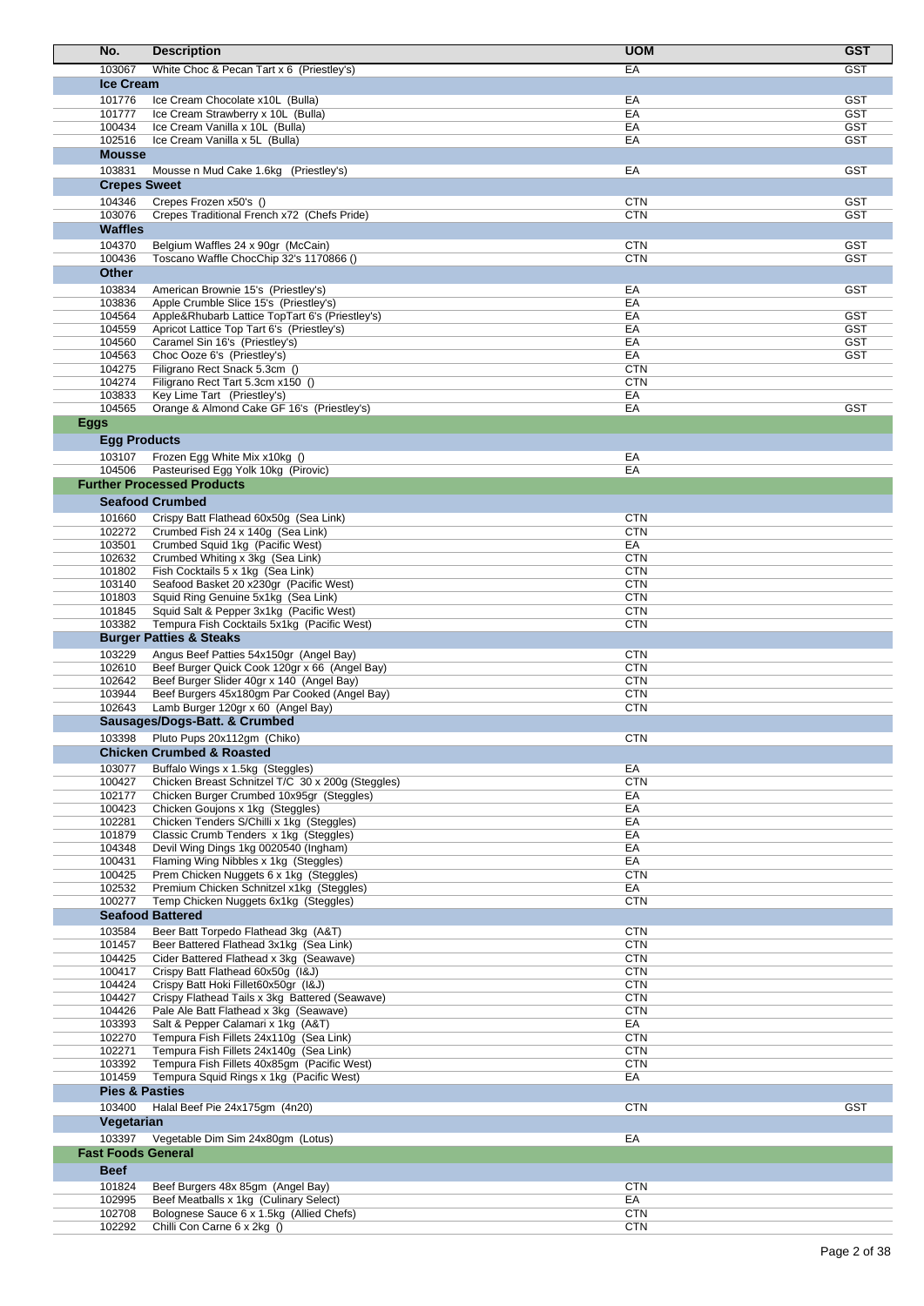| No. | Description | UOM | GST |
|---|---|---|---|
| 103067 | White Choc & Pecan Tart x 6 (Priestley's) | EA | GST |
| **Ice Cream** | | | |
| 101776 | Ice Cream Chocolate x10L (Bulla) | EA | GST |
| 101777 | Ice Cream Strawberry x 10L (Bulla) | EA | GST |
| 100434 | Ice Cream Vanilla x 10L (Bulla) | EA | GST |
| 102516 | Ice Cream Vanilla x 5L (Bulla) | EA | GST |
| **Mousse** | | | |
| 103831 | Mousse n Mud Cake 1.6kg (Priestley's) | EA | GST |
| **Crepes Sweet** | | | |
| 104346 | Crepes Frozen x50's () | CTN | GST |
| 103076 | Crepes Traditional French x72 (Chefs Pride) | CTN | GST |
| **Waffles** | | | |
| 104370 | Belgium Waffles 24 x 90gr (McCain) | CTN | GST |
| 100436 | Toscano Waffle ChocChip 32's 1170866 () | CTN | GST |
| **Other** | | | |
| 103834 | American Brownie 15's (Priestley's) | EA | GST |
| 103836 | Apple Crumble Slice 15's (Priestley's) | EA | |
| 104564 | Apple&Rhubarb Lattice TopTart 6's (Priestley's) | EA | GST |
| 104559 | Apricot Lattice Top Tart 6's (Priestley's) | EA | GST |
| 104560 | Caramel Sin 16's (Priestley's) | EA | GST |
| 104563 | Choc Ooze 6's (Priestley's) | EA | GST |
| 104275 | Filigrano Rect Snack 5.3cm () | CTN | |
| 104274 | Filigrano Rect Tart 5.3cm x150 () | CTN | |
| 103833 | Key Lime Tart (Priestley's) | EA | |
| 104565 | Orange & Almond Cake GF 16's (Priestley's) | EA | GST |
| **Eggs** | | | |
| **Egg Products** | | | |
| 103107 | Frozen Egg White Mix x10kg () | EA | |
| 104506 | Pasteurised Egg Yolk 10kg (Pirovic) | EA | |
| **Further Processed Products** | | | |
| **Seafood Crumbed** | | | |
| 101660 | Crispy Batt Flathead 60x50g (Sea Link) | CTN | |
| 102272 | Crumbed Fish 24 x 140g (Sea Link) | CTN | |
| 103501 | Crumbed Squid 1kg (Pacific West) | EA | |
| 102632 | Crumbed Whiting x 3kg (Sea Link) | CTN | |
| 101802 | Fish Cocktails 5 x 1kg (Sea Link) | CTN | |
| 103140 | Seafood Basket 20 x230gr (Pacific West) | CTN | |
| 101803 | Squid Ring Genuine 5x1kg (Sea Link) | CTN | |
| 101845 | Squid Salt & Pepper 3x1kg (Pacific West) | CTN | |
| 103382 | Tempura Fish Cocktails 5x1kg (Pacific West) | CTN | |
| **Burger Patties & Steaks** | | | |
| 103229 | Angus Beef Patties 54x150gr (Angel Bay) | CTN | |
| 102610 | Beef Burger Quick Cook 120gr x 66 (Angel Bay) | CTN | |
| 102642 | Beef Burger Slider 40gr x 140 (Angel Bay) | CTN | |
| 103944 | Beef Burgers 45x180gm Par Cooked (Angel Bay) | CTN | |
| 102643 | Lamb Burger 120gr x 60 (Angel Bay) | CTN | |
| **Sausages/Dogs-Batt. & Crumbed** | | | |
| 103398 | Pluto Pups 20x112gm (Chiko) | CTN | |
| **Chicken Crumbed & Roasted** | | | |
| 103077 | Buffalo Wings x 1.5kg (Steggles) | EA | |
| 100427 | Chicken Breast Schnitzel T/C 30 x 200g (Steggles) | CTN | |
| 102177 | Chicken Burger Crumbed 10x95gr (Steggles) | EA | |
| 100423 | Chicken Goujons x 1kg (Steggles) | EA | |
| 102281 | Chicken Tenders S/Chilli x 1kg (Steggles) | EA | |
| 101879 | Classic Crumb Tenders x 1kg (Steggles) | EA | |
| 104348 | Devil Wing Dings 1kg 0020540 (Ingham) | EA | |
| 100431 | Flaming Wing Nibbles x 1kg (Steggles) | EA | |
| 100425 | Prem Chicken Nuggets 6 x 1kg (Steggles) | CTN | |
| 102532 | Premium Chicken Schnitzel x1kg (Steggles) | EA | |
| 100277 | Temp Chicken Nuggets 6x1kg (Steggles) | CTN | |
| **Seafood Battered** | | | |
| 103584 | Beer Batt Torpedo Flathead 3kg (A&T) | CTN | |
| 101457 | Beer Battered Flathead 3x1kg (Sea Link) | CTN | |
| 104425 | Cider Battered Flathead x 3kg (Seawave) | CTN | |
| 100417 | Crispy Batt Flathead 60x50g (I&J) | CTN | |
| 104424 | Crispy Batt Hoki Fillet60x50gr (I&J) | CTN | |
| 104427 | Crispy Flathead Tails x 3kg Battered (Seawave) | CTN | |
| 104426 | Pale Ale Batt Flathead x 3kg (Seawave) | CTN | |
| 103393 | Salt & Pepper Calamari x 1kg (A&T) | EA | |
| 102270 | Tempura Fish Fillets 24x110g (Sea Link) | CTN | |
| 102271 | Tempura Fish Fillets 24x140g (Sea Link) | CTN | |
| 103392 | Tempura Fish Fillets 40x85gm (Pacific West) | CTN | |
| 101459 | Tempura Squid Rings x 1kg (Pacific West) | EA | |
| **Pies & Pasties** | | | |
| 103400 | Halal Beef Pie 24x175gm (4n20) | CTN | GST |
| **Vegetarian** | | | |
| 103397 | Vegetable Dim Sim 24x80gm (Lotus) | EA | |
| **Fast Foods General** | | | |
| **Beef** | | | |
| 101824 | Beef Burgers 48x 85gm (Angel Bay) | CTN | |
| 102995 | Beef Meatballs x 1kg (Culinary Select) | EA | |
| 102708 | Bolognese Sauce 6 x 1.5kg (Allied Chefs) | CTN | |
| 102292 | Chilli Con Carne 6 x 2kg () | CTN | |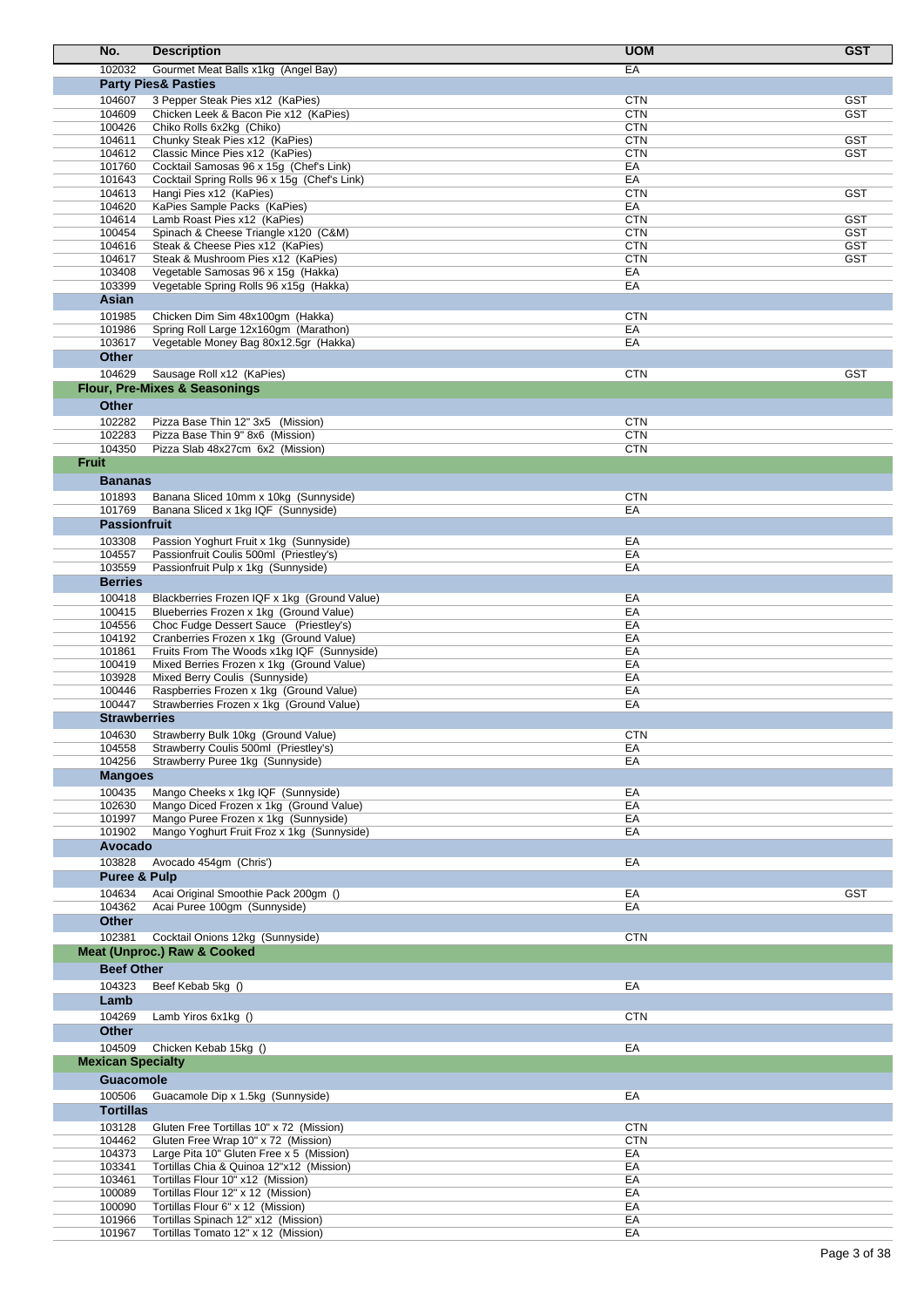| No. | Description | UOM | GST |
|---|---|---|---|
| 102032 | Gourmet Meat Balls x1kg (Angel Bay) | EA | |
| | **Party Pies& Pasties** | | |
| 104607 | 3 Pepper Steak Pies x12 (KaPies) | CTN | GST |
| 104609 | Chicken Leek & Bacon Pie x12 (KaPies) | CTN | GST |
| 100426 | Chiko Rolls 6x2kg (Chiko) | CTN | |
| 104611 | Chunky Steak Pies x12 (KaPies) | CTN | GST |
| 104612 | Classic Mince Pies x12 (KaPies) | CTN | GST |
| 101760 | Cocktail Samosas 96 x 15g (Chef's Link) | EA | |
| 101643 | Cocktail Spring Rolls 96 x 15g (Chef's Link) | EA | |
| 104613 | Hangi Pies x12 (KaPies) | CTN | GST |
| 104620 | KaPies Sample Packs (KaPies) | EA | |
| 104614 | Lamb Roast Pies x12 (KaPies) | CTN | GST |
| 100454 | Spinach & Cheese Triangle x120 (C&M) | CTN | GST |
| 104616 | Steak & Cheese Pies x12 (KaPies) | CTN | GST |
| 104617 | Steak & Mushroom Pies x12 (KaPies) | CTN | GST |
| 103408 | Vegetable Samosas 96 x 15g (Hakka) | EA | |
| 103399 | Vegetable Spring Rolls 96 x15g (Hakka) | EA | |
| | **Asian** | | |
| 101985 | Chicken Dim Sim 48x100gm (Hakka) | CTN | |
| 101986 | Spring Roll Large 12x160gm (Marathon) | EA | |
| 103617 | Vegetable Money Bag 80x12.5gr (Hakka) | EA | |
| | **Other** | | |
| 104629 | Sausage Roll x12 (KaPies) | CTN | GST |
| **Flour, Pre-Mixes & Seasonings** | | | |
| | **Other** | | |
| 102282 | Pizza Base Thin 12" 3x5 (Mission) | CTN | |
| 102283 | Pizza Base Thin 9" 8x6 (Mission) | CTN | |
| 104350 | Pizza Slab 48x27cm 6x2 (Mission) | CTN | |
| **Fruit** | | | |
| | **Bananas** | | |
| 101893 | Banana Sliced 10mm x 10kg (Sunnyside) | CTN | |
| 101769 | Banana Sliced x 1kg IQF (Sunnyside) | EA | |
| | **Passionfruit** | | |
| 103308 | Passion Yoghurt Fruit x 1kg (Sunnyside) | EA | |
| 104557 | Passionfruit Coulis 500ml (Priestley's) | EA | |
| 103559 | Passionfruit Pulp x 1kg (Sunnyside) | EA | |
| | **Berries** | | |
| 100418 | Blackberries Frozen IQF x 1kg (Ground Value) | EA | |
| 100415 | Blueberries Frozen x 1kg (Ground Value) | EA | |
| 104556 | Choc Fudge Dessert Sauce (Priestley's) | EA | |
| 104192 | Cranberries Frozen x 1kg (Ground Value) | EA | |
| 101861 | Fruits From The Woods x1kg IQF (Sunnyside) | EA | |
| 100419 | Mixed Berries Frozen x 1kg (Ground Value) | EA | |
| 103928 | Mixed Berry Coulis (Sunnyside) | EA | |
| 100446 | Raspberries Frozen x 1kg (Ground Value) | EA | |
| 100447 | Strawberries Frozen x 1kg (Ground Value) | EA | |
| | **Strawberries** | | |
| 104630 | Strawberry Bulk 10kg (Ground Value) | CTN | |
| 104558 | Strawberry Coulis 500ml (Priestley's) | EA | |
| 104256 | Strawberry Puree 1kg (Sunnyside) | EA | |
| | **Mangoes** | | |
| 100435 | Mango Cheeks x 1kg IQF (Sunnyside) | EA | |
| 102630 | Mango Diced Frozen x 1kg (Ground Value) | EA | |
| 101997 | Mango Puree Frozen x 1kg (Sunnyside) | EA | |
| 101902 | Mango Yoghurt Fruit Froz x 1kg (Sunnyside) | EA | |
| | **Avocado** | | |
| 103828 | Avocado 454gm (Chris') | EA | |
| | **Puree & Pulp** | | |
| 104634 | Acai Original Smoothie Pack 200gm () | EA | GST |
| 104362 | Acai Puree 100gm (Sunnyside) | EA | |
| | **Other** | | |
| 102381 | Cocktail Onions 12kg (Sunnyside) | CTN | |
| **Meat (Unproc.) Raw & Cooked** | | | |
| | **Beef Other** | | |
| 104323 | Beef Kebab 5kg () | EA | |
| | **Lamb** | | |
| 104269 | Lamb Yiros 6x1kg () | CTN | |
| | **Other** | | |
| 104509 | Chicken Kebab 15kg () | EA | |
| **Mexican Specialty** | | | |
| | **Guacomole** | | |
| 100506 | Guacamole Dip x 1.5kg (Sunnyside) | EA | |
| | **Tortillas** | | |
| 103128 | Gluten Free Tortillas 10" x 72 (Mission) | CTN | |
| 104462 | Gluten Free Wrap 10" x 72 (Mission) | CTN | |
| 104373 | Large Pita 10" Gluten Free x 5 (Mission) | EA | |
| 103341 | Tortillas Chia & Quinoa 12"x12 (Mission) | EA | |
| 103461 | Tortillas Flour 10" x12 (Mission) | EA | |
| 100089 | Tortillas Flour 12" x 12 (Mission) | EA | |
| 100090 | Tortillas Flour 6" x 12 (Mission) | EA | |
| 101966 | Tortillas Spinach 12" x12 (Mission) | EA | |
| 101967 | Tortillas Tomato 12" x 12 (Mission) | EA | |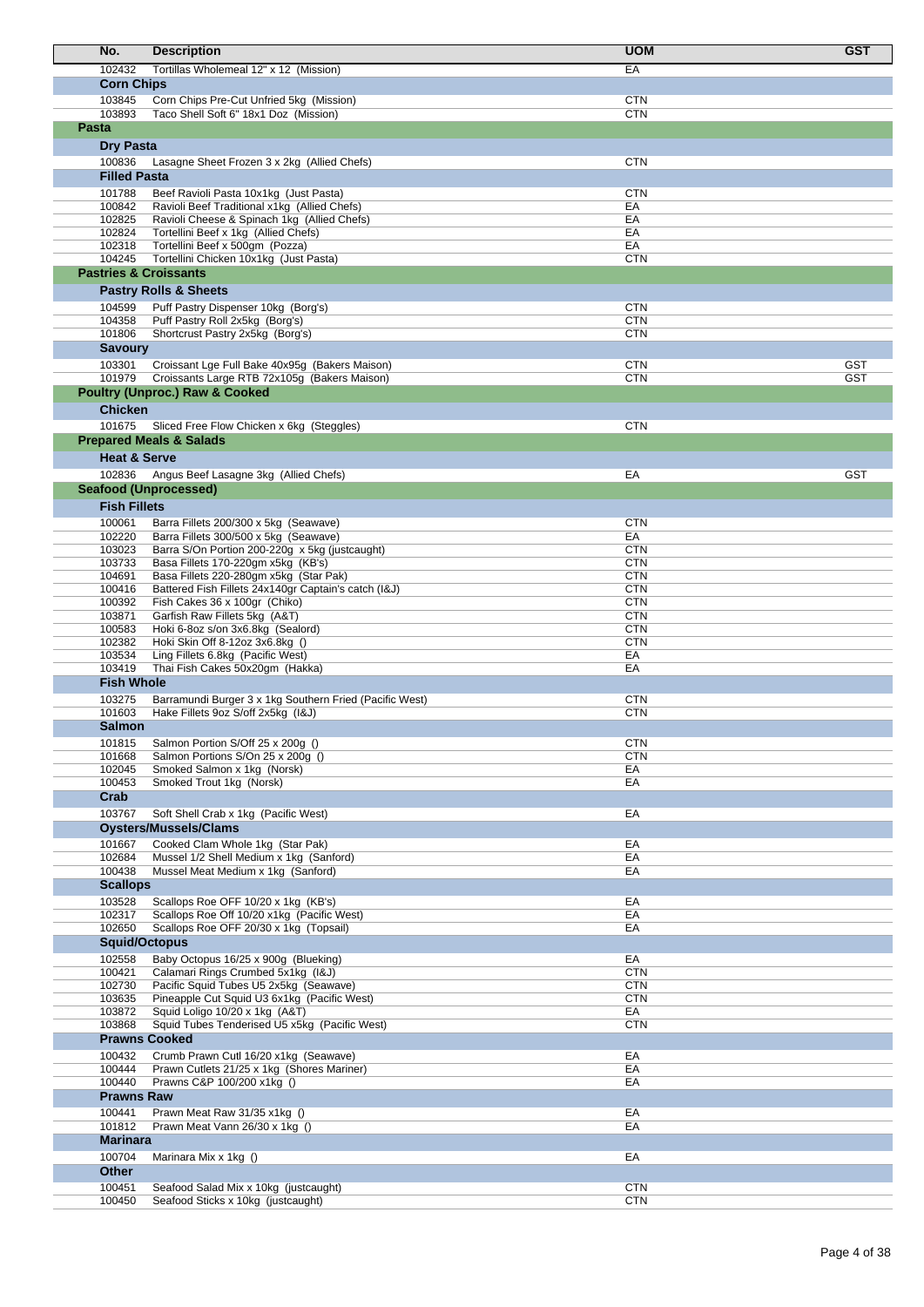| No. | Description | UOM | GST |
|---|---|---|---|
| 102432 | Tortillas Wholemeal 12" x 12 (Mission) | EA | |
| **Corn Chips** | | | |
| 103845 | Corn Chips Pre-Cut Unfried 5kg (Mission) | CTN | |
| 103893 | Taco Shell Soft 6" 18x1 Doz (Mission) | CTN | |
| **Pasta** | | | |
| **Dry Pasta** | | | |
| 100836 | Lasagne Sheet Frozen 3 x 2kg (Allied Chefs) | CTN | |
| **Filled Pasta** | | | |
| 101788 | Beef Ravioli Pasta 10x1kg (Just Pasta) | CTN | |
| 100842 | Ravioli Beef Traditional x1kg (Allied Chefs) | EA | |
| 102825 | Ravioli Cheese & Spinach 1kg (Allied Chefs) | EA | |
| 102824 | Tortellini Beef x 1kg (Allied Chefs) | EA | |
| 102318 | Tortellini Beef x 500gm (Pozza) | EA | |
| 104245 | Tortellini Chicken 10x1kg (Just Pasta) | CTN | |
| **Pastries & Croissants** | | | |
| **Pastry Rolls & Sheets** | | | |
| 104599 | Puff Pastry Dispenser 10kg (Borg's) | CTN | |
| 104358 | Puff Pastry Roll 2x5kg (Borg's) | CTN | |
| 101806 | Shortcrust Pastry 2x5kg (Borg's) | CTN | |
| **Savoury** | | | |
| 103301 | Croissant Lge Full Bake 40x95g (Bakers Maison) | CTN | GST |
| 101979 | Croissants Large RTB 72x105g (Bakers Maison) | CTN | GST |
| **Poultry (Unproc.) Raw & Cooked** | | | |
| **Chicken** | | | |
| 101675 | Sliced Free Flow Chicken x 6kg (Steggles) | CTN | |
| **Prepared Meals & Salads** | | | |
| **Heat & Serve** | | | |
| 102836 | Angus Beef Lasagne 3kg (Allied Chefs) | EA | GST |
| **Seafood (Unprocessed)** | | | |
| **Fish Fillets** | | | |
| 100061 | Barra Fillets 200/300 x 5kg (Seawave) | CTN | |
| 102220 | Barra Fillets 300/500 x 5kg (Seawave) | EA | |
| 103023 | Barra S/On Portion 200-220g x 5kg (justcaught) | CTN | |
| 103733 | Basa Fillets 170-220gm x5kg (KB's) | CTN | |
| 104691 | Basa Fillets 220-280gm x5kg (Star Pak) | CTN | |
| 100416 | Battered Fish Fillets 24x140gr Captain's catch (I&J) | CTN | |
| 100392 | Fish Cakes 36 x 100gr (Chiko) | CTN | |
| 103871 | Garfish Raw Fillets 5kg (A&T) | CTN | |
| 100583 | Hoki 6-8oz s/on 3x6.8kg (Sealord) | CTN | |
| 102382 | Hoki Skin Off 8-12oz 3x6.8kg () | CTN | |
| 103534 | Ling Fillets 6.8kg (Pacific West) | EA | |
| 103419 | Thai Fish Cakes 50x20gm (Hakka) | EA | |
| **Fish Whole** | | | |
| 103275 | Barramundi Burger 3 x 1kg Southern Fried (Pacific West) | CTN | |
| 101603 | Hake Fillets 9oz S/off 2x5kg (I&J) | CTN | |
| **Salmon** | | | |
| 101815 | Salmon Portion S/Off 25 x 200g () | CTN | |
| 101668 | Salmon Portions S/On 25 x 200g () | CTN | |
| 102045 | Smoked Salmon x 1kg (Norsk) | EA | |
| 100453 | Smoked Trout 1kg (Norsk) | EA | |
| **Crab** | | | |
| 103767 | Soft Shell Crab x 1kg (Pacific West) | EA | |
| **Oysters/Mussels/Clams** | | | |
| 101667 | Cooked Clam Whole 1kg (Star Pak) | EA | |
| 102684 | Mussel 1/2 Shell Medium x 1kg (Sanford) | EA | |
| 100438 | Mussel Meat Medium x 1kg (Sanford) | EA | |
| **Scallops** | | | |
| 103528 | Scallops Roe OFF 10/20 x 1kg (KB's) | EA | |
| 102317 | Scallops Roe Off 10/20 x1kg (Pacific West) | EA | |
| 102650 | Scallops Roe OFF 20/30 x 1kg (Topsail) | EA | |
| **Squid/Octopus** | | | |
| 102558 | Baby Octopus 16/25 x 900g (Blueking) | EA | |
| 100421 | Calamari Rings Crumbed 5x1kg (I&J) | CTN | |
| 102730 | Pacific Squid Tubes U5 2x5kg (Seawave) | CTN | |
| 103635 | Pineapple Cut Squid U3 6x1kg (Pacific West) | CTN | |
| 103872 | Squid Loligo 10/20 x 1kg (A&T) | EA | |
| 103868 | Squid Tubes Tenderised U5 x5kg (Pacific West) | CTN | |
| **Prawns Cooked** | | | |
| 100432 | Crumb Prawn Cutl 16/20 x1kg (Seawave) | EA | |
| 100444 | Prawn Cutlets 21/25 x 1kg (Shores Mariner) | EA | |
| 100440 | Prawns C&P 100/200 x1kg () | EA | |
| **Prawns Raw** | | | |
| 100441 | Prawn Meat Raw 31/35 x1kg () | EA | |
| 101812 | Prawn Meat Vann 26/30 x 1kg () | EA | |
| **Marinara** | | | |
| 100704 | Marinara Mix x 1kg () | EA | |
| **Other** | | | |
| 100451 | Seafood Salad Mix x 10kg (justcaught) | CTN | |
| 100450 | Seafood Sticks x 10kg (justcaught) | CTN | |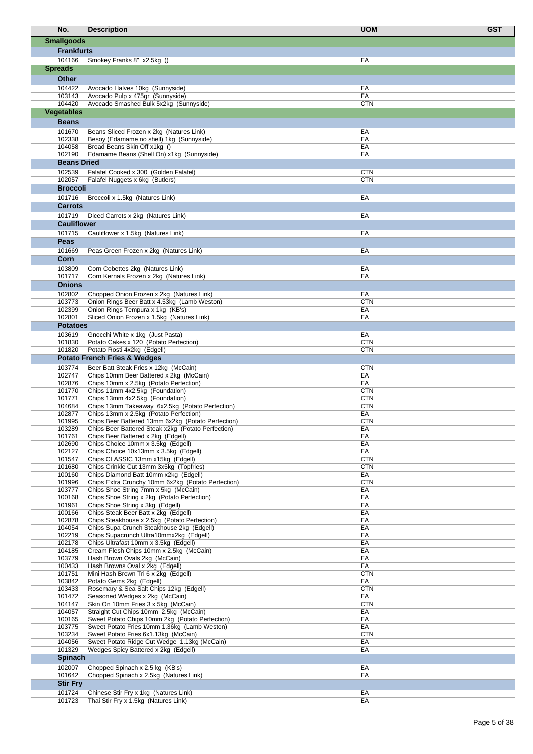| No. | Description | UOM | GST |
|---|---|---|---|
| **Smallgoods** | | | |
| **Frankfurts** | | | |
| 104166 | Smokey Franks 8" x2.5kg () | EA | |
| **Spreads** | | | |
| **Other** | | | |
| 104422 | Avocado Halves 10kg (Sunnyside) | EA | |
| 103143 | Avocado Pulp x 475gr (Sunnyside) | EA | |
| 104420 | Avocado Smashed Bulk 5x2kg (Sunnyside) | CTN | |
| **Vegetables** | | | |
| **Beans** | | | |
| 101670 | Beans Sliced Frozen x 2kg (Natures Link) | EA | |
| 102338 | Besoy (Edamame no shell) 1kg (Sunnyside) | EA | |
| 104058 | Broad Beans Skin Off x1kg () | EA | |
| 102190 | Edamame Beans (Shell On) x1kg (Sunnyside) | EA | |
| **Beans Dried** | | | |
| 102539 | Falafel Cooked x 300 (Golden Falafel) | CTN | |
| 102057 | Falafel Nuggets x 6kg (Butlers) | CTN | |
| **Broccoli** | | | |
| 101716 | Broccoli x 1.5kg (Natures Link) | EA | |
| **Carrots** | | | |
| 101719 | Diced Carrots x 2kg (Natures Link) | EA | |
| **Cauliflower** | | | |
| 101715 | Cauliflower x 1.5kg (Natures Link) | EA | |
| **Peas** | | | |
| 101669 | Peas Green Frozen x 2kg (Natures Link) | EA | |
| **Corn** | | | |
| 103809 | Corn Cobettes 2kg (Natures Link) | EA | |
| 101717 | Corn Kernals Frozen x 2kg (Natures Link) | EA | |
| **Onions** | | | |
| 102802 | Chopped Onion Frozen x 2kg (Natures Link) | EA | |
| 103773 | Onion Rings Beer Batt x 4.53kg (Lamb Weston) | CTN | |
| 102399 | Onion Rings Tempura x 1kg (KB's) | EA | |
| 102801 | Sliced Onion Frozen x 1.5kg (Natures Link) | EA | |
| **Potatoes** | | | |
| 103619 | Gnocchi White x 1kg (Just Pasta) | EA | |
| 101830 | Potato Cakes x 120 (Potato Perfection) | CTN | |
| 101820 | Potato Rosti 4x2kg (Edgell) | CTN | |
| **Potato French Fries & Wedges** | | | |
| 103774 | Beer Batt Steak Fries x 12kg (McCain) | CTN | |
| 102747 | Chips 10mm Beer Battered x 2kg (McCain) | EA | |
| 102876 | Chips 10mm x 2.5kg (Potato Perfection) | EA | |
| 101770 | Chips 11mm 4x2.5kg (Foundation) | CTN | |
| 101771 | Chips 13mm 4x2.5kg (Foundation) | CTN | |
| 104684 | Chips 13mm Takeaway 6x2.5kg (Potato Perfection) | CTN | |
| 102877 | Chips 13mm x 2.5kg (Potato Perfection) | EA | |
| 101995 | Chips Beer Battered 13mm 6x2kg (Potato Perfection) | CTN | |
| 103289 | Chips Beer Battered Steak x2kg (Potato Perfection) | EA | |
| 101761 | Chips Beer Battered x 2kg (Edgell) | EA | |
| 102690 | Chips Choice 10mm x 3.5kg (Edgell) | EA | |
| 102127 | Chips Choice 10x13mm x 3.5kg (Edgell) | EA | |
| 101547 | Chips CLASSIC 13mm x15kg (Edgell) | CTN | |
| 101680 | Chips Crinkle Cut 13mm 3x5kg (Topfries) | CTN | |
| 100160 | Chips Diamond Batt 10mm x2kg (Edgell) | EA | |
| 101996 | Chips Extra Crunchy 10mm 6x2kg (Potato Perfection) | CTN | |
| 103777 | Chips Shoe String 7mm x 5kg (McCain) | EA | |
| 100168 | Chips Shoe String x 2kg (Potato Perfection) | EA | |
| 101961 | Chips Shoe String x 3kg (Edgell) | EA | |
| 100166 | Chips Steak Beer Batt x 2kg (Edgell) | EA | |
| 102878 | Chips Steakhouse x 2.5kg (Potato Perfection) | EA | |
| 104054 | Chips Supa Crunch Steakhouse 2kg (Edgell) | EA | |
| 102219 | Chips Supacrunch Ultra10mmx2kg (Edgell) | EA | |
| 102178 | Chips Ultrafast 10mm x 3.5kg (Edgell) | EA | |
| 104185 | Cream Flesh Chips 10mm x 2.5kg (McCain) | EA | |
| 103779 | Hash Brown Ovals 2kg (McCain) | EA | |
| 100433 | Hash Browns Oval x 2kg (Edgell) | EA | |
| 101751 | Mini Hash Brown Tri 6 x 2kg (Edgell) | CTN | |
| 103842 | Potato Gems 2kg (Edgell) | EA | |
| 103433 | Rosemary & Sea Salt Chips 12kg (Edgell) | CTN | |
| 101472 | Seasoned Wedges x 2kg (McCain) | EA | |
| 104147 | Skin On 10mm Fries 3 x 5kg (McCain) | CTN | |
| 104057 | Straight Cut Chips 10mm 2.5kg (McCain) | EA | |
| 100165 | Sweet Potato Chips 10mm 2kg (Potato Perfection) | EA | |
| 103775 | Sweet Potato Fries 10mm 1.36kg (Lamb Weston) | EA | |
| 103234 | Sweet Potato Fries 6x1.13kg (McCain) | CTN | |
| 104056 | Sweet Potato Ridge Cut Wedge 1.13kg (McCain) | EA | |
| 101329 | Wedges Spicy Battered x 2kg (Edgell) | EA | |
| **Spinach** | | | |
| 102007 | Chopped Spinach x 2.5 kg (KB's) | EA | |
| 101642 | Chopped Spinach x 2.5kg (Natures Link) | EA | |
| **Stir Fry** | | | |
| 101724 | Chinese Stir Fry x 1kg (Natures Link) | EA | |
| 101723 | Thai Stir Fry x 1.5kg (Natures Link) | EA | |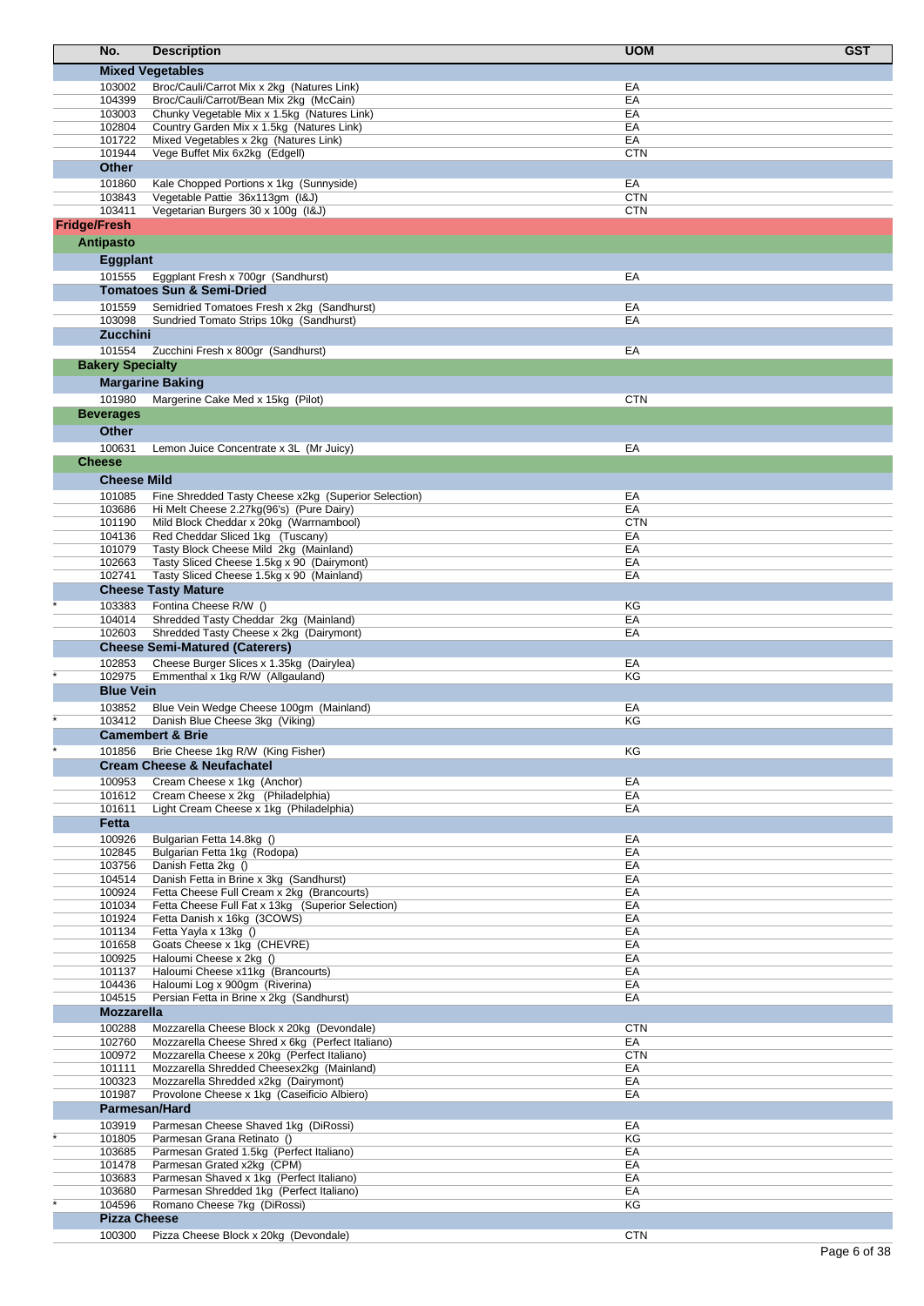| | No. | Description | UOM | GST |
|---|---|---|---|---|
| | **Mixed Vegetables** | | | |
| | 103002 | Broc/Cauli/Carrot Mix x 2kg (Natures Link) | EA | |
| | 104399 | Broc/Cauli/Carrot/Bean Mix 2kg (McCain) | EA | |
| | 103003 | Chunky Vegetable Mix x 1.5kg (Natures Link) | EA | |
| | 102804 | Country Garden Mix x 1.5kg (Natures Link) | EA | |
| | 101722 | Mixed Vegetables x 2kg (Natures Link) | EA | |
| | 101944 | Vege Buffet Mix 6x2kg (Edgell) | CTN | |
| | **Other** | | | |
| | 101860 | Kale Chopped Portions x 1kg (Sunnyside) | EA | |
| | 103843 | Vegetable Pattie 36x113gm (I&J) | CTN | |
| | 103411 | Vegetarian Burgers 30 x 100g (I&J) | CTN | |
| **Fridge/Fresh** | | | | |
| | **Antipasto** | | | |
| | **Eggplant** | | | |
| | 101555 | Eggplant Fresh x 700gr (Sandhurst) | EA | |
| | **Tomatoes Sun & Semi-Dried** | | | |
| | 101559 | Semidried Tomatoes Fresh x 2kg (Sandhurst) | EA | |
| | 103098 | Sundried Tomato Strips 10kg (Sandhurst) | EA | |
| | **Zucchini** | | | |
| | 101554 | Zucchini Fresh x 800gr (Sandhurst) | EA | |
| | **Bakery Specialty** | | | |
| | **Margarine Baking** | | | |
| | 101980 | Margerine Cake Med x 15kg (Pilot) | CTN | |
| | **Beverages** | | | |
| | **Other** | | | |
| | 100631 | Lemon Juice Concentrate x 3L (Mr Juicy) | EA | |
| | **Cheese** | | | |
| | **Cheese Mild** | | | |
| | 101085 | Fine Shredded Tasty Cheese x2kg (Superior Selection) | EA | |
| | 103686 | Hi Melt Cheese 2.27kg(96's) (Pure Dairy) | EA | |
| | 101190 | Mild Block Cheddar x 20kg (Warrnambool) | CTN | |
| | 104136 | Red Cheddar Sliced 1kg (Tuscany) | EA | |
| | 101079 | Tasty Block Cheese Mild 2kg (Mainland) | EA | |
| | 102663 | Tasty Sliced Cheese 1.5kg x 90 (Dairymont) | EA | |
| | 102741 | Tasty Sliced Cheese 1.5kg x 90 (Mainland) | EA | |
| | **Cheese Tasty Mature** | | | |
| * | 103383 | Fontina Cheese R/W () | KG | |
| | 104014 | Shredded Tasty Cheddar 2kg (Mainland) | EA | |
| | 102603 | Shredded Tasty Cheese x 2kg (Dairymont) | EA | |
| | **Cheese Semi-Matured (Caterers)** | | | |
| | 102853 | Cheese Burger Slices x 1.35kg (Dairylea) | EA | |
| * | 102975 | Emmenthal x 1kg R/W (Allgauland) | KG | |
| | **Blue Vein** | | | |
| | 103852 | Blue Vein Wedge Cheese 100gm (Mainland) | EA | |
| * | 103412 | Danish Blue Cheese 3kg (Viking) | KG | |
| | **Camembert & Brie** | | | |
| * | 101856 | Brie Cheese 1kg R/W (King Fisher) | KG | |
| | **Cream Cheese & Neufachatel** | | | |
| | 100953 | Cream Cheese x 1kg (Anchor) | EA | |
| | 101612 | Cream Cheese x 2kg (Philadelphia) | EA | |
| | 101611 | Light Cream Cheese x 1kg (Philadelphia) | EA | |
| | **Fetta** | | | |
| | 100926 | Bulgarian Fetta 14.8kg () | EA | |
| | 102845 | Bulgarian Fetta 1kg (Rodopa) | EA | |
| | 103756 | Danish Fetta 2kg () | EA | |
| | 104514 | Danish Fetta in Brine x 3kg (Sandhurst) | EA | |
| | 100924 | Fetta Cheese Full Cream x 2kg (Brancourts) | EA | |
| | 101034 | Fetta Cheese Full Fat x 13kg (Superior Selection) | EA | |
| | 101924 | Fetta Danish x 16kg (3COWS) | EA | |
| | 101134 | Fetta Yayla x 13kg () | EA | |
| | 101658 | Goats Cheese x 1kg (CHEVRE) | EA | |
| | 100925 | Haloumi Cheese x 2kg () | EA | |
| | 101137 | Haloumi Cheese x11kg (Brancourts) | EA | |
| | 104436 | Haloumi Log x 900gm (Riverina) | EA | |
| | 104515 | Persian Fetta in Brine x 2kg (Sandhurst) | EA | |
| | **Mozzarella** | | | |
| | 100288 | Mozzarella Cheese Block x 20kg (Devondale) | CTN | |
| | 102760 | Mozzarella Cheese Shred x 6kg (Perfect Italiano) | EA | |
| | 100972 | Mozzarella Cheese x 20kg (Perfect Italiano) | CTN | |
| | 101111 | Mozzarella Shredded Cheesex2kg (Mainland) | EA | |
| | 100323 | Mozzarella Shredded x2kg (Dairymont) | EA | |
| | 101987 | Provolone Cheese x 1kg (Caseificio Albiero) | EA | |
| | **Parmesan/Hard** | | | |
| | 103919 | Parmesan Cheese Shaved 1kg (DiRossi) | EA | |
| * | 101805 | Parmesan Grana Retinato () | KG | |
| | 103685 | Parmesan Grated 1.5kg (Perfect Italiano) | EA | |
| | 101478 | Parmesan Grated x2kg (CPM) | EA | |
| | 103683 | Parmesan Shaved x 1kg (Perfect Italiano) | EA | |
| | 103680 | Parmesan Shredded 1kg (Perfect Italiano) | EA | |
| * | 104596 | Romano Cheese 7kg (DiRossi) | KG | |
| | **Pizza Cheese** | | | |
| | 100300 | Pizza Cheese Block x 20kg (Devondale) | CTN | |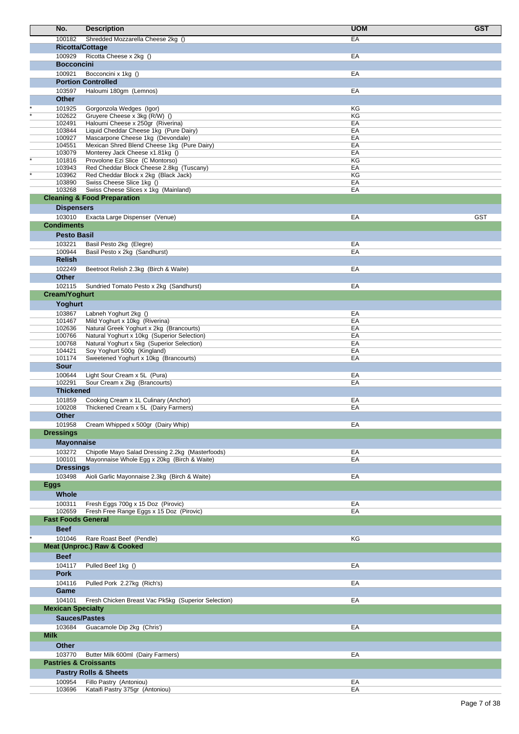| | No. | Description | UOM | GST |
|---|---|---|---|---|
| | 100182 | Shredded Mozzarella Cheese 2kg () | EA | |
| | **Ricotta/Cottage** | | | |
| | 100929 | Ricotta Cheese x 2kg () | EA | |
| | **Bocconcini** | | | |
| | 100921 | Bocconcini x 1kg () | EA | |
| | **Portion Controlled** | | | |
| | 103597 | Haloumi 180gm (Lemnos) | EA | |
| | **Other** | | | |
| * | 101925 | Gorgonzola Wedges (Igor) | KG | |
| * | 102622 | Gruyere Cheese x 3kg (R/W) () | KG | |
| | 102491 | Haloumi Cheese x 250gr (Riverina) | EA | |
| | 103844 | Liquid Cheddar Cheese 1kg (Pure Dairy) | EA | |
| | 100927 | Mascarpone Cheese 1kg (Devondale) | EA | |
| | 104551 | Mexican Shred Blend Cheese 1kg (Pure Dairy) | EA | |
| | 103079 | Monterey Jack Cheese x1.81kg () | EA | |
| * | 101816 | Provolone Ezi Slice (C Montorso) | KG | |
| | 103943 | Red Cheddar Block Cheese 2.8kg (Tuscany) | EA | |
| * | 103962 | Red Cheddar Block x 2kg (Black Jack) | KG | |
| | 103890 | Swiss Cheese Slice 1kg () | EA | |
| | 103268 | Swiss Cheese Slices x 1kg (Mainland) | EA | |
| | **Cleaning & Food Preparation** | | | |
| | **Dispensers** | | | |
| | 103010 | Exacta Large Dispenser (Venue) | EA | GST |
| | **Condiments** | | | |
| | **Pesto Basil** | | | |
| | 103221 | Basil Pesto 2kg (Elegre) | EA | |
| | 100944 | Basil Pesto x 2kg (Sandhurst) | EA | |
| | **Relish** | | | |
| | 102249 | Beetroot Relish 2.3kg (Birch & Waite) | EA | |
| | **Other** | | | |
| | 102115 | Sundried Tomato Pesto x 2kg (Sandhurst) | EA | |
| | **Cream/Yoghurt** | | | |
| | **Yoghurt** | | | |
| | 103867 | Labneh Yoghurt 2kg () | EA | |
| | 101467 | Mild Yoghurt x 10kg (Riverina) | EA | |
| | 102636 | Natural Greek Yoghurt x 2kg (Brancourts) | EA | |
| | 100766 | Natural Yoghurt x 10kg (Superior Selection) | EA | |
| | 100768 | Natural Yoghurt x 5kg (Superior Selection) | EA | |
| | 104421 | Soy Yoghurt 500g (Kingland) | EA | |
| | 101174 | Sweetened Yoghurt x 10kg (Brancourts) | EA | |
| | **Sour** | | | |
| | 100644 | Light Sour Cream x 5L (Pura) | EA | |
| | 102291 | Sour Cream x 2kg (Brancourts) | EA | |
| | **Thickened** | | | |
| | 101859 | Cooking Cream x 1L Culinary (Anchor) | EA | |
| | 100208 | Thickened Cream x 5L (Dairy Farmers) | EA | |
| | **Other** | | | |
| | 101958 | Cream Whipped x 500gr (Dairy Whip) | EA | |
| | **Dressings** | | | |
| | **Mayonnaise** | | | |
| | 103272 | Chipotle Mayo Salad Dressing 2.2kg (Masterfoods) | EA | |
| | 100101 | Mayonnaise Whole Egg x 20kg (Birch & Waite) | EA | |
| | **Dressings** | | | |
| | 103498 | Aioli Garlic Mayonnaise 2.3kg (Birch & Waite) | EA | |
| | **Eggs** | | | |
| | **Whole** | | | |
| | 100311 | Fresh Eggs 700g x 15 Doz (Pirovic) | EA | |
| | 102659 | Fresh Free Range Eggs x 15 Doz (Pirovic) | EA | |
| | **Fast Foods General** | | | |
| | **Beef** | | | |
| * | 101046 | Rare Roast Beef (Pendle) | KG | |
| | **Meat (Unproc.) Raw & Cooked** | | | |
| | **Beef** | | | |
| | 104117 | Pulled Beef 1kg () | EA | |
| | **Pork** | | | |
| | 104116 | Pulled Pork 2.27kg (Rich's) | EA | |
| | **Game** | | | |
| | 104101 | Fresh Chicken Breast Vac Pk5kg (Superior Selection) | EA | |
| | **Mexican Specialty** | | | |
| | **Sauces/Pastes** | | | |
| | 103684 | Guacamole Dip 2kg (Chris') | EA | |
| | **Milk** | | | |
| | **Other** | | | |
| | 103770 | Butter Milk 600ml (Dairy Farmers) | EA | |
| | **Pastries & Croissants** | | | |
| | **Pastry Rolls & Sheets** | | | |
| | 100954 | Fillo Pastry (Antoniou) | EA | |
| | 103696 | Kataifi Pastry 375gr (Antoniou) | EA | |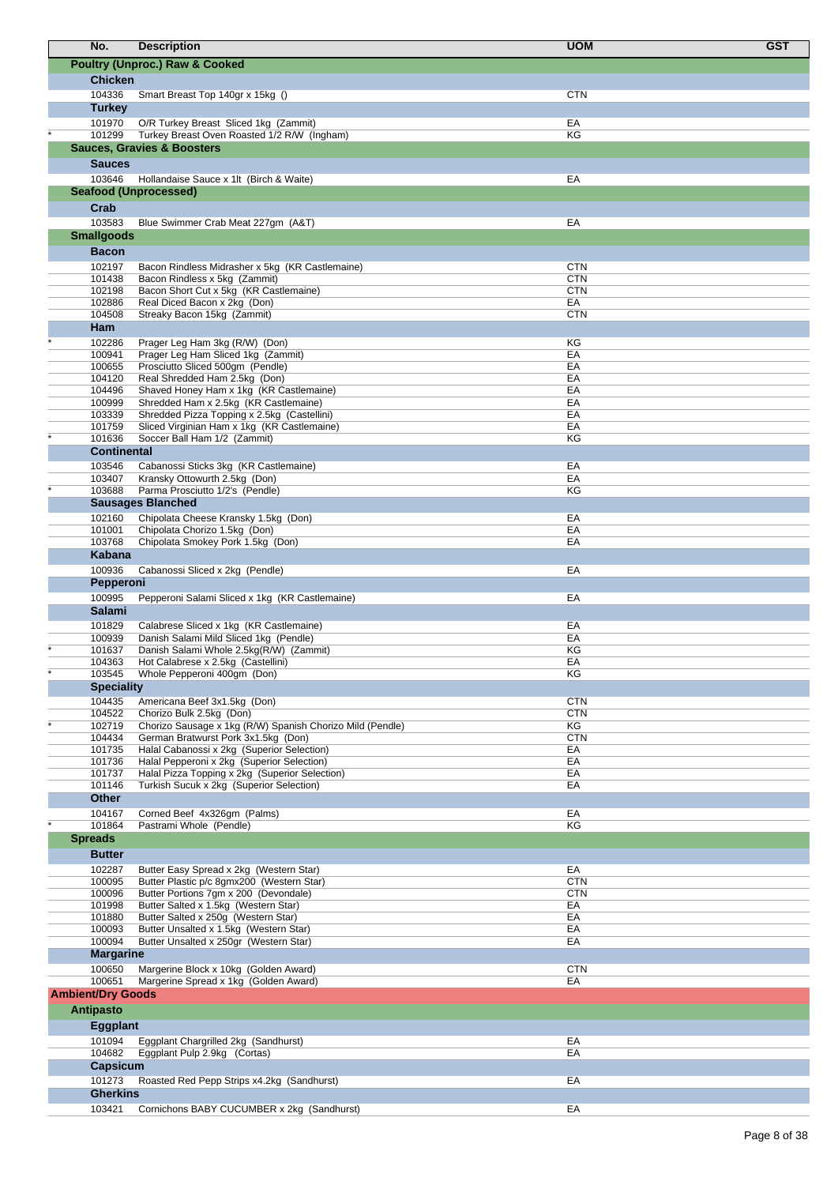| | No. | Description | UOM | GST |
|---|---|---|---|---|
| | **Poultry (Unproc.) Raw & Cooked** | | | |
| | **Chicken** | | | |
| | 104336 | Smart Breast Top 140gr x 15kg () | CTN | |
| | **Turkey** | | | |
| | 101970 | O/R Turkey Breast Sliced 1kg (Zammit) | EA | |
| * | 101299 | Turkey Breast Oven Roasted 1/2 R/W (Ingham) | KG | |
| | **Sauces, Gravies & Boosters** | | | |
| | **Sauces** | | | |
| | 103646 | Hollandaise Sauce x 1lt (Birch & Waite) | EA | |
| | **Seafood (Unprocessed)** | | | |
| | **Crab** | | | |
| | 103583 | Blue Swimmer Crab Meat 227gm (A&T) | EA | |
| | **Smallgoods** | | | |
| | **Bacon** | | | |
| | 102197 | Bacon Rindless Midrasher x 5kg (KR Castlemaine) | CTN | |
| | 101438 | Bacon Rindless x 5kg (Zammit) | CTN | |
| | 102198 | Bacon Short Cut x 5kg (KR Castlemaine) | CTN | |
| | 102886 | Real Diced Bacon x 2kg (Don) | EA | |
| | 104508 | Streaky Bacon 15kg (Zammit) | CTN | |
| | **Ham** | | | |
| * | 102286 | Prager Leg Ham 3kg (R/W) (Don) | KG | |
| | 100941 | Prager Leg Ham Sliced 1kg (Zammit) | EA | |
| | 100655 | Prosciutto Sliced 500gm (Pendle) | EA | |
| | 104120 | Real Shredded Ham 2.5kg (Don) | EA | |
| | 104496 | Shaved Honey Ham x 1kg (KR Castlemaine) | EA | |
| | 100999 | Shredded Ham x 2.5kg (KR Castlemaine) | EA | |
| | 103339 | Shredded Pizza Topping x 2.5kg (Castellini) | EA | |
| | 101759 | Sliced Virginian Ham x 1kg (KR Castlemaine) | EA | |
| * | 101636 | Soccer Ball Ham 1/2 (Zammit) | KG | |
| | **Continental** | | | |
| | 103546 | Cabanossi Sticks 3kg (KR Castlemaine) | EA | |
| | 103407 | Kransky Ottowurth 2.5kg (Don) | EA | |
| * | 103688 | Parma Prosciutto 1/2's (Pendle) | KG | |
| | **Sausages Blanched** | | | |
| | 102160 | Chipolata Cheese Kransky 1.5kg (Don) | EA | |
| | 101001 | Chipolata Chorizo 1.5kg (Don) | EA | |
| | 103768 | Chipolata Smokey Pork 1.5kg (Don) | EA | |
| | **Kabana** | | | |
| | 100936 | Cabanossi Sliced x 2kg (Pendle) | EA | |
| | **Pepperoni** | | | |
| | 100995 | Pepperoni Salami Sliced x 1kg (KR Castlemaine) | EA | |
| | **Salami** | | | |
| | 101829 | Calabrese Sliced x 1kg (KR Castlemaine) | EA | |
| | 100939 | Danish Salami Mild Sliced 1kg (Pendle) | EA | |
| * | 101637 | Danish Salami Whole 2.5kg(R/W) (Zammit) | KG | |
| | 104363 | Hot Calabrese x 2.5kg (Castellini) | EA | |
| * | 103545 | Whole Pepperoni 400gm (Don) | KG | |
| | **Speciality** | | | |
| | 104435 | Americana Beef 3x1.5kg (Don) | CTN | |
| | 104522 | Chorizo Bulk 2.5kg (Don) | CTN | |
| * | 102719 | Chorizo Sausage x 1kg (R/W) Spanish Chorizo Mild (Pendle) | KG | |
| | 104434 | German Bratwurst Pork 3x1.5kg (Don) | CTN | |
| | 101735 | Halal Cabanossi x 2kg (Superior Selection) | EA | |
| | 101736 | Halal Pepperoni x 2kg (Superior Selection) | EA | |
| | 101737 | Halal Pizza Topping x 2kg (Superior Selection) | EA | |
| | 101146 | Turkish Sucuk x 2kg (Superior Selection) | EA | |
| | **Other** | | | |
| | 104167 | Corned Beef 4x326gm (Palms) | EA | |
| * | 101864 | Pastrami Whole (Pendle) | KG | |
| | **Spreads** | | | |
| | **Butter** | | | |
| | 102287 | Butter Easy Spread x 2kg (Western Star) | EA | |
| | 100095 | Butter Plastic p/c 8gmx200 (Western Star) | CTN | |
| | 100096 | Butter Portions 7gm x 200 (Devondale) | CTN | |
| | 101998 | Butter Salted x 1.5kg (Western Star) | EA | |
| | 101880 | Butter Salted x 250g (Western Star) | EA | |
| | 100093 | Butter Unsalted x 1.5kg (Western Star) | EA | |
| | 100094 | Butter Unsalted x 250gr (Western Star) | EA | |
| | **Margarine** | | | |
| | 100650 | Margerine Block x 10kg (Golden Award) | CTN | |
| | 100651 | Margerine Spread x 1kg (Golden Award) | EA | |
| | **Ambient/Dry Goods** | | | |
| | **Antipasto** | | | |
| | **Eggplant** | | | |
| | 101094 | Eggplant Chargrilled 2kg (Sandhurst) | EA | |
| | 104682 | Eggplant Pulp 2.9kg (Cortas) | EA | |
| | **Capsicum** | | | |
| | 101273 | Roasted Red Pepp Strips x4.2kg (Sandhurst) | EA | |
| | **Gherkins** | | | |
| | 103421 | Cornichons BABY CUCUMBER x 2kg (Sandhurst) | EA | |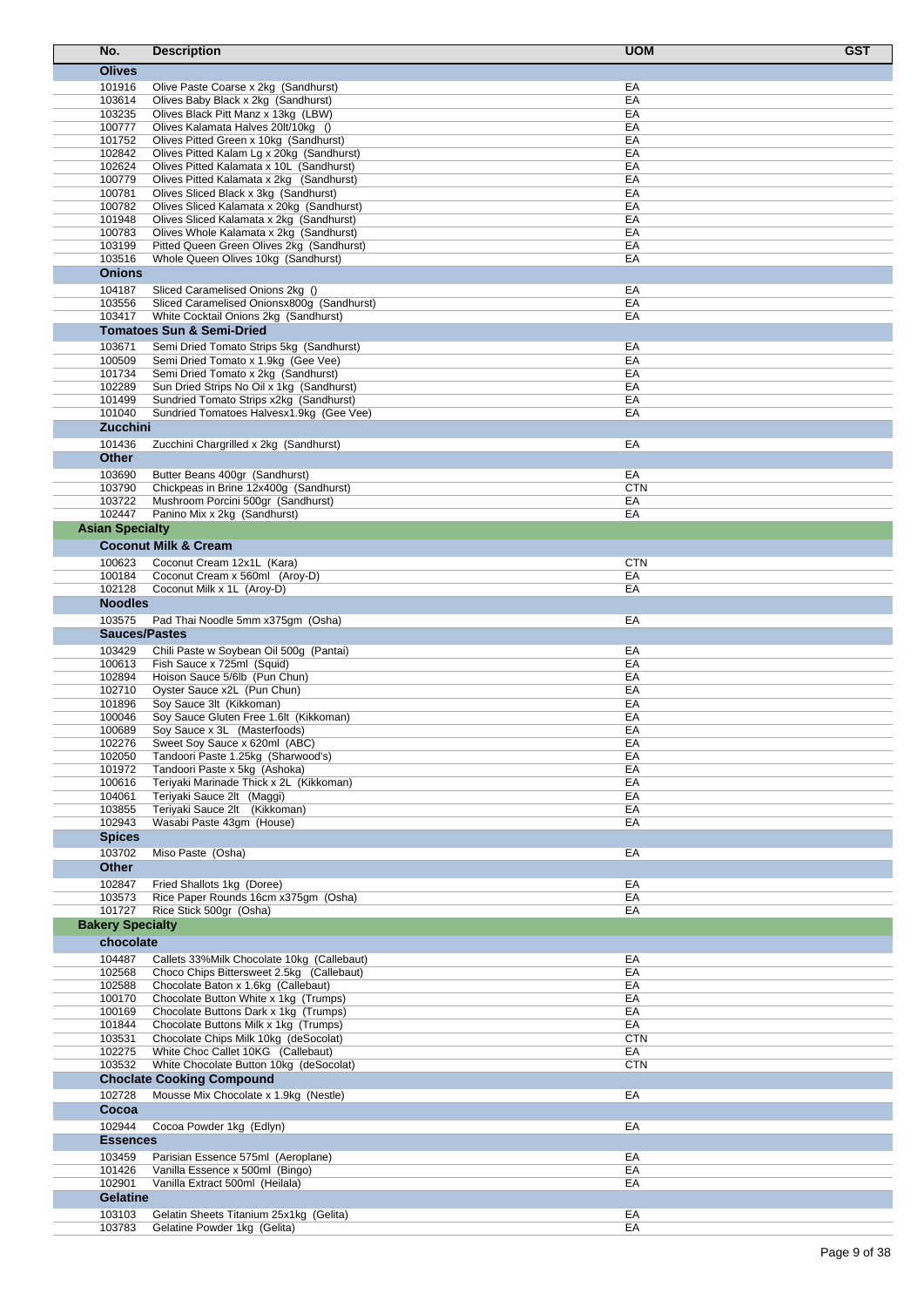| No. | Description | UOM | GST |
|---|---|---|---|
| **Olives** | | | |
| 101916 | Olive Paste Coarse x 2kg (Sandhurst) | EA | |
| 103614 | Olives Baby Black x 2kg (Sandhurst) | EA | |
| 103235 | Olives Black Pitt Manz x 13kg (LBW) | EA | |
| 100777 | Olives Kalamata Halves 20lt/10kg () | EA | |
| 101752 | Olives Pitted Green x 10kg (Sandhurst) | EA | |
| 102842 | Olives Pitted Kalam Lg x 20kg (Sandhurst) | EA | |
| 102624 | Olives Pitted Kalamata x 10L (Sandhurst) | EA | |
| 100779 | Olives Pitted Kalamata x 2kg (Sandhurst) | EA | |
| 100781 | Olives Sliced Black x 3kg (Sandhurst) | EA | |
| 100782 | Olives Sliced Kalamata x 20kg (Sandhurst) | EA | |
| 101948 | Olives Sliced Kalamata x 2kg (Sandhurst) | EA | |
| 100783 | Olives Whole Kalamata x 2kg (Sandhurst) | EA | |
| 103199 | Pitted Queen Green Olives 2kg (Sandhurst) | EA | |
| 103516 | Whole Queen Olives 10kg (Sandhurst) | EA | |
| **Onions** | | | |
| 104187 | Sliced Caramelised Onions 2kg () | EA | |
| 103556 | Sliced Caramelised Onionsx800g (Sandhurst) | EA | |
| 103417 | White Cocktail Onions 2kg (Sandhurst) | EA | |
| **Tomatoes Sun & Semi-Dried** | | | |
| 103671 | Semi Dried Tomato Strips 5kg (Sandhurst) | EA | |
| 100509 | Semi Dried Tomato x 1.9kg (Gee Vee) | EA | |
| 101734 | Semi Dried Tomato x 2kg (Sandhurst) | EA | |
| 102289 | Sun Dried Strips No Oil x 1kg (Sandhurst) | EA | |
| 101499 | Sundried Tomato Strips x2kg (Sandhurst) | EA | |
| 101040 | Sundried Tomatoes Halvesx1.9kg (Gee Vee) | EA | |
| **Zucchini** | | | |
| 101436 | Zucchini Chargrilled x 2kg (Sandhurst) | EA | |
| **Other** | | | |
| 103690 | Butter Beans 400gr (Sandhurst) | EA | |
| 103790 | Chickpeas in Brine 12x400g (Sandhurst) | CTN | |
| 103722 | Mushroom Porcini 500gr (Sandhurst) | EA | |
| 102447 | Panino Mix x 2kg (Sandhurst) | EA | |
| **Asian Specialty** | | | |
| **Coconut Milk & Cream** | | | |
| 100623 | Coconut Cream 12x1L (Kara) | CTN | |
| 100184 | Coconut Cream x 560ml (Aroy-D) | EA | |
| 102128 | Coconut Milk x 1L (Aroy-D) | EA | |
| **Noodles** | | | |
| 103575 | Pad Thai Noodle 5mm x375gm (Osha) | EA | |
| **Sauces/Pastes** | | | |
| 103429 | Chili Paste w Soybean Oil 500g (Pantai) | EA | |
| 100613 | Fish Sauce x 725ml (Squid) | EA | |
| 102894 | Hoison Sauce 5/6lb (Pun Chun) | EA | |
| 102710 | Oyster Sauce x2L (Pun Chun) | EA | |
| 101896 | Soy Sauce 3lt (Kikkoman) | EA | |
| 100046 | Soy Sauce Gluten Free 1.6lt (Kikkoman) | EA | |
| 100689 | Soy Sauce x 3L (Masterfoods) | EA | |
| 102276 | Sweet Soy Sauce x 620ml (ABC) | EA | |
| 102050 | Tandoori Paste 1.25kg (Sharwood's) | EA | |
| 101972 | Tandoori Paste x 5kg (Ashoka) | EA | |
| 100616 | Teriyaki Marinade Thick x 2L (Kikkoman) | EA | |
| 104061 | Teriyaki Sauce 2lt (Maggi) | EA | |
| 103855 | Teriyaki Sauce 2lt (Kikkoman) | EA | |
| 102943 | Wasabi Paste 43gm (House) | EA | |
| **Spices** | | | |
| 103702 | Miso Paste (Osha) | EA | |
| **Other** | | | |
| 102847 | Fried Shallots 1kg (Doree) | EA | |
| 103573 | Rice Paper Rounds 16cm x375gm (Osha) | EA | |
| 101727 | Rice Stick 500gr (Osha) | EA | |
| **Bakery Specialty** | | | |
| **chocolate** | | | |
| 104487 | Callets 33%Milk Chocolate 10kg (Callebaut) | EA | |
| 102568 | Choco Chips Bittersweet 2.5kg (Callebaut) | EA | |
| 102588 | Chocolate Baton x 1.6kg (Callebaut) | EA | |
| 100170 | Chocolate Button White x 1kg (Trumps) | EA | |
| 100169 | Chocolate Buttons Dark x 1kg (Trumps) | EA | |
| 101844 | Chocolate Buttons Milk x 1kg (Trumps) | EA | |
| 103531 | Chocolate Chips Milk 10kg (deSocolat) | CTN | |
| 102275 | White Choc Callet 10KG (Callebaut) | EA | |
| 103532 | White Chocolate Button 10kg (deSocolat) | CTN | |
| **Choclate Cooking Compound** | | | |
| 102728 | Mousse Mix Chocolate x 1.9kg (Nestle) | EA | |
| **Cocoa** | | | |
| 102944 | Cocoa Powder 1kg (Edlyn) | EA | |
| **Essences** | | | |
| 103459 | Parisian Essence 575ml (Aeroplane) | EA | |
| 101426 | Vanilla Essence x 500ml (Bingo) | EA | |
| 102901 | Vanilla Extract 500ml (Heilala) | EA | |
| **Gelatine** | | | |
| 103103 | Gelatin Sheets Titanium 25x1kg (Gelita) | EA | |
| 103783 | Gelatine Powder 1kg (Gelita) | EA | |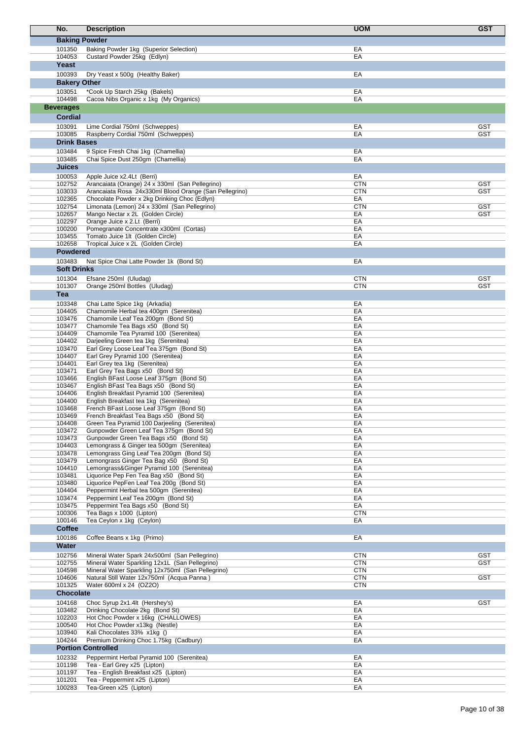| No. | Description | UOM | GST |
|---|---|---|---|
| **Baking Powder** | | | |
| 101350 | Baking Powder 1kg (Superior Selection) | EA | |
| 104053 | Custard Powder 25kg (Edlyn) | EA | |
| **Yeast** | | | |
| 100393 | Dry Yeast x 500g (Healthy Baker) | EA | |
| **Bakery Other** | | | |
| 103051 | *Cook Up Starch 25kg (Bakels) | EA | |
| 104498 | Cacoa Nibs Organic x 1kg (My Organics) | EA | |
| **Beverages** | | | |
| **Cordial** | | | |
| 103091 | Lime Cordial 750ml (Schweppes) | EA | GST |
| 103085 | Raspberry Cordial 750ml (Schweppes) | EA | GST |
| **Drink Bases** | | | |
| 103484 | 9 Spice Fresh Chai 1kg (Chamellia) | EA | |
| 103485 | Chai Spice Dust 250gm (Chamellia) | EA | |
| **Juices** | | | |
| 100053 | Apple Juice x2.4Lt (Berri) | EA | |
| 102752 | Arancaiata (Orange) 24 x 330ml (San Pellegrino) | CTN | GST |
| 103033 | Arancaiata Rosa 24x330ml Blood Orange (San Pellegrino) | CTN | GST |
| 102365 | Chocolate Powder x 2kg Drinking Choc (Edlyn) | EA | |
| 102754 | Limonata (Lemon) 24 x 330ml (San Pellegrino) | CTN | GST |
| 102657 | Mango Nectar x 2L (Golden Circle) | EA | GST |
| 102297 | Orange Juice x 2.Lt (Berri) | EA | |
| 100200 | Pomegranate Concentrate x300ml (Cortas) | EA | |
| 103455 | Tomato Juice 1lt (Golden Circle) | EA | |
| 102658 | Tropical Juice x 2L (Golden Circle) | EA | |
| **Powdered** | | | |
| 103483 | Nat Spice Chai Latte Powder 1k (Bond St) | EA | |
| **Soft Drinks** | | | |
| 101304 | Efsane 250ml (Uludag) | CTN | GST |
| 101307 | Orange 250ml Bottles (Uludag) | CTN | GST |
| **Tea** | | | |
| 103348 | Chai Latte Spice 1kg (Arkadia) | EA | |
| 104405 | Chamomile Herbal tea 400gm (Serenitea) | EA | |
| 103476 | Chamomile Leaf Tea 200gm (Bond St) | EA | |
| 103477 | Chamomile Tea Bags x50 (Bond St) | EA | |
| 104409 | Chamomile Tea Pyramid 100 (Serenitea) | EA | |
| 104402 | Darjeeling Green tea 1kg (Serenitea) | EA | |
| 103470 | Earl Grey Loose Leaf Tea 375gm (Bond St) | EA | |
| 104407 | Earl Grey Pyramid 100 (Serenitea) | EA | |
| 104401 | Earl Grey tea 1kg (Serenitea) | EA | |
| 103471 | Earl Grey Tea Bags x50 (Bond St) | EA | |
| 103466 | English BFast Loose Leaf 375gm (Bond St) | EA | |
| 103467 | English BFast Tea Bags x50 (Bond St) | EA | |
| 104406 | English Breakfast Pyramid 100 (Serenitea) | EA | |
| 104400 | English Breakfast tea 1kg (Serenitea) | EA | |
| 103468 | French BFast Loose Leaf 375gm (Bond St) | EA | |
| 103469 | French Breakfast Tea Bags x50 (Bond St) | EA | |
| 104408 | Green Tea Pyramid 100 Darjeeling (Serenitea) | EA | |
| 103472 | Gunpowder Green Leaf Tea 375gm (Bond St) | EA | |
| 103473 | Gunpowder Green Tea Bags x50 (Bond St) | EA | |
| 104403 | Lemongrass & Ginger tea 500gm (Serenitea) | EA | |
| 103478 | Lemongrass Ging Leaf Tea 200gm (Bond St) | EA | |
| 103479 | Lemongrass Ginger Tea Bag x50 (Bond St) | EA | |
| 104410 | Lemongrass&Ginger Pyramid 100 (Serenitea) | EA | |
| 103481 | Liquorice Pep Fen Tea Bag x50 (Bond St) | EA | |
| 103480 | Liquorice PepFen Leaf Tea 200g (Bond St) | EA | |
| 104404 | Peppermint Herbal tea 500gm (Serenitea) | EA | |
| 103474 | Peppermint Leaf Tea 200gm (Bond St) | EA | |
| 103475 | Peppermint Tea Bags x50 (Bond St) | EA | |
| 100306 | Tea Bags x 1000 (Lipton) | CTN | |
| 100146 | Tea Ceylon x 1kg (Ceylon) | EA | |
| **Coffee** | | | |
| 100186 | Coffee Beans x 1kg (Primo) | EA | |
| **Water** | | | |
| 102756 | Mineral Water Spark 24x500ml (San Pellegrino) | CTN | GST |
| 102755 | Mineral Water Sparkling 12x1L (San Pellegrino) | CTN | GST |
| 104598 | Mineral Water Sparkling 12x750ml (San Pellegrino) | CTN | |
| 104606 | Natural Still Water 12x750ml (Acqua Panna ) | CTN | GST |
| 101325 | Water 600ml x 24 (OZ2O) | CTN | |
| **Chocolate** | | | |
| 104168 | Choc Syrup 2x1.4lt (Hershey's) | EA | GST |
| 103482 | Drinking Chocolate 2kg (Bond St) | EA | |
| 102203 | Hot Choc Powder x 16kg (CHALLOWES) | EA | |
| 100540 | Hot Choc Powder x13kg (Nestle) | EA | |
| 103940 | Kali Chocolates 33% x1kg () | EA | |
| 104244 | Premium Drinking Choc 1.75kg (Cadbury) | EA | |
| **Portion Controlled** | | | |
| 102332 | Peppermint Herbal Pyramid 100 (Serenitea) | EA | |
| 101198 | Tea - Earl Grey x25 (Lipton) | EA | |
| 101197 | Tea - English Breakfast x25 (Lipton) | EA | |
| 101201 | Tea - Peppermint x25 (Lipton) | EA | |
| 100283 | Tea-Green x25 (Lipton) | EA | |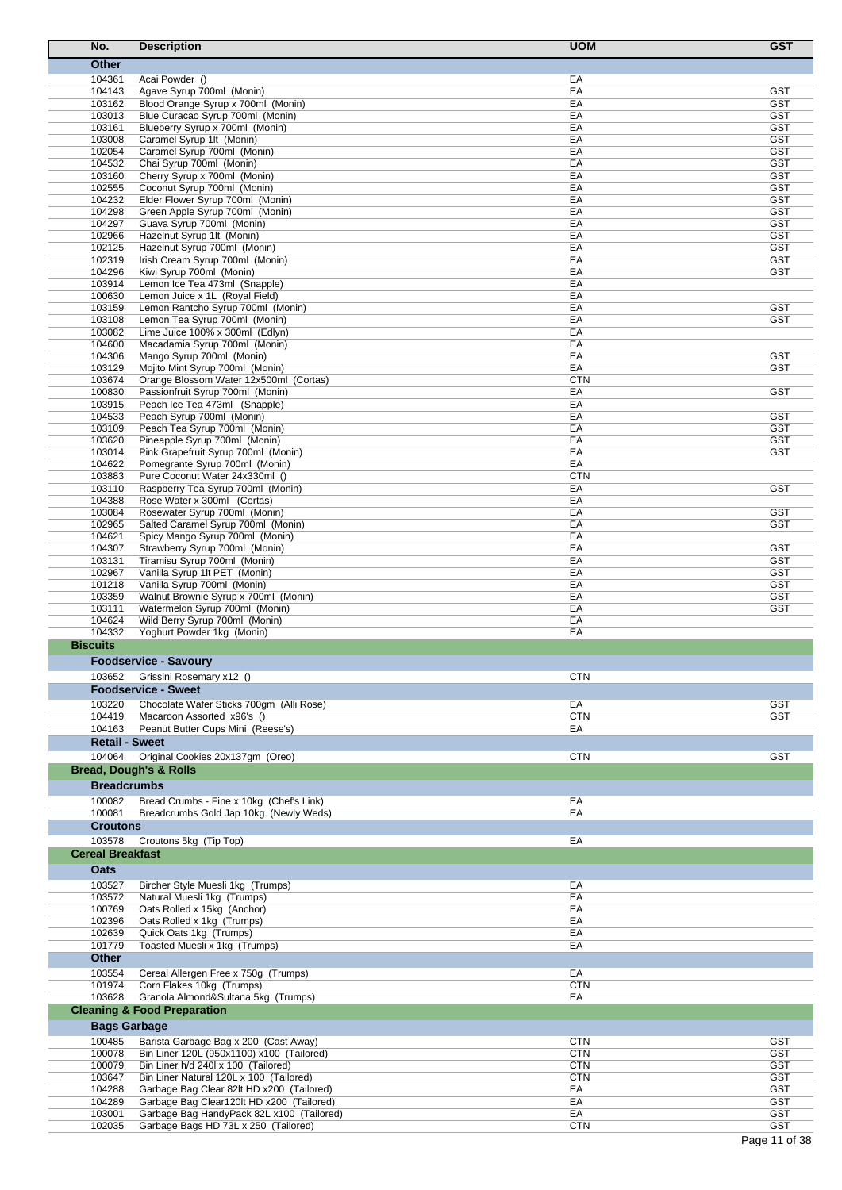| No. | Description | UOM | GST |
|---|---|---|---|
| **Other** | | | |
| 104361 | Acai Powder () | EA | |
| 104143 | Agave Syrup 700ml (Monin) | EA | GST |
| 103162 | Blood Orange Syrup x 700ml (Monin) | EA | GST |
| 103013 | Blue Curacao Syrup 700ml (Monin) | EA | GST |
| 103161 | Blueberry Syrup x 700ml (Monin) | EA | GST |
| 103008 | Caramel Syrup 1lt (Monin) | EA | GST |
| 102054 | Caramel Syrup 700ml (Monin) | EA | GST |
| 104532 | Chai Syrup 700ml (Monin) | EA | GST |
| 103160 | Cherry Syrup x 700ml (Monin) | EA | GST |
| 102555 | Coconut Syrup 700ml (Monin) | EA | GST |
| 104232 | Elder Flower Syrup 700ml (Monin) | EA | GST |
| 104298 | Green Apple Syrup 700ml (Monin) | EA | GST |
| 104297 | Guava Syrup 700ml (Monin) | EA | GST |
| 102966 | Hazelnut Syrup 1lt (Monin) | EA | GST |
| 102125 | Hazelnut Syrup 700ml (Monin) | EA | GST |
| 102319 | Irish Cream Syrup 700ml (Monin) | EA | GST |
| 104296 | Kiwi Syrup 700ml (Monin) | EA | GST |
| 103914 | Lemon Ice Tea 473ml (Snapple) | EA | |
| 100630 | Lemon Juice x 1L (Royal Field) | EA | |
| 103159 | Lemon Rantcho Syrup 700ml (Monin) | EA | GST |
| 103108 | Lemon Tea Syrup 700ml (Monin) | EA | GST |
| 103082 | Lime Juice 100% x 300ml (Edlyn) | EA | |
| 104600 | Macadamia Syrup 700ml (Monin) | EA | |
| 104306 | Mango Syrup 700ml (Monin) | EA | GST |
| 103129 | Mojito Mint Syrup 700ml (Monin) | EA | GST |
| 103674 | Orange Blossom Water 12x500ml (Cortas) | CTN | |
| 100830 | Passionfruit Syrup 700ml (Monin) | EA | GST |
| 103915 | Peach Ice Tea 473ml (Snapple) | EA | |
| 104533 | Peach Syrup 700ml (Monin) | EA | GST |
| 103109 | Peach Tea Syrup 700ml (Monin) | EA | GST |
| 103620 | Pineapple Syrup 700ml (Monin) | EA | GST |
| 103014 | Pink Grapefruit Syrup 700ml (Monin) | EA | GST |
| 104622 | Pomegrante Syrup 700ml (Monin) | EA | |
| 103883 | Pure Coconut Water 24x330ml () | CTN | |
| 103110 | Raspberry Tea Syrup 700ml (Monin) | EA | GST |
| 104388 | Rose Water x 300ml (Cortas) | EA | |
| 103084 | Rosewater Syrup 700ml (Monin) | EA | GST |
| 102965 | Salted Caramel Syrup 700ml (Monin) | EA | GST |
| 104621 | Spicy Mango Syrup 700ml (Monin) | EA | |
| 104307 | Strawberry Syrup 700ml (Monin) | EA | GST |
| 103131 | Tiramisu Syrup 700ml (Monin) | EA | GST |
| 102967 | Vanilla Syrup 1lt PET (Monin) | EA | GST |
| 101218 | Vanilla Syrup 700ml (Monin) | EA | GST |
| 103359 | Walnut Brownie Syrup x 700ml (Monin) | EA | GST |
| 103111 | Watermelon Syrup 700ml (Monin) | EA | GST |
| 104624 | Wild Berry Syrup 700ml (Monin) | EA | |
| 104332 | Yoghurt Powder 1kg (Monin) | EA | |
| **Biscuits** | | | |
| **Foodservice - Savoury** | | | |
| 103652 | Grissini Rosemary x12 () | CTN | |
| **Foodservice - Sweet** | | | |
| 103220 | Chocolate Wafer Sticks 700gm (Alli Rose) | EA | GST |
| 104419 | Macaroon Assorted x96's () | CTN | GST |
| 104163 | Peanut Butter Cups Mini (Reese's) | EA | |
| **Retail - Sweet** | | | |
| 104064 | Original Cookies 20x137gm (Oreo) | CTN | GST |
| **Bread, Dough's & Rolls** | | | |
| **Breadcrumbs** | | | |
| 100082 | Bread Crumbs - Fine x 10kg (Chef's Link) | EA | |
| 100081 | Breadcrumbs Gold Jap 10kg (Newly Weds) | EA | |
| **Croutons** | | | |
| 103578 | Croutons 5kg (Tip Top) | EA | |
| **Cereal Breakfast** | | | |
| **Oats** | | | |
| 103527 | Bircher Style Muesli 1kg (Trumps) | EA | |
| 103572 | Natural Muesli 1kg (Trumps) | EA | |
| 100769 | Oats Rolled x 15kg (Anchor) | EA | |
| 102396 | Oats Rolled x 1kg (Trumps) | EA | |
| 102639 | Quick Oats 1kg (Trumps) | EA | |
| 101779 | Toasted Muesli x 1kg (Trumps) | EA | |
| **Other** | | | |
| 103554 | Cereal Allergen Free x 750g (Trumps) | EA | |
| 101974 | Corn Flakes 10kg (Trumps) | CTN | |
| 103628 | Granola Almond&Sultana 5kg (Trumps) | EA | |
| **Cleaning & Food Preparation** | | | |
| **Bags Garbage** | | | |
| 100485 | Barista Garbage Bag x 200 (Cast Away) | CTN | GST |
| 100078 | Bin Liner 120L (950x1100) x100 (Tailored) | CTN | GST |
| 100079 | Bin Liner h/d 240l x 100 (Tailored) | CTN | GST |
| 103647 | Bin Liner Natural 120L x 100 (Tailored) | CTN | GST |
| 104288 | Garbage Bag Clear 82lt HD x200 (Tailored) | EA | GST |
| 104289 | Garbage Bag Clear120lt HD x200 (Tailored) | EA | GST |
| 103001 | Garbage Bag HandyPack 82L x100 (Tailored) | EA | GST |
| 102035 | Garbage Bags HD 73L x 250 (Tailored) | CTN | GST |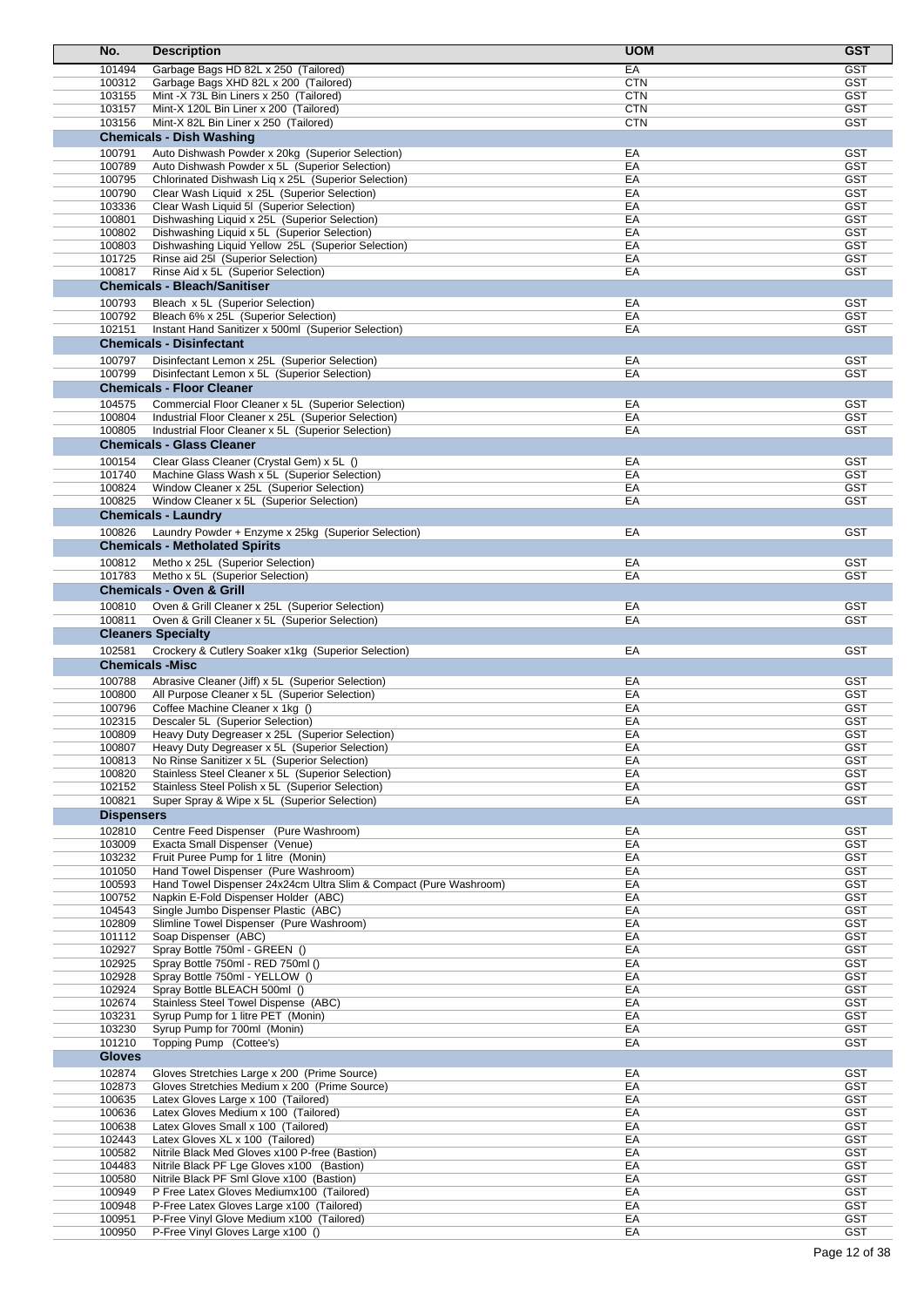| No. | Description | UOM | GST |
| --- | --- | --- | --- |
| 101494 | Garbage Bags HD 82L x 250 (Tailored) | EA | GST |
| 100312 | Garbage Bags XHD 82L x 200 (Tailored) | CTN | GST |
| 103155 | Mint -X 73L Bin Liners x 250 (Tailored) | CTN | GST |
| 103157 | Mint-X 120L Bin Liner x 200 (Tailored) | CTN | GST |
| 103156 | Mint-X 82L Bin Liner x 250 (Tailored) | CTN | GST |
| | **Chemicals - Dish Washing** | | |
| 100791 | Auto Dishwash Powder x 20kg (Superior Selection) | EA | GST |
| 100789 | Auto Dishwash Powder x 5L (Superior Selection) | EA | GST |
| 100795 | Chlorinated Dishwash Liq x 25L (Superior Selection) | EA | GST |
| 100790 | Clear Wash Liquid x 25L (Superior Selection) | EA | GST |
| 103336 | Clear Wash Liquid 5l (Superior Selection) | EA | GST |
| 100801 | Dishwashing Liquid x 25L (Superior Selection) | EA | GST |
| 100802 | Dishwashing Liquid x 5L (Superior Selection) | EA | GST |
| 100803 | Dishwashing Liquid Yellow 25L (Superior Selection) | EA | GST |
| 101725 | Rinse aid 25l (Superior Selection) | EA | GST |
| 100817 | Rinse Aid x 5L (Superior Selection) | EA | GST |
| | **Chemicals - Bleach/Sanitiser** | | |
| 100793 | Bleach x 5L (Superior Selection) | EA | GST |
| 100792 | Bleach 6% x 25L (Superior Selection) | EA | GST |
| 102151 | Instant Hand Sanitizer x 500ml (Superior Selection) | EA | GST |
| | **Chemicals - Disinfectant** | | |
| 100797 | Disinfectant Lemon x 25L (Superior Selection) | EA | GST |
| 100799 | Disinfectant Lemon x 5L (Superior Selection) | EA | GST |
| | **Chemicals - Floor Cleaner** | | |
| 104575 | Commercial Floor Cleaner x 5L (Superior Selection) | EA | GST |
| 100804 | Industrial Floor Cleaner x 25L (Superior Selection) | EA | GST |
| 100805 | Industrial Floor Cleaner x 5L (Superior Selection) | EA | GST |
| | **Chemicals - Glass Cleaner** | | |
| 100154 | Clear Glass Cleaner (Crystal Gem) x 5L () | EA | GST |
| 101740 | Machine Glass Wash x 5L (Superior Selection) | EA | GST |
| 100824 | Window Cleaner x 25L (Superior Selection) | EA | GST |
| 100825 | Window Cleaner x 5L (Superior Selection) | EA | GST |
| | **Chemicals - Laundry** | | |
| 100826 | Laundry Powder + Enzyme x 25kg (Superior Selection) | EA | GST |
| | **Chemicals - Metholated Spirits** | | |
| 100812 | Metho x 25L (Superior Selection) | EA | GST |
| 101783 | Metho x 5L (Superior Selection) | EA | GST |
| | **Chemicals - Oven & Grill** | | |
| 100810 | Oven & Grill Cleaner x 25L (Superior Selection) | EA | GST |
| 100811 | Oven & Grill Cleaner x 5L (Superior Selection) | EA | GST |
| | **Cleaners Specialty** | | |
| 102581 | Crockery & Cutlery Soaker x1kg (Superior Selection) | EA | GST |
| | **Chemicals -Misc** | | |
| 100788 | Abrasive Cleaner (Jiff) x 5L (Superior Selection) | EA | GST |
| 100800 | All Purpose Cleaner x 5L (Superior Selection) | EA | GST |
| 100796 | Coffee Machine Cleaner x 1kg () | EA | GST |
| 102315 | Descaler 5L (Superior Selection) | EA | GST |
| 100809 | Heavy Duty Degreaser x 25L (Superior Selection) | EA | GST |
| 100807 | Heavy Duty Degreaser x 5L (Superior Selection) | EA | GST |
| 100813 | No Rinse Sanitizer x 5L (Superior Selection) | EA | GST |
| 100820 | Stainless Steel Cleaner x 5L (Superior Selection) | EA | GST |
| 102152 | Stainless Steel Polish x 5L (Superior Selection) | EA | GST |
| 100821 | Super Spray & Wipe x 5L (Superior Selection) | EA | GST |
| | **Dispensers** | | |
| 102810 | Centre Feed Dispenser (Pure Washroom) | EA | GST |
| 103009 | Exacta Small Dispenser (Venue) | EA | GST |
| 103232 | Fruit Puree Pump for 1 litre (Monin) | EA | GST |
| 101050 | Hand Towel Dispenser (Pure Washroom) | EA | GST |
| 100593 | Hand Towel Dispenser 24x24cm Ultra Slim & Compact (Pure Washroom) | EA | GST |
| 100752 | Napkin E-Fold Dispenser Holder (ABC) | EA | GST |
| 104543 | Single Jumbo Dispenser Plastic (ABC) | EA | GST |
| 102809 | Slimline Towel Dispenser (Pure Washroom) | EA | GST |
| 101112 | Soap Dispenser (ABC) | EA | GST |
| 102927 | Spray Bottle 750ml - GREEN () | EA | GST |
| 102925 | Spray Bottle 750ml - RED 750ml () | EA | GST |
| 102928 | Spray Bottle 750ml - YELLOW () | EA | GST |
| 102924 | Spray Bottle BLEACH 500ml () | EA | GST |
| 102674 | Stainless Steel Towel Dispense (ABC) | EA | GST |
| 103231 | Syrup Pump for 1 litre PET (Monin) | EA | GST |
| 103230 | Syrup Pump for 700ml (Monin) | EA | GST |
| 101210 | Topping Pump (Cottee's) | EA | GST |
| | **Gloves** | | |
| 102874 | Gloves Stretchies Large x 200 (Prime Source) | EA | GST |
| 102873 | Gloves Stretchies Medium x 200 (Prime Source) | EA | GST |
| 100635 | Latex Gloves Large x 100 (Tailored) | EA | GST |
| 100636 | Latex Gloves Medium x 100 (Tailored) | EA | GST |
| 100638 | Latex Gloves Small x 100 (Tailored) | EA | GST |
| 102443 | Latex Gloves XL x 100 (Tailored) | EA | GST |
| 100582 | Nitrile Black Med Gloves x100 P-free (Bastion) | EA | GST |
| 104483 | Nitrile Black PF Lge Gloves x100 (Bastion) | EA | GST |
| 100580 | Nitrile Black PF Sml Glove x100 (Bastion) | EA | GST |
| 100949 | P Free Latex Gloves Mediumx100 (Tailored) | EA | GST |
| 100948 | P-Free Latex Gloves Large x100 (Tailored) | EA | GST |
| 100951 | P-Free Vinyl Glove Medium x100 (Tailored) | EA | GST |
| 100950 | P-Free Vinyl Gloves Large x100 () | EA | GST |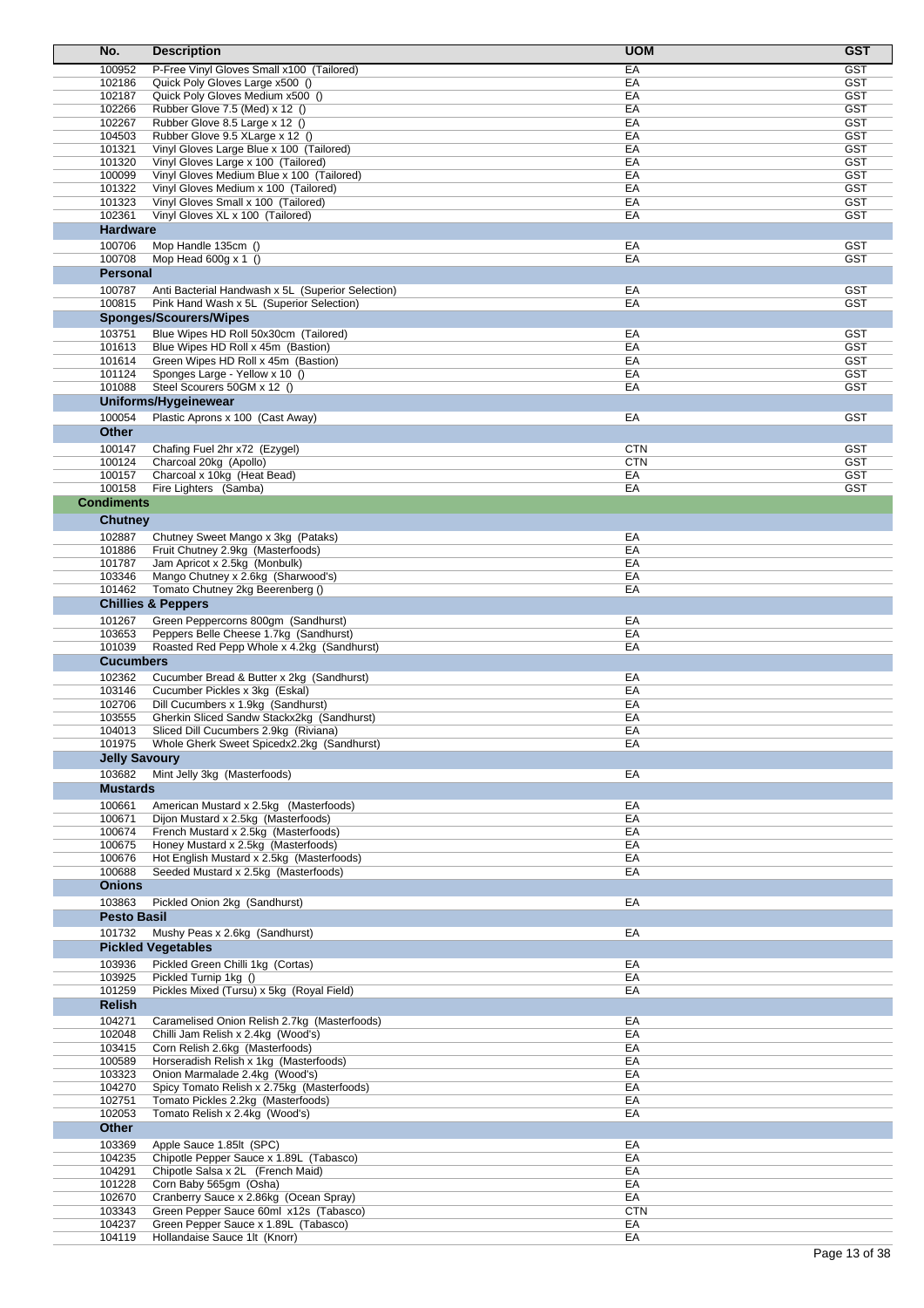| No. | Description | UOM | GST |
|---|---|---|---|
| 100952 | P-Free Vinyl Gloves Small x100 (Tailored) | EA | GST |
| 102186 | Quick Poly Gloves Large x500 () | EA | GST |
| 102187 | Quick Poly Gloves Medium x500 () | EA | GST |
| 102266 | Rubber Glove 7.5 (Med) x 12 () | EA | GST |
| 102267 | Rubber Glove 8.5 Large x 12 () | EA | GST |
| 104503 | Rubber Glove 9.5 XLarge x 12 () | EA | GST |
| 101321 | Vinyl Gloves Large Blue x 100 (Tailored) | EA | GST |
| 101320 | Vinyl Gloves Large x 100 (Tailored) | EA | GST |
| 100099 | Vinyl Gloves Medium Blue x 100 (Tailored) | EA | GST |
| 101322 | Vinyl Gloves Medium x 100 (Tailored) | EA | GST |
| 101323 | Vinyl Gloves Small x 100 (Tailored) | EA | GST |
| 102361 | Vinyl Gloves XL x 100 (Tailored) | EA | GST |
| **Hardware** | | | |
| 100706 | Mop Handle 135cm () | EA | GST |
| 100708 | Mop Head 600g x 1 () | EA | GST |
| **Personal** | | | |
| 100787 | Anti Bacterial Handwash x 5L (Superior Selection) | EA | GST |
| 100815 | Pink Hand Wash x 5L (Superior Selection) | EA | GST |
| **Sponges/Scourers/Wipes** | | | |
| 103751 | Blue Wipes HD Roll 50x30cm (Tailored) | EA | GST |
| 101613 | Blue Wipes HD Roll x 45m (Bastion) | EA | GST |
| 101614 | Green Wipes HD Roll x 45m (Bastion) | EA | GST |
| 101124 | Sponges Large - Yellow x 10 () | EA | GST |
| 101088 | Steel Scourers 50GM x 12 () | EA | GST |
| **Uniforms/Hygeinewear** | | | |
| 100054 | Plastic Aprons x 100 (Cast Away) | EA | GST |
| **Other** | | | |
| 100147 | Chafing Fuel 2hr x72 (Ezygel) | CTN | GST |
| 100124 | Charcoal 20kg (Apollo) | CTN | GST |
| 100157 | Charcoal x 10kg (Heat Bead) | EA | GST |
| 100158 | Fire Lighters (Samba) | EA | GST |
| **Condiments** | | | |
| **Chutney** | | | |
| 102887 | Chutney Sweet Mango x 3kg (Pataks) | EA | |
| 101886 | Fruit Chutney 2.9kg (Masterfoods) | EA | |
| 101787 | Jam Apricot x 2.5kg (Monbulk) | EA | |
| 103346 | Mango Chutney x 2.6kg (Sharwood's) | EA | |
| 101462 | Tomato Chutney 2kg Beerenberg () | EA | |
| **Chillies & Peppers** | | | |
| 101267 | Green Peppercorns 800gm (Sandhurst) | EA | |
| 103653 | Peppers Belle Cheese 1.7kg (Sandhurst) | EA | |
| 101039 | Roasted Red Pepp Whole x 4.2kg (Sandhurst) | EA | |
| **Cucumbers** | | | |
| 102362 | Cucumber Bread & Butter x 2kg (Sandhurst) | EA | |
| 103146 | Cucumber Pickles x 3kg (Eskal) | EA | |
| 102706 | Dill Cucumbers x 1.9kg (Sandhurst) | EA | |
| 103555 | Gherkin Sliced Sandw Stackx2kg (Sandhurst) | EA | |
| 104013 | Sliced Dill Cucumbers 2.9kg (Riviana) | EA | |
| 101975 | Whole Gherk Sweet Spicedx2.2kg (Sandhurst) | EA | |
| **Jelly Savoury** | | | |
| 103682 | Mint Jelly 3kg (Masterfoods) | EA | |
| **Mustards** | | | |
| 100661 | American Mustard x 2.5kg (Masterfoods) | EA | |
| 100671 | Dijon Mustard x 2.5kg (Masterfoods) | EA | |
| 100674 | French Mustard x 2.5kg (Masterfoods) | EA | |
| 100675 | Honey Mustard x 2.5kg (Masterfoods) | EA | |
| 100676 | Hot English Mustard x 2.5kg (Masterfoods) | EA | |
| 100688 | Seeded Mustard x 2.5kg (Masterfoods) | EA | |
| **Onions** | | | |
| 103863 | Pickled Onion 2kg (Sandhurst) | EA | |
| **Pesto Basil** | | | |
| 101732 | Mushy Peas x 2.6kg (Sandhurst) | EA | |
| **Pickled Vegetables** | | | |
| 103936 | Pickled Green Chilli 1kg (Cortas) | EA | |
| 103925 | Pickled Turnip 1kg () | EA | |
| 101259 | Pickles Mixed (Tursu) x 5kg (Royal Field) | EA | |
| **Relish** | | | |
| 104271 | Caramelised Onion Relish 2.7kg (Masterfoods) | EA | |
| 102048 | Chilli Jam Relish x 2.4kg (Wood's) | EA | |
| 103415 | Corn Relish 2.6kg (Masterfoods) | EA | |
| 100589 | Horseradish Relish x 1kg (Masterfoods) | EA | |
| 103323 | Onion Marmalade 2.4kg (Wood's) | EA | |
| 104270 | Spicy Tomato Relish x 2.75kg (Masterfoods) | EA | |
| 102751 | Tomato Pickles 2.2kg (Masterfoods) | EA | |
| 102053 | Tomato Relish x 2.4kg (Wood's) | EA | |
| **Other** | | | |
| 103369 | Apple Sauce 1.85lt (SPC) | EA | |
| 104235 | Chipotle Pepper Sauce x 1.89L (Tabasco) | EA | |
| 104291 | Chipotle Salsa x 2L (French Maid) | EA | |
| 101228 | Corn Baby 565gm (Osha) | EA | |
| 102670 | Cranberry Sauce x 2.86kg (Ocean Spray) | EA | |
| 103343 | Green Pepper Sauce 60ml x12s (Tabasco) | CTN | |
| 104237 | Green Pepper Sauce x 1.89L (Tabasco) | EA | |
| 104119 | Hollandaise Sauce 1lt (Knorr) | EA | |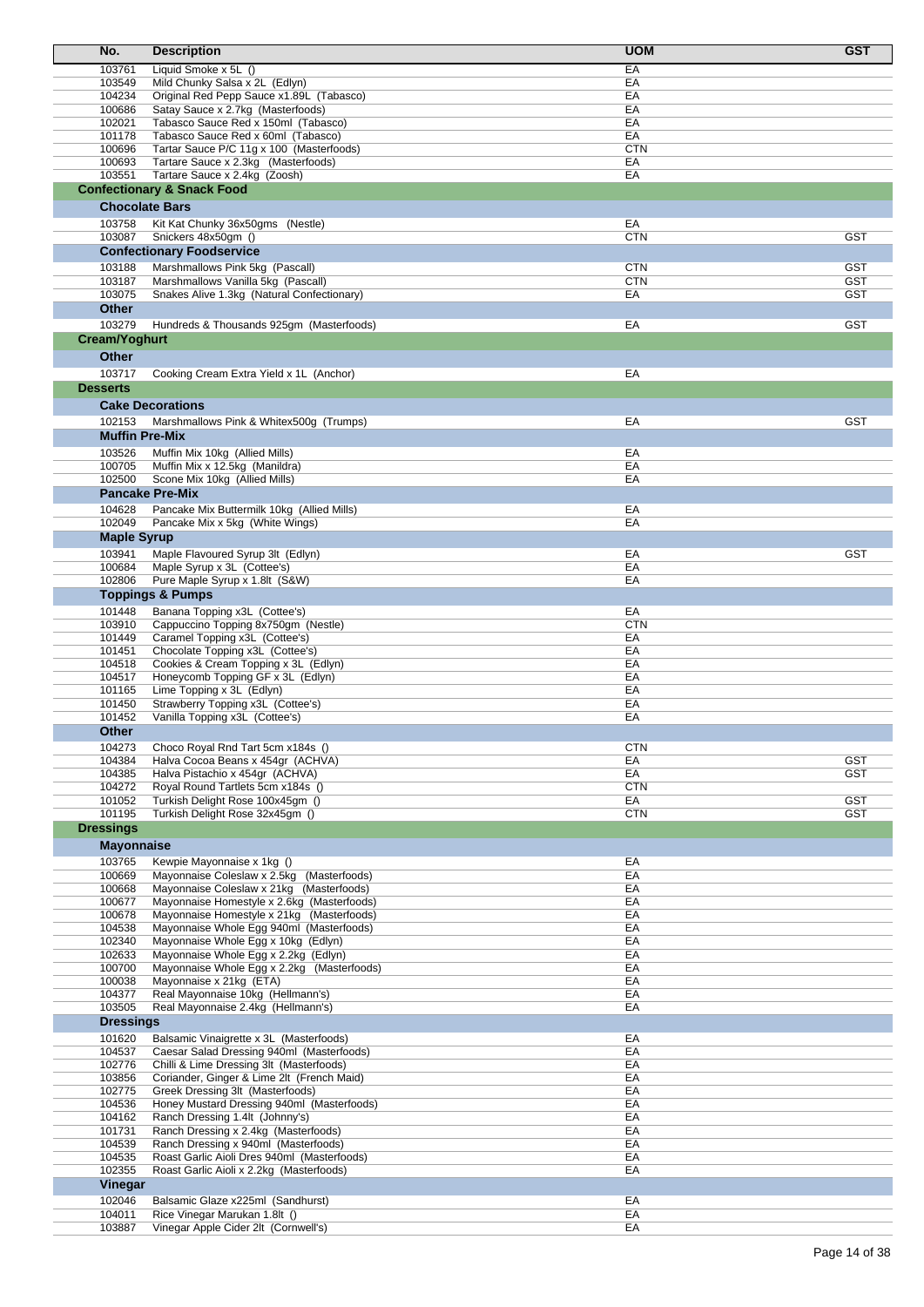| No. | Description | UOM | GST |
|---|---|---|---|
| 103761 | Liquid Smoke x 5L () | EA | |
| 103549 | Mild Chunky Salsa x 2L (Edlyn) | EA | |
| 104234 | Original Red Pepp Sauce x1.89L (Tabasco) | EA | |
| 100686 | Satay Sauce x 2.7kg (Masterfoods) | EA | |
| 102021 | Tabasco Sauce Red x 150ml (Tabasco) | EA | |
| 101178 | Tabasco Sauce Red x 60ml (Tabasco) | EA | |
| 100696 | Tartar Sauce P/C 11g x 100 (Masterfoods) | CTN | |
| 100693 | Tartare Sauce x 2.3kg (Masterfoods) | EA | |
| 103551 | Tartare Sauce x 2.4kg (Zoosh) | EA | |
| **Confectionary & Snack Food** | | | |
| **Chocolate Bars** | | | |
| 103758 | Kit Kat Chunky 36x50gms (Nestle) | EA | |
| 103087 | Snickers 48x50gm () | CTN | GST |
| **Confectionary Foodservice** | | | |
| 103188 | Marshmallows Pink 5kg (Pascall) | CTN | GST |
| 103187 | Marshmallows Vanilla 5kg (Pascall) | CTN | GST |
| 103075 | Snakes Alive 1.3kg (Natural Confectionary) | EA | GST |
| **Other** | | | |
| 103279 | Hundreds & Thousands 925gm (Masterfoods) | EA | GST |
| **Cream/Yoghurt** | | | |
| **Other** | | | |
| 103717 | Cooking Cream Extra Yield x 1L (Anchor) | EA | |
| **Desserts** | | | |
| **Cake Decorations** | | | |
| 102153 | Marshmallows Pink & Whitex500g (Trumps) | EA | GST |
| **Muffin Pre-Mix** | | | |
| 103526 | Muffin Mix 10kg (Allied Mills) | EA | |
| 100705 | Muffin Mix x 12.5kg (Manildra) | EA | |
| 102500 | Scone Mix 10kg (Allied Mills) | EA | |
| **Pancake Pre-Mix** | | | |
| 104628 | Pancake Mix Buttermilk 10kg (Allied Mills) | EA | |
| 102049 | Pancake Mix x 5kg (White Wings) | EA | |
| **Maple Syrup** | | | |
| 103941 | Maple Flavoured Syrup 3lt (Edlyn) | EA | GST |
| 100684 | Maple Syrup x 3L (Cottee's) | EA | |
| 102806 | Pure Maple Syrup x 1.8lt (S&W) | EA | |
| **Toppings & Pumps** | | | |
| 101448 | Banana Topping x3L (Cottee's) | EA | |
| 103910 | Cappuccino Topping 8x750gm (Nestle) | CTN | |
| 101449 | Caramel Topping x3L (Cottee's) | EA | |
| 101451 | Chocolate Topping x3L (Cottee's) | EA | |
| 104518 | Cookies & Cream Topping x 3L (Edlyn) | EA | |
| 104517 | Honeycomb Topping GF x 3L (Edlyn) | EA | |
| 101165 | Lime Topping x 3L (Edlyn) | EA | |
| 101450 | Strawberry Topping x3L (Cottee's) | EA | |
| 101452 | Vanilla Topping x3L (Cottee's) | EA | |
| **Other** | | | |
| 104273 | Choco Royal Rnd Tart 5cm x184s () | CTN | |
| 104384 | Halva Cocoa Beans x 454gr (ACHVA) | EA | GST |
| 104385 | Halva Pistachio x 454gr (ACHVA) | EA | GST |
| 104272 | Royal Round Tartlets 5cm x184s () | CTN | |
| 101052 | Turkish Delight Rose 100x45gm () | EA | GST |
| 101195 | Turkish Delight Rose 32x45gm () | CTN | GST |
| **Dressings** | | | |
| **Mayonnaise** | | | |
| 103765 | Kewpie Mayonnaise x 1kg () | EA | |
| 100669 | Mayonnaise Coleslaw x 2.5kg (Masterfoods) | EA | |
| 100668 | Mayonnaise Coleslaw x 21kg (Masterfoods) | EA | |
| 100677 | Mayonnaise Homestyle x 2.6kg (Masterfoods) | EA | |
| 100678 | Mayonnaise Homestyle x 21kg (Masterfoods) | EA | |
| 104538 | Mayonnaise Whole Egg 940ml (Masterfoods) | EA | |
| 102340 | Mayonnaise Whole Egg x 10kg (Edlyn) | EA | |
| 102633 | Mayonnaise Whole Egg x 2.2kg (Edlyn) | EA | |
| 100700 | Mayonnaise Whole Egg x 2.2kg (Masterfoods) | EA | |
| 100038 | Mayonnaise x 21kg (ETA) | EA | |
| 104377 | Real Mayonnaise 10kg (Hellmann's) | EA | |
| 103505 | Real Mayonnaise 2.4kg (Hellmann's) | EA | |
| **Dressings** | | | |
| 101620 | Balsamic Vinaigrette x 3L (Masterfoods) | EA | |
| 104537 | Caesar Salad Dressing 940ml (Masterfoods) | EA | |
| 102776 | Chilli & Lime Dressing 3lt (Masterfoods) | EA | |
| 103856 | Coriander, Ginger & Lime 2lt (French Maid) | EA | |
| 102775 | Greek Dressing 3lt (Masterfoods) | EA | |
| 104536 | Honey Mustard Dressing 940ml (Masterfoods) | EA | |
| 104162 | Ranch Dressing 1.4lt (Johnny's) | EA | |
| 101731 | Ranch Dressing x 2.4kg (Masterfoods) | EA | |
| 104539 | Ranch Dressing x 940ml (Masterfoods) | EA | |
| 104535 | Roast Garlic Aioli Dres 940ml (Masterfoods) | EA | |
| 102355 | Roast Garlic Aioli x 2.2kg (Masterfoods) | EA | |
| **Vinegar** | | | |
| 102046 | Balsamic Glaze x225ml (Sandhurst) | EA | |
| 104011 | Rice Vinegar Marukan 1.8lt () | EA | |
| 103887 | Vinegar Apple Cider 2lt (Cornwell's) | EA | |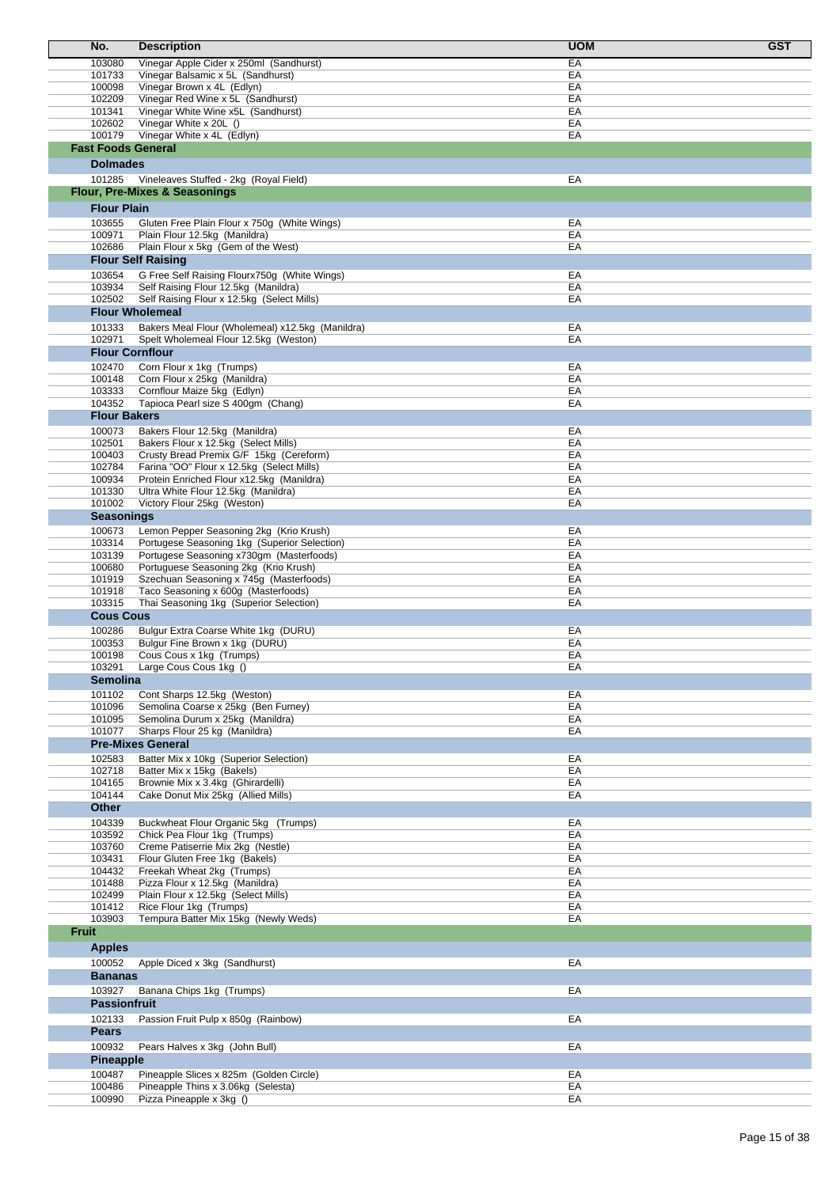| No. | Description | UOM | GST |
|---|---|---|---|
| 103080 | Vinegar Apple Cider x 250ml (Sandhurst) | EA | |
| 101733 | Vinegar Balsamic x 5L (Sandhurst) | EA | |
| 100098 | Vinegar Brown x 4L (Edlyn) | EA | |
| 102209 | Vinegar Red Wine x 5L (Sandhurst) | EA | |
| 101341 | Vinegar White Wine x5L (Sandhurst) | EA | |
| 102602 | Vinegar White x 20L () | EA | |
| 100179 | Vinegar White x 4L (Edlyn) | EA | |
| **Fast Foods General** | | | |
| **Dolmades** | | | |
| 101285 | Vineleaves Stuffed - 2kg (Royal Field) | EA | |
| **Flour, Pre-Mixes & Seasonings** | | | |
| **Flour Plain** | | | |
| 103655 | Gluten Free Plain Flour x 750g (White Wings) | EA | |
| 100971 | Plain Flour 12.5kg (Manildra) | EA | |
| 102686 | Plain Flour x 5kg (Gem of the West) | EA | |
| **Flour Self Raising** | | | |
| 103654 | G Free Self Raising Flourx750g (White Wings) | EA | |
| 103934 | Self Raising Flour 12.5kg (Manildra) | EA | |
| 102502 | Self Raising Flour x 12.5kg (Select Mills) | EA | |
| **Flour Wholemeal** | | | |
| 101333 | Bakers Meal Flour (Wholemeal) x12.5kg (Manildra) | EA | |
| 102971 | Spelt Wholemeal Flour 12.5kg (Weston) | EA | |
| **Flour Cornflour** | | | |
| 102470 | Corn Flour x 1kg (Trumps) | EA | |
| 100148 | Corn Flour x 25kg (Manildra) | EA | |
| 103333 | Cornflour Maize 5kg (Edlyn) | EA | |
| 104352 | Tapioca Pearl size S 400gm (Chang) | EA | |
| **Flour Bakers** | | | |
| 100073 | Bakers Flour 12.5kg (Manildra) | EA | |
| 102501 | Bakers Flour x 12.5kg (Select Mills) | EA | |
| 100403 | Crusty Bread Premix G/F 15kg (Cereform) | EA | |
| 102784 | Farina "OO" Flour x 12.5kg (Select Mills) | EA | |
| 100934 | Protein Enriched Flour x12.5kg (Manildra) | EA | |
| 101330 | Ultra White Flour 12.5kg (Manildra) | EA | |
| 101002 | Victory Flour 25kg (Weston) | EA | |
| **Seasonings** | | | |
| 100673 | Lemon Pepper Seasoning 2kg (Krio Krush) | EA | |
| 103314 | Portugese Seasoning 1kg (Superior Selection) | EA | |
| 103139 | Portugese Seasoning x730gm (Masterfoods) | EA | |
| 100680 | Portuguese Seasoning 2kg (Krio Krush) | EA | |
| 101919 | Szechuan Seasoning x 745g (Masterfoods) | EA | |
| 101918 | Taco Seasoning x 600g (Masterfoods) | EA | |
| 103315 | Thai Seasoning 1kg (Superior Selection) | EA | |
| **Cous Cous** | | | |
| 100286 | Bulgur Extra Coarse White 1kg (DURU) | EA | |
| 100353 | Bulgur Fine Brown x 1kg (DURU) | EA | |
| 100198 | Cous Cous x 1kg (Trumps) | EA | |
| 103291 | Large Cous Cous 1kg () | EA | |
| **Semolina** | | | |
| 101102 | Cont Sharps 12.5kg (Weston) | EA | |
| 101096 | Semolina Coarse x 25kg (Ben Furney) | EA | |
| 101095 | Semolina Durum x 25kg (Manildra) | EA | |
| 101077 | Sharps Flour 25 kg (Manildra) | EA | |
| **Pre-Mixes General** | | | |
| 102583 | Batter Mix x 10kg (Superior Selection) | EA | |
| 102718 | Batter Mix x 15kg (Bakels) | EA | |
| 104165 | Brownie Mix x 3.4kg (Ghirardelli) | EA | |
| 104144 | Cake Donut Mix 25kg (Allied Mills) | EA | |
| **Other** | | | |
| 104339 | Buckwheat Flour Organic 5kg (Trumps) | EA | |
| 103592 | Chick Pea Flour 1kg (Trumps) | EA | |
| 103760 | Creme Patisserie Mix 2kg (Nestle) | EA | |
| 103431 | Flour Gluten Free 1kg (Bakels) | EA | |
| 104432 | Freekah Wheat 2kg (Trumps) | EA | |
| 101488 | Pizza Flour x 12.5kg (Manildra) | EA | |
| 102499 | Plain Flour x 12.5kg (Select Mills) | EA | |
| 101412 | Rice Flour 1kg (Trumps) | EA | |
| 103903 | Tempura Batter Mix 15kg (Newly Weds) | EA | |
| **Fruit** | | | |
| **Apples** | | | |
| 100052 | Apple Diced x 3kg (Sandhurst) | EA | |
| **Bananas** | | | |
| 103927 | Banana Chips 1kg (Trumps) | EA | |
| **Passionfruit** | | | |
| 102133 | Passion Fruit Pulp x 850g (Rainbow) | EA | |
| **Pears** | | | |
| 100932 | Pears Halves x 3kg (John Bull) | EA | |
| **Pineapple** | | | |
| 100487 | Pineapple Slices x 825m (Golden Circle) | EA | |
| 100486 | Pineapple Thins x 3.06kg (Selesta) | EA | |
| 100990 | Pizza Pineapple x 3kg () | EA | |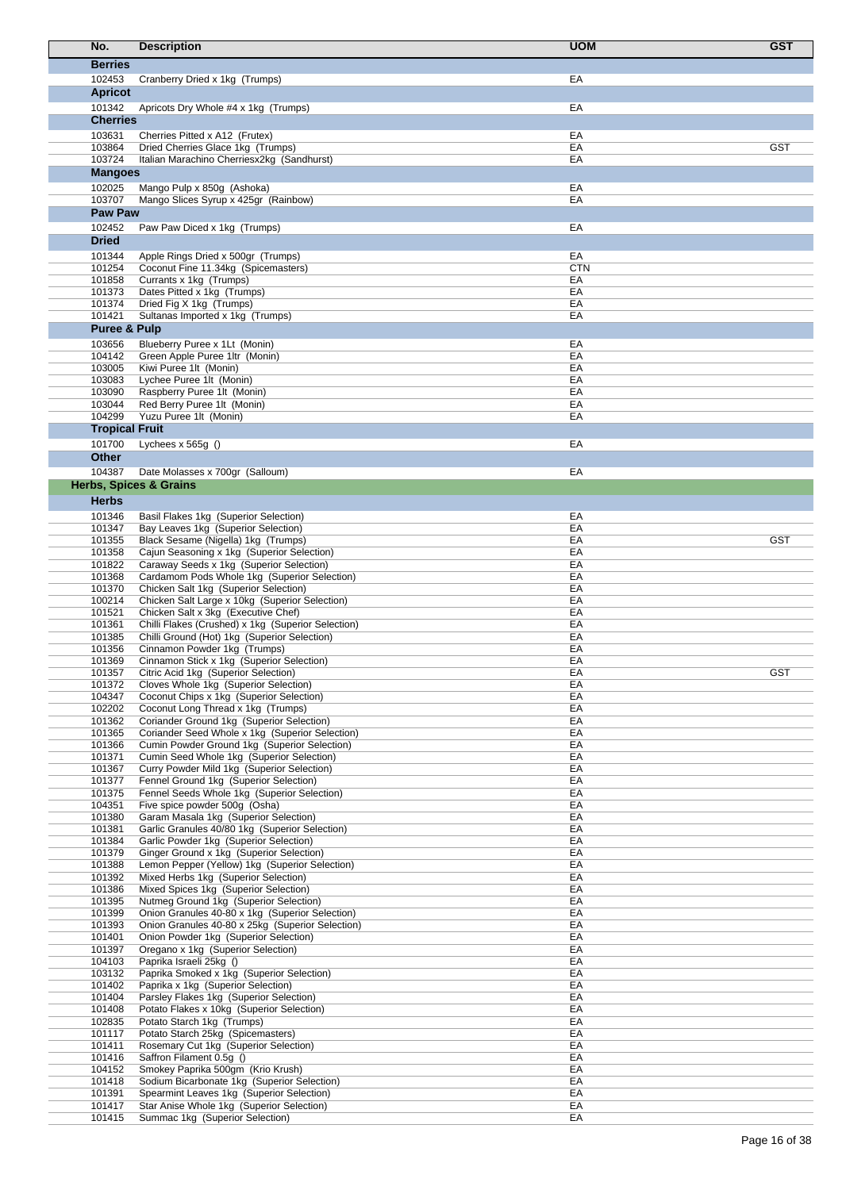| No. | Description | UOM | GST |
|---|---|---|---|
| **Berries** | | | |
| 102453 | Cranberry Dried x 1kg (Trumps) | EA | |
| **Apricot** | | | |
| 101342 | Apricots Dry Whole #4 x 1kg (Trumps) | EA | |
| **Cherries** | | | |
| 103631 | Cherries Pitted x A12 (Frutex) | EA | |
| 103864 | Dried Cherries Glace 1kg (Trumps) | EA | GST |
| 103724 | Italian Marachino Cherriesx2kg (Sandhurst) | EA | |
| **Mangoes** | | | |
| 102025 | Mango Pulp x 850g (Ashoka) | EA | |
| 103707 | Mango Slices Syrup x 425gr (Rainbow) | EA | |
| **Paw Paw** | | | |
| 102452 | Paw Paw Diced x 1kg (Trumps) | EA | |
| **Dried** | | | |
| 101344 | Apple Rings Dried x 500gr (Trumps) | EA | |
| 101254 | Coconut Fine 11.34kg (Spicemasters) | CTN | |
| 101858 | Currants x 1kg (Trumps) | EA | |
| 101373 | Dates Pitted x 1kg (Trumps) | EA | |
| 101374 | Dried Fig X 1kg (Trumps) | EA | |
| 101421 | Sultanas Imported x 1kg (Trumps) | EA | |
| **Puree & Pulp** | | | |
| 103656 | Blueberry Puree x 1Lt (Monin) | EA | |
| 104142 | Green Apple Puree 1ltr (Monin) | EA | |
| 103005 | Kiwi Puree 1lt (Monin) | EA | |
| 103083 | Lychee Puree 1lt (Monin) | EA | |
| 103090 | Raspberry Puree 1lt (Monin) | EA | |
| 103044 | Red Berry Puree 1lt (Monin) | EA | |
| 104299 | Yuzu Puree 1lt (Monin) | EA | |
| **Tropical Fruit** | | | |
| 101700 | Lychees x 565g () | EA | |
| **Other** | | | |
| 104387 | Date Molasses x 700gr (Salloum) | EA | |
| **Herbs, Spices & Grains** | | | |
| **Herbs** | | | |
| 101346 | Basil Flakes 1kg (Superior Selection) | EA | |
| 101347 | Bay Leaves 1kg (Superior Selection) | EA | |
| 101355 | Black Sesame (Nigella) 1kg (Trumps) | EA | GST |
| 101358 | Cajun Seasoning x 1kg (Superior Selection) | EA | |
| 101822 | Caraway Seeds x 1kg (Superior Selection) | EA | |
| 101368 | Cardamom Pods Whole 1kg (Superior Selection) | EA | |
| 101370 | Chicken Salt 1kg (Superior Selection) | EA | |
| 100214 | Chicken Salt Large x 10kg (Superior Selection) | EA | |
| 101521 | Chicken Salt x 3kg (Executive Chef) | EA | |
| 101361 | Chilli Flakes (Crushed) x 1kg (Superior Selection) | EA | |
| 101385 | Chilli Ground (Hot) 1kg (Superior Selection) | EA | |
| 101356 | Cinnamon Powder 1kg (Trumps) | EA | |
| 101369 | Cinnamon Stick x 1kg (Superior Selection) | EA | |
| 101357 | Citric Acid 1kg (Superior Selection) | EA | GST |
| 101372 | Cloves Whole 1kg (Superior Selection) | EA | |
| 104347 | Coconut Chips x 1kg (Superior Selection) | EA | |
| 102202 | Coconut Long Thread x 1kg (Trumps) | EA | |
| 101362 | Coriander Ground 1kg (Superior Selection) | EA | |
| 101365 | Coriander Seed Whole x 1kg (Superior Selection) | EA | |
| 101366 | Cumin Powder Ground 1kg (Superior Selection) | EA | |
| 101371 | Cumin Seed Whole 1kg (Superior Selection) | EA | |
| 101367 | Curry Powder Mild 1kg (Superior Selection) | EA | |
| 101377 | Fennel Ground 1kg (Superior Selection) | EA | |
| 101375 | Fennel Seeds Whole 1kg (Superior Selection) | EA | |
| 104351 | Five spice powder 500g (Osha) | EA | |
| 101380 | Garam Masala 1kg (Superior Selection) | EA | |
| 101381 | Garlic Granules 40/80 1kg (Superior Selection) | EA | |
| 101384 | Garlic Powder 1kg (Superior Selection) | EA | |
| 101379 | Ginger Ground x 1kg (Superior Selection) | EA | |
| 101388 | Lemon Pepper (Yellow) 1kg (Superior Selection) | EA | |
| 101392 | Mixed Herbs 1kg (Superior Selection) | EA | |
| 101386 | Mixed Spices 1kg (Superior Selection) | EA | |
| 101395 | Nutmeg Ground 1kg (Superior Selection) | EA | |
| 101399 | Onion Granules 40-80 x 1kg (Superior Selection) | EA | |
| 101393 | Onion Granules 40-80 x 25kg (Superior Selection) | EA | |
| 101401 | Onion Powder 1kg (Superior Selection) | EA | |
| 101397 | Oregano x 1kg (Superior Selection) | EA | |
| 104103 | Paprika Israeli 25kg () | EA | |
| 103132 | Paprika Smoked x 1kg (Superior Selection) | EA | |
| 101402 | Paprika x 1kg (Superior Selection) | EA | |
| 101404 | Parsley Flakes 1kg (Superior Selection) | EA | |
| 101408 | Potato Flakes x 10kg (Superior Selection) | EA | |
| 102835 | Potato Starch 1kg (Trumps) | EA | |
| 101117 | Potato Starch 25kg (Spicemasters) | EA | |
| 101411 | Rosemary Cut 1kg (Superior Selection) | EA | |
| 101416 | Saffron Filament 0.5g () | EA | |
| 104152 | Smokey Paprika 500gm (Krio Krush) | EA | |
| 101418 | Sodium Bicarbonate 1kg (Superior Selection) | EA | |
| 101391 | Spearmint Leaves 1kg (Superior Selection) | EA | |
| 101417 | Star Anise Whole 1kg (Superior Selection) | EA | |
| 101415 | Summac 1kg (Superior Selection) | EA | |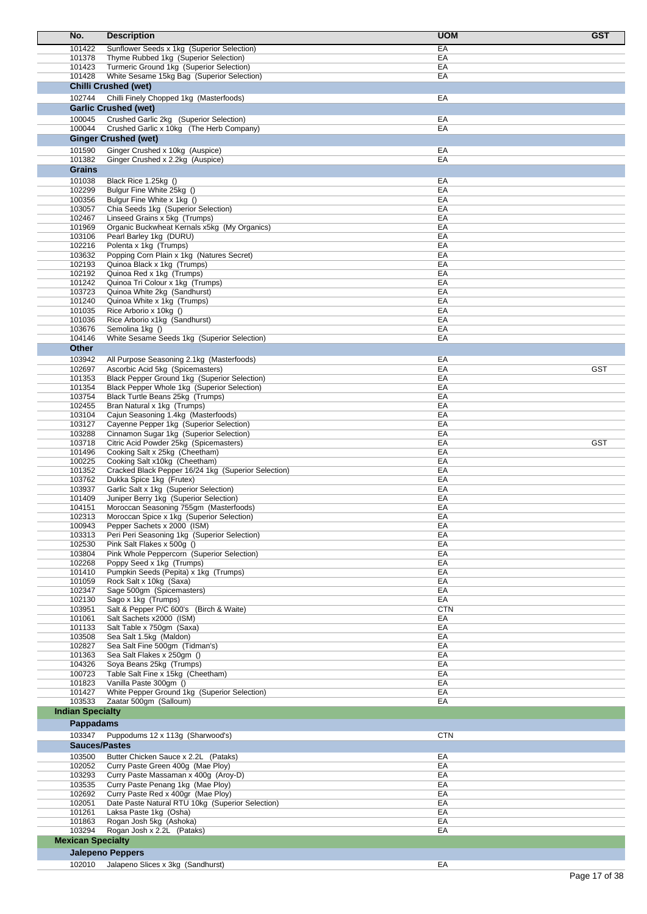| No. | Description | UOM | GST |
|---|---|---|---|
| 101422 | Sunflower Seeds x 1kg (Superior Selection) | EA | |
| 101378 | Thyme Rubbed 1kg (Superior Selection) | EA | |
| 101423 | Turmeric Ground 1kg (Superior Selection) | EA | |
| 101428 | White Sesame 15kg Bag (Superior Selection) | EA | |
| | **Chilli Crushed (wet)** | | |
| 102744 | Chilli Finely Chopped 1kg (Masterfoods) | EA | |
| | **Garlic Crushed (wet)** | | |
| 100045 | Crushed Garlic 2kg (Superior Selection) | EA | |
| 100044 | Crushed Garlic x 10kg (The Herb Company) | EA | |
| | **Ginger Crushed (wet)** | | |
| 101590 | Ginger Crushed x 10kg (Auspice) | EA | |
| 101382 | Ginger Crushed x 2.2kg (Auspice) | EA | |
| | **Grains** | | |
| 101038 | Black Rice 1.25kg () | EA | |
| 102299 | Bulgur Fine White 25kg () | EA | |
| 100356 | Bulgur Fine White x 1kg () | EA | |
| 103057 | Chia Seeds 1kg (Superior Selection) | EA | |
| 102467 | Linseed Grains x 5kg (Trumps) | EA | |
| 101969 | Organic Buckwheat Kernals x5kg (My Organics) | EA | |
| 103106 | Pearl Barley 1kg (DURU) | EA | |
| 102216 | Polenta x 1kg (Trumps) | EA | |
| 103632 | Popping Corn Plain x 1kg (Natures Secret) | EA | |
| 102193 | Quinoa Black x 1kg (Trumps) | EA | |
| 102192 | Quinoa Red x 1kg (Trumps) | EA | |
| 101242 | Quinoa Tri Colour x 1kg (Trumps) | EA | |
| 103723 | Quinoa White 2kg (Sandhurst) | EA | |
| 101240 | Quinoa White x 1kg (Trumps) | EA | |
| 101035 | Rice Arborio x 10kg () | EA | |
| 101036 | Rice Arborio x1kg (Sandhurst) | EA | |
| 103676 | Semolina 1kg () | EA | |
| 104146 | White Sesame Seeds 1kg (Superior Selection) | EA | |
| | **Other** | | |
| 103942 | All Purpose Seasoning 2.1kg (Masterfoods) | EA | |
| 102697 | Ascorbic Acid 5kg (Spicemasters) | EA | GST |
| 101353 | Black Pepper Ground 1kg (Superior Selection) | EA | |
| 101354 | Black Pepper Whole 1kg (Superior Selection) | EA | |
| 103754 | Black Turtle Beans 25kg (Trumps) | EA | |
| 102455 | Bran Natural x 1kg (Trumps) | EA | |
| 103104 | Cajun Seasoning 1.4kg (Masterfoods) | EA | |
| 103127 | Cayenne Pepper 1kg (Superior Selection) | EA | |
| 103288 | Cinnamon Sugar 1kg (Superior Selection) | EA | |
| 103718 | Citric Acid Powder 25kg (Spicemasters) | EA | GST |
| 101496 | Cooking Salt x 25kg (Cheetham) | EA | |
| 100225 | Cooking Salt x10kg (Cheetham) | EA | |
| 101352 | Cracked Black Pepper 16/24 1kg (Superior Selection) | EA | |
| 103762 | Dukka Spice 1kg (Frutex) | EA | |
| 103937 | Garlic Salt x 1kg (Superior Selection) | EA | |
| 101409 | Juniper Berry 1kg (Superior Selection) | EA | |
| 104151 | Moroccan Seasoning 755gm (Masterfoods) | EA | |
| 102313 | Moroccan Spice x 1kg (Superior Selection) | EA | |
| 100943 | Pepper Sachets x 2000 (ISM) | EA | |
| 103313 | Peri Peri Seasoning 1kg (Superior Selection) | EA | |
| 102530 | Pink Salt Flakes x 500g () | EA | |
| 103804 | Pink Whole Peppercorn (Superior Selection) | EA | |
| 102268 | Poppy Seed x 1kg (Trumps) | EA | |
| 101410 | Pumpkin Seeds (Pepita) x 1kg (Trumps) | EA | |
| 101059 | Rock Salt x 10kg (Saxa) | EA | |
| 102347 | Sage 500gm (Spicemasters) | EA | |
| 102130 | Sago x 1kg (Trumps) | EA | |
| 103951 | Salt & Pepper P/C 600's (Birch & Waite) | CTN | |
| 101061 | Salt Sachets x2000 (ISM) | EA | |
| 101133 | Salt Table x 750gm (Saxa) | EA | |
| 103508 | Sea Salt 1.5kg (Maldon) | EA | |
| 102827 | Sea Salt Fine 500gm (Tidman's) | EA | |
| 101363 | Sea Salt Flakes x 250gm () | EA | |
| 104326 | Soya Beans 25kg (Trumps) | EA | |
| 100723 | Table Salt Fine x 15kg (Cheetham) | EA | |
| 101823 | Vanilla Paste 300gm () | EA | |
| 101427 | White Pepper Ground 1kg (Superior Selection) | EA | |
| 103533 | Zaatar 500gm (Salloum) | EA | |
| **Indian Specialty** | | | |
| | **Pappadams** | | |
| 103347 | Puppodums 12 x 113g (Sharwood's) | CTN | |
| | **Sauces/Pastes** | | |
| 103500 | Butter Chicken Sauce x 2.2L (Pataks) | EA | |
| 102052 | Curry Paste Green 400g (Mae Ploy) | EA | |
| 103293 | Curry Paste Massaman x 400g (Aroy-D) | EA | |
| 103535 | Curry Paste Penang 1kg (Mae Ploy) | EA | |
| 102692 | Curry Paste Red x 400gr (Mae Ploy) | EA | |
| 102051 | Date Paste Natural RTU 10kg (Superior Selection) | EA | |
| 101261 | Laksa Paste 1kg (Osha) | EA | |
| 101863 | Rogan Josh 5kg (Ashoka) | EA | |
| 103294 | Rogan Josh x 2.2L (Pataks) | EA | |
| **Mexican Specialty** | | | |
| | **Jalepeno Peppers** | | |
| 102010 | Jalapeno Slices x 3kg (Sandhurst) | EA | |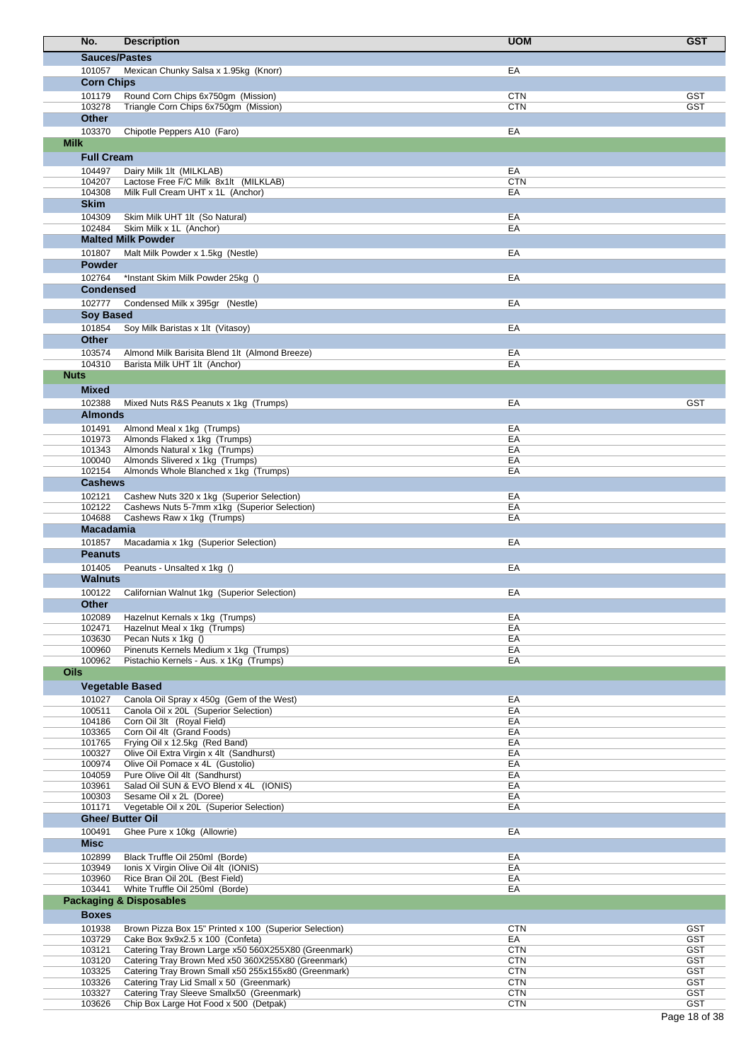| No. | Description | UOM | GST |
|---|---|---|---|
| **Sauces/Pastes** | | | |
| 101057 | Mexican Chunky Salsa x 1.95kg (Knorr) | EA | |
| **Corn Chips** | | | |
| 101179 | Round Corn Chips 6x750gm (Mission) | CTN | GST |
| 103278 | Triangle Corn Chips 6x750gm (Mission) | CTN | GST |
| **Other** | | | |
| 103370 | Chipotle Peppers A10 (Faro) | EA | |
| **Milk** | | | |
| **Full Cream** | | | |
| 104497 | Dairy Milk 1lt (MILKLAB) | EA | |
| 104207 | Lactose Free F/C Milk 8x1lt (MILKLAB) | CTN | |
| 104308 | Milk Full Cream UHT x 1L (Anchor) | EA | |
| **Skim** | | | |
| 104309 | Skim Milk UHT 1lt (So Natural) | EA | |
| 102484 | Skim Milk x 1L (Anchor) | EA | |
| **Malted Milk Powder** | | | |
| 101807 | Malt Milk Powder x 1.5kg (Nestle) | EA | |
| **Powder** | | | |
| 102764 | *Instant Skim Milk Powder 25kg () | EA | |
| **Condensed** | | | |
| 102777 | Condensed Milk x 395gr (Nestle) | EA | |
| **Soy Based** | | | |
| 101854 | Soy Milk Baristas x 1lt (Vitasoy) | EA | |
| **Other** | | | |
| 103574 | Almond Milk Barisita Blend 1lt (Almond Breeze) | EA | |
| 104310 | Barista Milk UHT 1lt (Anchor) | EA | |
| **Nuts** | | | |
| **Mixed** | | | |
| 102388 | Mixed Nuts R&S Peanuts x 1kg (Trumps) | EA | GST |
| **Almonds** | | | |
| 101491 | Almond Meal x 1kg (Trumps) | EA | |
| 101973 | Almonds Flaked x 1kg (Trumps) | EA | |
| 101343 | Almonds Natural x 1kg (Trumps) | EA | |
| 100040 | Almonds Slivered x 1kg (Trumps) | EA | |
| 102154 | Almonds Whole Blanched x 1kg (Trumps) | EA | |
| **Cashews** | | | |
| 102121 | Cashew Nuts 320 x 1kg (Superior Selection) | EA | |
| 102122 | Cashews Nuts 5-7mm x1kg (Superior Selection) | EA | |
| 104688 | Cashews Raw x 1kg (Trumps) | EA | |
| **Macadamia** | | | |
| 101857 | Macadamia x 1kg (Superior Selection) | EA | |
| **Peanuts** | | | |
| 101405 | Peanuts - Unsalted x 1kg () | EA | |
| **Walnuts** | | | |
| 100122 | Californian Walnut 1kg (Superior Selection) | EA | |
| **Other** | | | |
| 102089 | Hazelnut Kernals x 1kg (Trumps) | EA | |
| 102471 | Hazelnut Meal x 1kg (Trumps) | EA | |
| 103630 | Pecan Nuts x 1kg () | EA | |
| 100960 | Pinenuts Kernels Medium x 1kg (Trumps) | EA | |
| 100962 | Pistachio Kernels - Aus. x 1Kg (Trumps) | EA | |
| **Oils** | | | |
| **Vegetable Based** | | | |
| 101027 | Canola Oil Spray x 450g (Gem of the West) | EA | |
| 100511 | Canola Oil x 20L (Superior Selection) | EA | |
| 104186 | Corn Oil 3lt (Royal Field) | EA | |
| 103365 | Corn Oil 4lt (Grand Foods) | EA | |
| 101765 | Frying Oil x 12.5kg (Red Band) | EA | |
| 100327 | Olive Oil Extra Virgin x 4lt (Sandhurst) | EA | |
| 100974 | Olive Oil Pomace x 4L (Gustolio) | EA | |
| 104059 | Pure Olive Oil 4lt (Sandhurst) | EA | |
| 103961 | Salad Oil SUN & EVO Blend x 4L (IONIS) | EA | |
| 100303 | Sesame Oil x 2L (Doree) | EA | |
| 101171 | Vegetable Oil x 20L (Superior Selection) | EA | |
| **Ghee/ Butter Oil** | | | |
| 100491 | Ghee Pure x 10kg (Allowrie) | EA | |
| **Misc** | | | |
| 102899 | Black Truffle Oil 250ml (Borde) | EA | |
| 103949 | Ionis X Virgin Olive Oil 4lt (IONIS) | EA | |
| 103960 | Rice Bran Oil 20L (Best Field) | EA | |
| 103441 | White Truffle Oil 250ml (Borde) | EA | |
| **Packaging & Disposables** | | | |
| **Boxes** | | | |
| 101938 | Brown Pizza Box 15" Printed x 100 (Superior Selection) | CTN | GST |
| 103729 | Cake Box 9x9x2.5 x 100 (Confeta) | EA | GST |
| 103121 | Catering Tray Brown Large x50 560X255X80 (Greenmark) | CTN | GST |
| 103120 | Catering Tray Brown Med x50 360X255X80 (Greenmark) | CTN | GST |
| 103325 | Catering Tray Brown Small x50 255x155x80 (Greenmark) | CTN | GST |
| 103326 | Catering Tray Lid Small x 50 (Greenmark) | CTN | GST |
| 103327 | Catering Tray Sleeve Smallx50 (Greenmark) | CTN | GST |
| 103626 | Chip Box Large Hot Food x 500 (Detpak) | CTN | GST |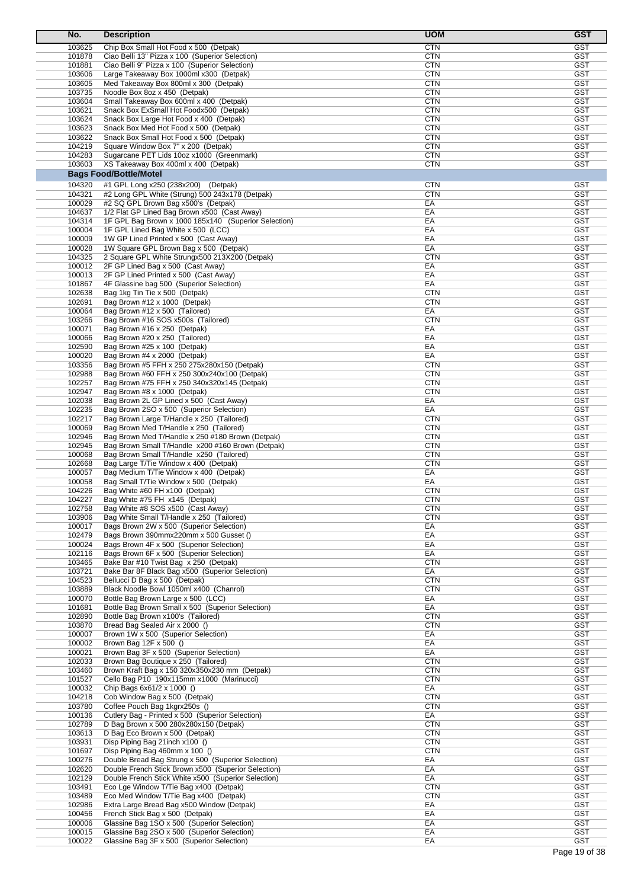| No. | Description | UOM | GST |
|---|---|---|---|
| 103625 | Chip Box Small Hot Food x 500 (Detpak) | CTN | GST |
| 101878 | Ciao Belli 13" Pizza x 100 (Superior Selection) | CTN | GST |
| 101881 | Ciao Belli 9" Pizza x 100 (Superior Selection) | CTN | GST |
| 103606 | Large Takeaway Box 1000ml x300 (Detpak) | CTN | GST |
| 103605 | Med Takeaway Box 800ml x 300 (Detpak) | CTN | GST |
| 103735 | Noodle Box 8oz x 450 (Detpak) | CTN | GST |
| 103604 | Small Takeaway Box 600ml x 400 (Detpak) | CTN | GST |
| 103621 | Snack Box ExSmall Hot Foodx500 (Detpak) | CTN | GST |
| 103624 | Snack Box Large Hot Food x 400 (Detpak) | CTN | GST |
| 103623 | Snack Box Med Hot Food x 500 (Detpak) | CTN | GST |
| 103622 | Snack Box Small Hot Food x 500 (Detpak) | CTN | GST |
| 104219 | Square Window Box 7" x 200 (Detpak) | CTN | GST |
| 104283 | Sugarcane PET Lids 10oz x1000 (Greenmark) | CTN | GST |
| 103603 | XS Takeaway Box 400ml x 400 (Detpak) | CTN | GST |
| | **Bags Food/Bottle/Motel** | | |
| 104320 | #1 GPL Long x250 (238x200) (Detpak) | CTN | GST |
| 104321 | #2 Long GPL White (Strung) 500 243x178 (Detpak) | CTN | GST |
| 100029 | #2 SQ GPL Brown Bag x500's (Detpak) | EA | GST |
| 104637 | 1/2 Flat GP Lined Bag Brown x500 (Cast Away) | EA | GST |
| 104314 | 1F GPL Bag Brown x 1000 185x140 (Superior Selection) | EA | GST |
| 100004 | 1F GPL Lined Bag White x 500 (LCC) | EA | GST |
| 100009 | 1W GP Lined Printed x 500 (Cast Away) | EA | GST |
| 100028 | 1W Square GPL Brown Bag x 500 (Detpak) | EA | GST |
| 104325 | 2 Square GPL White Strungx500 213X200 (Detpak) | CTN | GST |
| 100012 | 2F GP Lined Bag x 500 (Cast Away) | EA | GST |
| 100013 | 2F GP Lined Printed x 500 (Cast Away) | EA | GST |
| 101867 | 4F Glassine bag 500 (Superior Selection) | EA | GST |
| 102638 | Bag 1kg Tin Tie x 500 (Detpak) | CTN | GST |
| 102691 | Bag Brown #12 x 1000 (Detpak) | CTN | GST |
| 100064 | Bag Brown #12 x 500 (Tailored) | EA | GST |
| 103266 | Bag Brown #16 SOS x500s (Tailored) | CTN | GST |
| 100071 | Bag Brown #16 x 250 (Detpak) | EA | GST |
| 100066 | Bag Brown #20 x 250 (Tailored) | EA | GST |
| 102590 | Bag Brown #25 x 100 (Detpak) | EA | GST |
| 100020 | Bag Brown #4 x 2000 (Detpak) | EA | GST |
| 103356 | Bag Brown #5 FFH x 250 275x280x150 (Detpak) | CTN | GST |
| 102988 | Bag Brown #60 FFH x 250 300x240x100 (Detpak) | CTN | GST |
| 102257 | Bag Brown #75 FFH x 250 340x320x145 (Detpak) | CTN | GST |
| 102947 | Bag Brown #8 x 1000 (Detpak) | CTN | GST |
| 102038 | Bag Brown 2L GP Lined x 500 (Cast Away) | EA | GST |
| 102235 | Bag Brown 2SO x 500 (Superior Selection) | EA | GST |
| 102217 | Bag Brown Large T/Handle x 250 (Tailored) | CTN | GST |
| 100069 | Bag Brown Med T/Handle x 250 (Tailored) | CTN | GST |
| 102946 | Bag Brown Med T/Handle x 250 #180 Brown (Detpak) | CTN | GST |
| 102945 | Bag Brown Small T/Handle x200 #160 Brown (Detpak) | CTN | GST |
| 100068 | Bag Brown Small T/Handle x250 (Tailored) | CTN | GST |
| 102668 | Bag Large T/Tie Window x 400 (Detpak) | CTN | GST |
| 100057 | Bag Medium T/Tie Window x 400 (Detpak) | EA | GST |
| 100058 | Bag Small T/Tie Window x 500 (Detpak) | EA | GST |
| 104226 | Bag White #60 FH x100 (Detpak) | CTN | GST |
| 104227 | Bag White #75 FH x145 (Detpak) | CTN | GST |
| 102758 | Bag White #8 SOS x500 (Cast Away) | CTN | GST |
| 103906 | Bag White Small T/Handle x 250 (Tailored) | CTN | GST |
| 100017 | Bags Brown 2W x 500 (Superior Selection) | EA | GST |
| 102479 | Bags Brown 390mmx220mm x 500 Gusset () | EA | GST |
| 100024 | Bags Brown 4F x 500 (Superior Selection) | EA | GST |
| 102116 | Bags Brown 6F x 500 (Superior Selection) | EA | GST |
| 103465 | Bake Bar #10 Twist Bag x 250 (Detpak) | CTN | GST |
| 103721 | Bake Bar 8F Black Bag x500 (Superior Selection) | EA | GST |
| 104523 | Bellucci D Bag x 500 (Detpak) | CTN | GST |
| 103889 | Black Noodle Bowl 1050ml x400 (Chanrol) | CTN | GST |
| 100070 | Bottle Bag Brown Large x 500 (LCC) | EA | GST |
| 101681 | Bottle Bag Brown Small x 500 (Superior Selection) | EA | GST |
| 102890 | Bottle Bag Brown x100's (Tailored) | CTN | GST |
| 103870 | Bread Bag Sealed Air x 2000 () | CTN | GST |
| 100007 | Brown 1W x 500 (Superior Selection) | EA | GST |
| 100002 | Brown Bag 12F x 500 () | EA | GST |
| 100021 | Brown Bag 3F x 500 (Superior Selection) | EA | GST |
| 102033 | Brown Bag Boutique x 250 (Tailored) | CTN | GST |
| 103460 | Brown Kraft Bag x 150 320x350x230 mm (Detpak) | CTN | GST |
| 101527 | Cello Bag P10 190x115mm x1000 (Marinucci) | CTN | GST |
| 100032 | Chip Bags 6x61/2 x 1000 () | EA | GST |
| 104218 | Cob Window Bag x 500 (Detpak) | CTN | GST |
| 103780 | Coffee Pouch Bag 1kgrx250s () | CTN | GST |
| 100136 | Cutlery Bag - Printed x 500 (Superior Selection) | EA | GST |
| 102789 | D Bag Brown x 500 280x280x150 (Detpak) | CTN | GST |
| 103613 | D Bag Eco Brown x 500 (Detpak) | CTN | GST |
| 103931 | Disp Piping Bag 21inch x100 () | CTN | GST |
| 101697 | Disp Piping Bag 460mm x 100 () | CTN | GST |
| 100276 | Double Bread Bag Strung x 500 (Superior Selection) | EA | GST |
| 102620 | Double French Stick Brown x500 (Superior Selection) | EA | GST |
| 102129 | Double French Stick White x500 (Superior Selection) | EA | GST |
| 103491 | Eco Lge Window T/Tie Bag x400 (Detpak) | CTN | GST |
| 103489 | Eco Med Window T/Tie Bag x400 (Detpak) | CTN | GST |
| 102986 | Extra Large Bread Bag x500 Window (Detpak) | EA | GST |
| 100456 | French Stick Bag x 500 (Detpak) | EA | GST |
| 100006 | Glassine Bag 1SO x 500 (Superior Selection) | EA | GST |
| 100015 | Glassine Bag 2SO x 500 (Superior Selection) | EA | GST |
| 100022 | Glassine Bag 3F x 500 (Superior Selection) | EA | GST |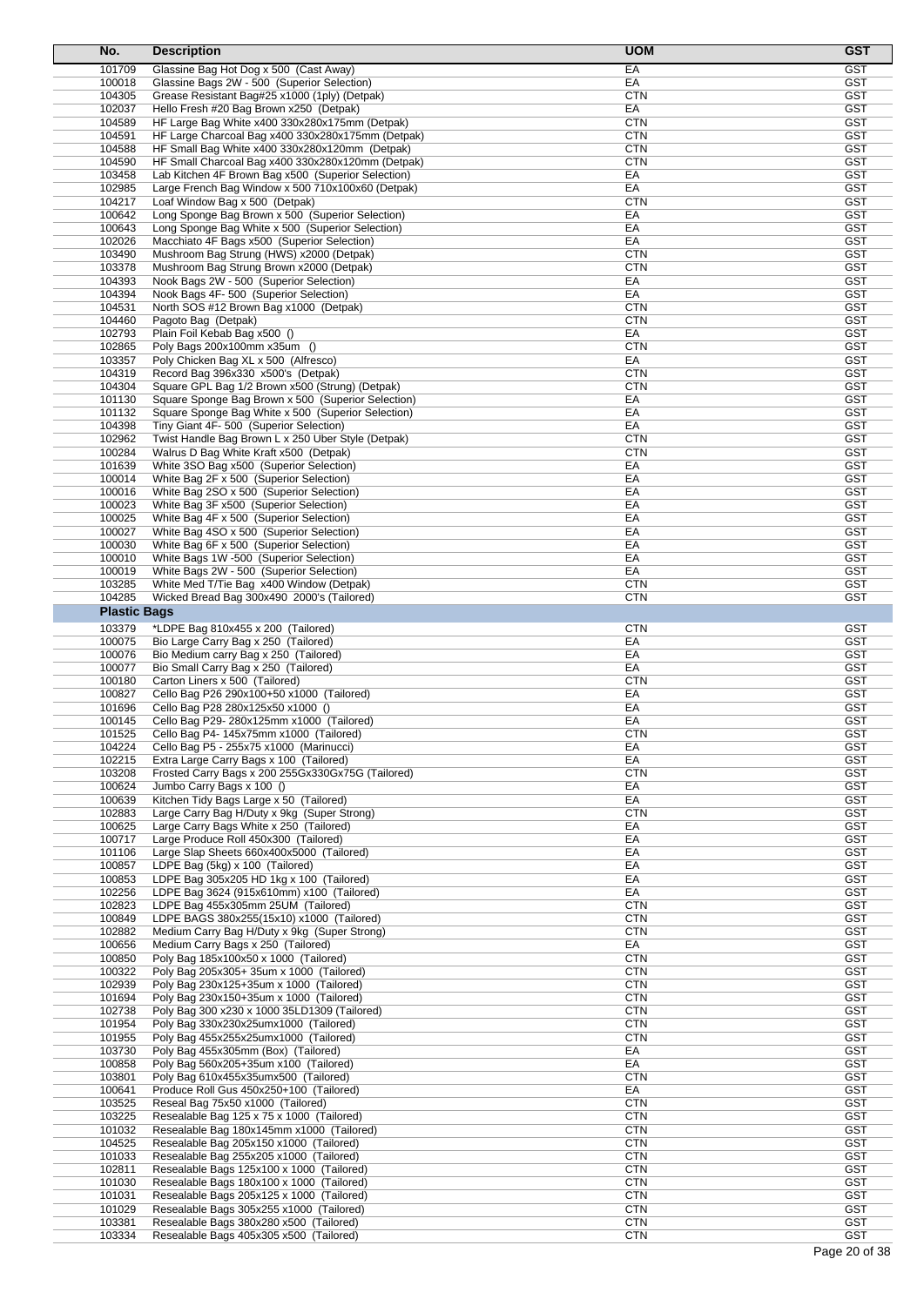| No. | Description | UOM | GST |
|---|---|---|---|
| 101709 | Glassine Bag Hot Dog x 500 (Cast Away) | EA | GST |
| 100018 | Glassine Bags 2W - 500 (Superior Selection) | EA | GST |
| 104305 | Grease Resistant Bag#25 x1000 (1ply) (Detpak) | CTN | GST |
| 102037 | Hello Fresh #20 Bag Brown x250 (Detpak) | EA | GST |
| 104589 | HF Large Bag White x400 330x280x175mm (Detpak) | CTN | GST |
| 104591 | HF Large Charcoal Bag x400 330x280x175mm (Detpak) | CTN | GST |
| 104588 | HF Small Bag White x400 330x280x120mm (Detpak) | CTN | GST |
| 104590 | HF Small Charcoal Bag x400 330x280x120mm (Detpak) | CTN | GST |
| 103458 | Lab Kitchen 4F Brown Bag x500 (Superior Selection) | EA | GST |
| 102985 | Large French Bag Window x 500 710x100x60 (Detpak) | EA | GST |
| 104217 | Loaf Window Bag x 500 (Detpak) | CTN | GST |
| 100642 | Long Sponge Bag Brown x 500 (Superior Selection) | EA | GST |
| 100643 | Long Sponge Bag White x 500 (Superior Selection) | EA | GST |
| 102026 | Macchiato 4F Bags x500 (Superior Selection) | EA | GST |
| 103490 | Mushroom Bag Strung (HWS) x2000 (Detpak) | CTN | GST |
| 103378 | Mushroom Bag Strung Brown x2000 (Detpak) | CTN | GST |
| 104393 | Nook Bags 2W - 500 (Superior Selection) | EA | GST |
| 104394 | Nook Bags 4F- 500 (Superior Selection) | EA | GST |
| 104531 | North SOS #12 Brown Bag x1000 (Detpak) | CTN | GST |
| 104460 | Pagoto Bag (Detpak) | CTN | GST |
| 102793 | Plain Foil Kebab Bag x500 () | EA | GST |
| 102865 | Poly Bags 200x100mm x35um () | CTN | GST |
| 103357 | Poly Chicken Bag XL x 500 (Alfresco) | EA | GST |
| 104319 | Record Bag 396x330 x500's (Detpak) | CTN | GST |
| 104304 | Square GPL Bag 1/2 Brown x500 (Strung) (Detpak) | CTN | GST |
| 101130 | Square Sponge Bag Brown x 500 (Superior Selection) | EA | GST |
| 101132 | Square Sponge Bag White x 500 (Superior Selection) | EA | GST |
| 104398 | Tiny Giant 4F- 500 (Superior Selection) | EA | GST |
| 102962 | Twist Handle Bag Brown L x 250 Uber Style (Detpak) | CTN | GST |
| 100284 | Walrus D Bag White Kraft x500 (Detpak) | CTN | GST |
| 101639 | White 3SO Bag x500 (Superior Selection) | EA | GST |
| 100014 | White Bag 2F x 500 (Superior Selection) | EA | GST |
| 100016 | White Bag 2SO x 500 (Superior Selection) | EA | GST |
| 100023 | White Bag 3F x500 (Superior Selection) | EA | GST |
| 100025 | White Bag 4F x 500 (Superior Selection) | EA | GST |
| 100027 | White Bag 4SO x 500 (Superior Selection) | EA | GST |
| 100030 | White Bag 6F x 500 (Superior Selection) | EA | GST |
| 100010 | White Bags 1W -500 (Superior Selection) | EA | GST |
| 100019 | White Bags 2W - 500 (Superior Selection) | EA | GST |
| 103285 | White Med T/Tie Bag x400 Window (Detpak) | CTN | GST |
| 104285 | Wicked Bread Bag 300x490 2000's (Tailored) | CTN | GST |
| **Plastic Bags** | | | |
| 103379 | *LDPE Bag 810x455 x 200 (Tailored) | CTN | GST |
| 100075 | Bio Large Carry Bag x 250 (Tailored) | EA | GST |
| 100076 | Bio Medium carry Bag x 250 (Tailored) | EA | GST |
| 100077 | Bio Small Carry Bag x 250 (Tailored) | EA | GST |
| 100180 | Carton Liners x 500 (Tailored) | CTN | GST |
| 100827 | Cello Bag P26 290x100+50 x1000 (Tailored) | EA | GST |
| 101696 | Cello Bag P28 280x125x50 x1000 () | EA | GST |
| 100145 | Cello Bag P29- 280x125mm x1000 (Tailored) | EA | GST |
| 101525 | Cello Bag P4- 145x75mm x1000 (Tailored) | CTN | GST |
| 104224 | Cello Bag P5 - 255x75 x1000 (Marinucci) | EA | GST |
| 102215 | Extra Large Carry Bags x 100 (Tailored) | EA | GST |
| 103208 | Frosted Carry Bags x 200 255Gx330Gx75G (Tailored) | CTN | GST |
| 100624 | Jumbo Carry Bags x 100 () | EA | GST |
| 100639 | Kitchen Tidy Bags Large x 50 (Tailored) | EA | GST |
| 102883 | Large Carry Bag H/Duty x 9kg (Super Strong) | CTN | GST |
| 100625 | Large Carry Bags White x 250 (Tailored) | EA | GST |
| 100717 | Large Produce Roll 450x300 (Tailored) | EA | GST |
| 101106 | Large Slap Sheets 660x400x5000 (Tailored) | EA | GST |
| 100857 | LDPE Bag (5kg) x 100 (Tailored) | EA | GST |
| 100853 | LDPE Bag 305x205 HD 1kg x 100 (Tailored) | EA | GST |
| 102256 | LDPE Bag 3624 (915x610mm) x100 (Tailored) | EA | GST |
| 102823 | LDPE Bag 455x305mm 25UM (Tailored) | CTN | GST |
| 100849 | LDPE BAGS 380x255(15x10) x1000 (Tailored) | CTN | GST |
| 102882 | Medium Carry Bag H/Duty x 9kg (Super Strong) | CTN | GST |
| 100656 | Medium Carry Bags x 250 (Tailored) | EA | GST |
| 100850 | Poly Bag 185x100x50 x 1000 (Tailored) | CTN | GST |
| 100322 | Poly Bag 205x305+ 35um x 1000 (Tailored) | CTN | GST |
| 102939 | Poly Bag 230x125+35um x 1000 (Tailored) | CTN | GST |
| 101694 | Poly Bag 230x150+35um x 1000 (Tailored) | CTN | GST |
| 102738 | Poly Bag 300 x 230 x 1000 35LD1309 (Tailored) | CTN | GST |
| 101954 | Poly Bag 330x230x25umx1000 (Tailored) | CTN | GST |
| 101955 | Poly Bag 455x255x25umx1000 (Tailored) | CTN | GST |
| 103730 | Poly Bag 455x305mm (Box) (Tailored) | EA | GST |
| 100858 | Poly Bag 560x205+35um x100 (Tailored) | EA | GST |
| 103801 | Poly Bag 610x455x35umx500 (Tailored) | CTN | GST |
| 100641 | Produce Roll Gus 450x250+100 (Tailored) | EA | GST |
| 103525 | Reseal Bag 75x50 x1000 (Tailored) | CTN | GST |
| 103225 | Resealable Bag 125 x 75 x 1000 (Tailored) | CTN | GST |
| 101032 | Resealable Bag 180x145mm x1000 (Tailored) | CTN | GST |
| 104525 | Resealable Bag 205x150 x1000 (Tailored) | CTN | GST |
| 101033 | Resealable Bag 255x205 x1000 (Tailored) | CTN | GST |
| 102811 | Resealable Bags 125x100 x 1000 (Tailored) | CTN | GST |
| 101030 | Resealable Bags 180x100 x 1000 (Tailored) | CTN | GST |
| 101031 | Resealable Bags 205x125 x 1000 (Tailored) | CTN | GST |
| 101029 | Resealable Bags 305x255 x1000 (Tailored) | CTN | GST |
| 103381 | Resealable Bags 380x280 x500 (Tailored) | CTN | GST |
| 103334 | Resealable Bags 405x305 x500 (Tailored) | CTN | GST |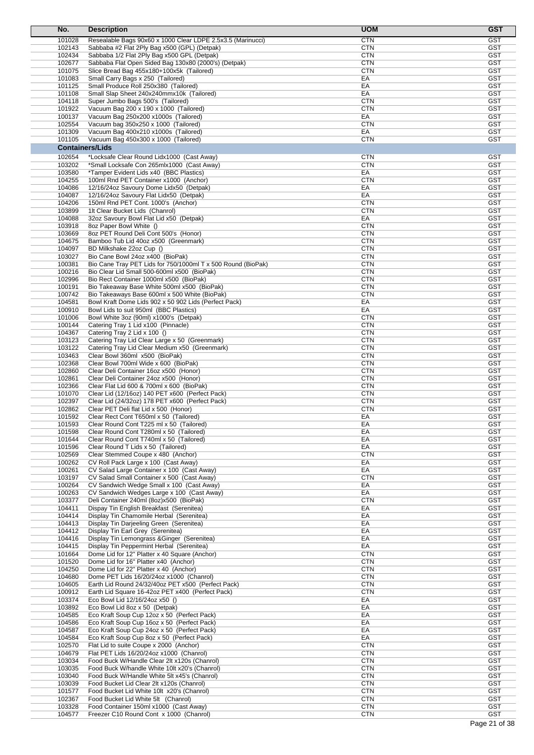| No. | Description | UOM | GST |
|---|---|---|---|
| 101028 | Resealable Bags 90x60 x 1000 Clear LDPE 2.5x3.5 (Marinucci) | CTN | GST |
| 102143 | Sabbaba #2 Flat 2Ply Bag x500 (GPL) (Detpak) | CTN | GST |
| 102434 | Sabbaba 1/2 Flat 2Ply Bag x500 GPL (Detpak) | CTN | GST |
| 102677 | Sabbaba Flat Open Sided Bag 130x80 (2000's) (Detpak) | CTN | GST |
| 101075 | Slice Bread Bag 455x180+100x5k (Tailored) | CTN | GST |
| 101083 | Small Carry Bags x 250 (Tailored) | EA | GST |
| 101125 | Small Produce Roll 250x380 (Tailored) | EA | GST |
| 101108 | Small Slap Sheet 240x240mmx10k (Tailored) | EA | GST |
| 104118 | Super Jumbo Bags 500's (Tailored) | CTN | GST |
| 101922 | Vacuum Bag 200 x 190 x 1000 (Tailored) | CTN | GST |
| 100137 | Vacuum Bag 250x200 x1000s (Tailored) | EA | GST |
| 102554 | Vacuum bag 350x250 x 1000 (Tailored) | CTN | GST |
| 101309 | Vacuum Bag 400x210 x1000s (Tailored) | EA | GST |
| 101105 | Vacuum Bag 450x300 x 1000 (Tailored) | CTN | GST |
| **Containers/Lids** | | | |
| 102654 | *Locksafe Clear Round Lidx1000 (Cast Away) | CTN | GST |
| 103202 | *Small Locksafe Con 265mlx1000 (Cast Away) | CTN | GST |
| 103580 | *Tamper Evident Lids x40 (BBC Plastics) | EA | GST |
| 104255 | 100ml Rnd PET Container x1000 (Anchor) | CTN | GST |
| 104086 | 12/16/24oz Savoury Dome Lidx50 (Detpak) | EA | GST |
| 104087 | 12/16/24oz Savoury Flat Lidx50 (Detpak) | EA | GST |
| 104206 | 150ml Rnd PET Cont. 1000's (Anchor) | CTN | GST |
| 103899 | 1lt Clear Bucket Lids (Chanrol) | CTN | GST |
| 104088 | 32oz Savoury Bowl Flat Lid x50 (Detpak) | EA | GST |
| 103918 | 8oz Paper Bowl White () | CTN | GST |
| 103669 | 8oz PET Round Deli Cont 500's (Honor) | CTN | GST |
| 104675 | Bamboo Tub Lid 40oz x500 (Greenmark) | CTN | GST |
| 104097 | BD Milkshake 22oz Cup () | CTN | GST |
| 103027 | Bio Cane Bowl 24oz x400 (BioPak) | CTN | GST |
| 100381 | Bio Cane Tray PET Lids for 750/1000ml T x 500 Round (BioPak) | CTN | GST |
| 100216 | Bio Clear Lid Small 500-600ml x500 (BioPak) | CTN | GST |
| 102996 | Bio Rect Container 1000ml x500 (BioPak) | CTN | GST |
| 100191 | Bio Takeaway Base White 500ml x500 (BioPak) | CTN | GST |
| 100742 | Bio Takeaways Base 600ml x 500 White (BioPak) | CTN | GST |
| 104581 | Bowl Kraft Dome Lids 902 x 50 902 Lids (Perfect Pack) | EA | GST |
| 100910 | Bowl Lids to suit 950ml (BBC Plastics) | EA | GST |
| 101006 | Bowl White 3oz (90ml) x1000's (Detpak) | CTN | GST |
| 100144 | Catering Tray 1 Lid x100 (Pinnacle) | CTN | GST |
| 104367 | Catering Tray 2 Lid x 100 () | CTN | GST |
| 103123 | Catering Tray Lid Clear Large x 50 (Greenmark) | CTN | GST |
| 103122 | Catering Tray Lid Clear Medium x50 (Greenmark) | CTN | GST |
| 103463 | Clear Bowl 360ml x500 (BioPak) | CTN | GST |
| 102368 | Clear Bowl 700ml Wide x 600 (BioPak) | CTN | GST |
| 102860 | Clear Deli Container 16oz x500 (Honor) | CTN | GST |
| 102861 | Clear Deli Container 24oz x500 (Honor) | CTN | GST |
| 102366 | Clear Flat Lid 600 & 700ml x 600 (BioPak) | CTN | GST |
| 101070 | Clear Lid (12/16oz) 140 PET x600 (Perfect Pack) | CTN | GST |
| 102397 | Clear Lid (24/32oz) 178 PET x600 (Perfect Pack) | CTN | GST |
| 102862 | Clear PET Deli flat Lid x 500 (Honor) | CTN | GST |
| 101592 | Clear Rect Cont T650ml x 50 (Tailored) | EA | GST |
| 101593 | Clear Round Cont T225 ml x 50 (Tailored) | EA | GST |
| 101598 | Clear Round Cont T280ml x 50 (Tailored) | EA | GST |
| 101644 | Clear Round Cont T740ml x 50 (Tailored) | EA | GST |
| 101596 | Clear Round T Lids x 50 (Tailored) | EA | GST |
| 102569 | Clear Stemmed Coupe x 480 (Anchor) | CTN | GST |
| 100262 | CV Roll Pack Large x 100 (Cast Away) | EA | GST |
| 100261 | CV Salad Large Container x 100 (Cast Away) | EA | GST |
| 103197 | CV Salad Small Container x 500 (Cast Away) | CTN | GST |
| 100264 | CV Sandwich Wedge Small x 100 (Cast Away) | EA | GST |
| 100263 | CV Sandwich Wedges Large x 100 (Cast Away) | EA | GST |
| 103377 | Deli Container 240ml (8oz)x500 (BioPak) | CTN | GST |
| 104411 | Dispay Tin English Breakfast (Serenitea) | EA | GST |
| 104414 | Display Tin Chamomile Herbal (Serenitea) | EA | GST |
| 104413 | Display Tin Darjeeling Green (Serenitea) | EA | GST |
| 104412 | Display Tin Earl Grey (Serenitea) | EA | GST |
| 104416 | Display Tin Lemongrass &Ginger (Serenitea) | EA | GST |
| 104415 | Display Tin Peppermint Herbal (Serenitea) | EA | GST |
| 101664 | Dome Lid for 12" Platter x 40 Square (Anchor) | CTN | GST |
| 101520 | Dome Lid for 16" Platter x40 (Anchor) | CTN | GST |
| 104250 | Dome Lid for 22" Platter x 40 (Anchor) | CTN | GST |
| 104680 | Dome PET Lids 16/20/24oz x1000 (Chanrol) | CTN | GST |
| 104605 | Earth Lid Round 24/32/40oz PET x500 (Perfect Pack) | CTN | GST |
| 100912 | Earth Lid Square 16-42oz PET x400 (Perfect Pack) | CTN | GST |
| 103374 | Eco Bowl Lid 12/16/24oz x50 () | EA | GST |
| 103892 | Eco Bowl Lid 8oz x 50 (Detpak) | EA | GST |
| 104585 | Eco Kraft Soup Cup 12oz x 50 (Perfect Pack) | EA | GST |
| 104586 | Eco Kraft Soup Cup 16oz x 50 (Perfect Pack) | EA | GST |
| 104587 | Eco Kraft Soup Cup 24oz x 50 (Perfect Pack) | EA | GST |
| 104584 | Eco Kraft Soup Cup 8oz x 50 (Perfect Pack) | EA | GST |
| 102570 | Flat Lid to suite Coupe x 2000 (Anchor) | CTN | GST |
| 104679 | Flat PET Lids 16/20/24oz x1000 (Chanrol) | CTN | GST |
| 103034 | Food Buck W/Handle Clear 2lt x120s (Chanrol) | CTN | GST |
| 103035 | Food Buck W/handle White 10lt x20's (Chanrol) | CTN | GST |
| 103040 | Food Buck W/Handle White 5lt x45's (Chanrol) | CTN | GST |
| 103039 | Food Bucket Lid Clear 2lt x120s (Chanrol) | CTN | GST |
| 101577 | Food Bucket Lid White 10lt x20's (Chanrol) | CTN | GST |
| 102367 | Food Bucket Lid White 5lt (Chanrol) | CTN | GST |
| 103328 | Food Container 150ml x1000 (Cast Away) | CTN | GST |
| 104577 | Freezer C10 Round Cont x 1000 (Chanrol) | CTN | GST |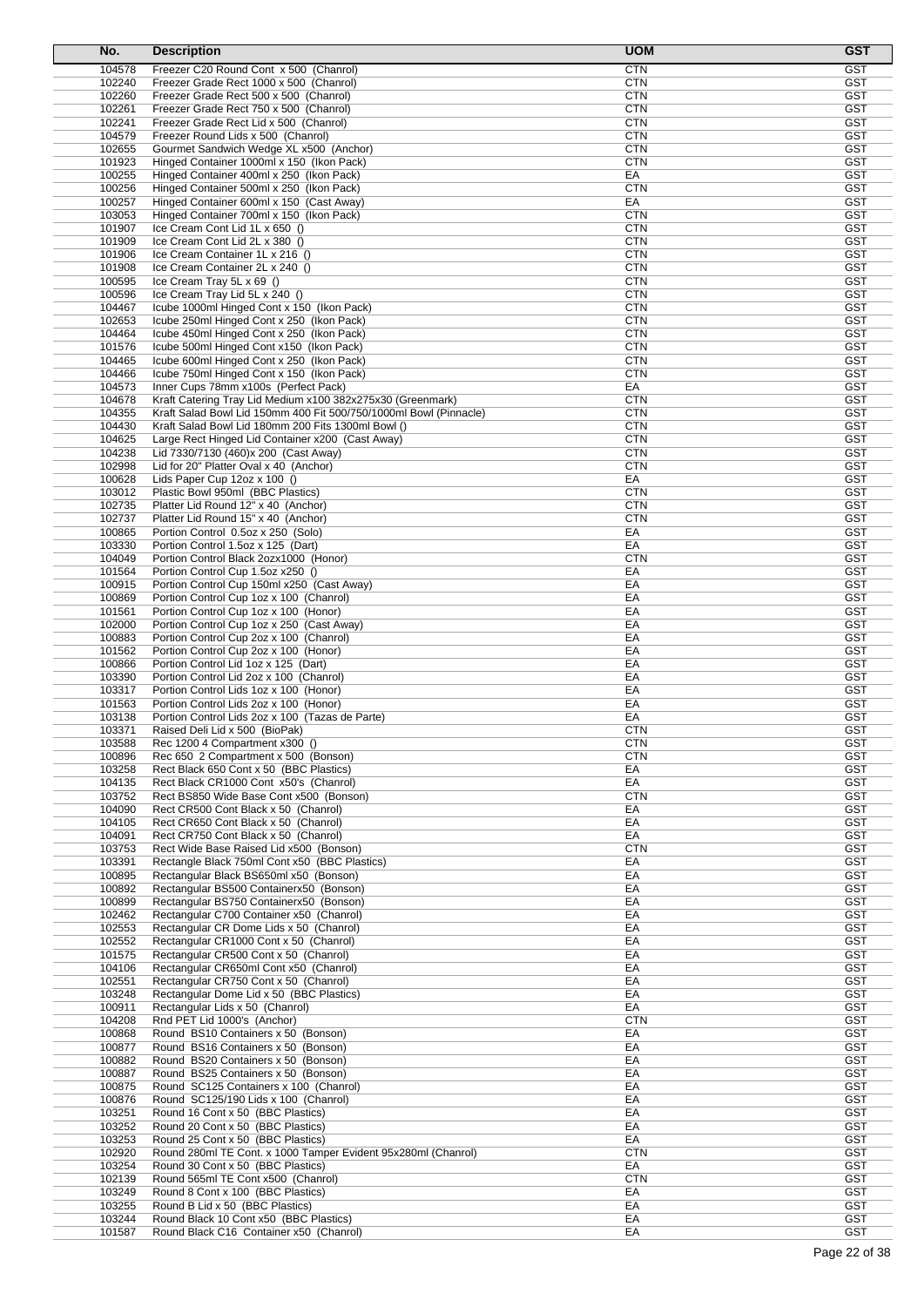| No. | Description | UOM | GST |
|---|---|---|---|
| 104578 | Freezer C20 Round Cont x 500 (Chanrol) | CTN | GST |
| 102240 | Freezer Grade Rect 1000 x 500 (Chanrol) | CTN | GST |
| 102260 | Freezer Grade Rect 500 x 500 (Chanrol) | CTN | GST |
| 102261 | Freezer Grade Rect 750 x 500 (Chanrol) | CTN | GST |
| 102241 | Freezer Grade Rect Lid x 500 (Chanrol) | CTN | GST |
| 104579 | Freezer Round Lids x 500 (Chanrol) | CTN | GST |
| 102655 | Gourmet Sandwich Wedge XL x500 (Anchor) | CTN | GST |
| 101923 | Hinged Container 1000ml x 150 (Ikon Pack) | CTN | GST |
| 100255 | Hinged Container 400ml x 250 (Ikon Pack) | EA | GST |
| 100256 | Hinged Container 500ml x 250 (Ikon Pack) | CTN | GST |
| 100257 | Hinged Container 600ml x 150 (Cast Away) | EA | GST |
| 103053 | Hinged Container 700ml x 150 (Ikon Pack) | CTN | GST |
| 101907 | Ice Cream Cont Lid 1L x 650 () | CTN | GST |
| 101909 | Ice Cream Cont Lid 2L x 380 () | CTN | GST |
| 101906 | Ice Cream Container 1L x 216 () | CTN | GST |
| 101908 | Ice Cream Container 2L x 240 () | CTN | GST |
| 100595 | Ice Cream Tray 5L x 69 () | CTN | GST |
| 100596 | Ice Cream Tray Lid 5L x 240 () | CTN | GST |
| 104467 | Icube 1000ml Hinged Cont x 150 (Ikon Pack) | CTN | GST |
| 102653 | Icube 250ml Hinged Cont x 250 (Ikon Pack) | CTN | GST |
| 104464 | Icube 450ml Hinged Cont x 250 (Ikon Pack) | CTN | GST |
| 101576 | Icube 500ml Hinged Cont x150 (Ikon Pack) | CTN | GST |
| 104465 | Icube 600ml Hinged Cont x 250 (Ikon Pack) | CTN | GST |
| 104466 | Icube 750ml Hinged Cont x 150 (Ikon Pack) | CTN | GST |
| 104573 | Inner Cups 78mm x100s (Perfect Pack) | EA | GST |
| 104678 | Kraft Catering Tray Lid Medium x100 382x275x30 (Greenmark) | CTN | GST |
| 104355 | Kraft Salad Bowl Lid 150mm 400 Fit 500/750/1000ml Bowl (Pinnacle) | CTN | GST |
| 104430 | Kraft Salad Bowl Lid 180mm 200 Fits 1300ml Bowl () | CTN | GST |
| 104625 | Large Rect Hinged Lid Container x200 (Cast Away) | CTN | GST |
| 104238 | Lid 7330/7130 (460)x 200 (Cast Away) | CTN | GST |
| 102998 | Lid for 20" Platter Oval x 40 (Anchor) | CTN | GST |
| 100628 | Lids Paper Cup 12oz x 100 () | EA | GST |
| 103012 | Plastic Bowl 950ml (BBC Plastics) | CTN | GST |
| 102735 | Platter Lid Round 12" x 40 (Anchor) | CTN | GST |
| 102737 | Platter Lid Round 15" x 40 (Anchor) | CTN | GST |
| 100865 | Portion Control 0.5oz x 250 (Solo) | EA | GST |
| 103330 | Portion Control 1.5oz x 125 (Dart) | EA | GST |
| 104049 | Portion Control Black 2ozx1000 (Honor) | CTN | GST |
| 101564 | Portion Control Cup 1.5oz x250 () | EA | GST |
| 100915 | Portion Control Cup 150ml x250 (Cast Away) | EA | GST |
| 100869 | Portion Control Cup 1oz x 100 (Chanrol) | EA | GST |
| 101561 | Portion Control Cup 1oz x 100 (Honor) | EA | GST |
| 102000 | Portion Control Cup 1oz x 250 (Cast Away) | EA | GST |
| 100883 | Portion Control Cup 2oz x 100 (Chanrol) | EA | GST |
| 101562 | Portion Control Cup 2oz x 100 (Honor) | EA | GST |
| 100866 | Portion Control Lid 1oz x 125 (Dart) | EA | GST |
| 103390 | Portion Control Lid 2oz x 100 (Chanrol) | EA | GST |
| 103317 | Portion Control Lids 1oz x 100 (Honor) | EA | GST |
| 101563 | Portion Control Lids 2oz x 100 (Honor) | EA | GST |
| 103138 | Portion Control Lids 2oz x 100 (Tazas de Parte) | EA | GST |
| 103371 | Raised Deli Lid x 500 (BioPak) | CTN | GST |
| 103588 | Rec 1200 4 Compartment x300 () | CTN | GST |
| 100896 | Rec 650 2 Compartment x 500 (Bonson) | CTN | GST |
| 103258 | Rect Black 650 Cont x 50 (BBC Plastics) | EA | GST |
| 104135 | Rect Black CR1000 Cont x50's (Chanrol) | EA | GST |
| 103752 | Rect BS850 Wide Base Cont x500 (Bonson) | CTN | GST |
| 104090 | Rect CR500 Cont Black x 50 (Chanrol) | EA | GST |
| 104105 | Rect CR650 Cont Black x 50 (Chanrol) | EA | GST |
| 104091 | Rect CR750 Cont Black x 50 (Chanrol) | EA | GST |
| 103753 | Rect Wide Base Raised Lid x500 (Bonson) | CTN | GST |
| 103391 | Rectangle Black 750ml Cont x50 (BBC Plastics) | EA | GST |
| 100895 | Rectangular Black BS650ml x50 (Bonson) | EA | GST |
| 100892 | Rectangular BS500 Containerx50 (Bonson) | EA | GST |
| 100899 | Rectangular BS750 Containerx50 (Bonson) | EA | GST |
| 102462 | Rectangular C700 Container x50 (Chanrol) | EA | GST |
| 102553 | Rectangular CR Dome Lids x 50 (Chanrol) | EA | GST |
| 102552 | Rectangular CR1000 Cont x 50 (Chanrol) | EA | GST |
| 101575 | Rectangular CR500 Cont x 50 (Chanrol) | EA | GST |
| 104106 | Rectangular CR650ml Cont x50 (Chanrol) | EA | GST |
| 102551 | Rectangular CR750 Cont x 50 (Chanrol) | EA | GST |
| 103248 | Rectangular Dome Lid x 50 (BBC Plastics) | EA | GST |
| 100911 | Rectangular Lids x 50 (Chanrol) | EA | GST |
| 104208 | Rnd PET Lid 1000's (Anchor) | CTN | GST |
| 100868 | Round BS10 Containers x 50 (Bonson) | EA | GST |
| 100877 | Round BS16 Containers x 50 (Bonson) | EA | GST |
| 100882 | Round BS20 Containers x 50 (Bonson) | EA | GST |
| 100887 | Round BS25 Containers x 50 (Bonson) | EA | GST |
| 100875 | Round SC125 Containers x 100 (Chanrol) | EA | GST |
| 100876 | Round SC125/190 Lids x 100 (Chanrol) | EA | GST |
| 103251 | Round 16 Cont x 50 (BBC Plastics) | EA | GST |
| 103252 | Round 20 Cont x 50 (BBC Plastics) | EA | GST |
| 103253 | Round 25 Cont x 50 (BBC Plastics) | EA | GST |
| 102920 | Round 280ml TE Cont. x 1000 Tamper Evident 95x280ml (Chanrol) | CTN | GST |
| 103254 | Round 30 Cont x 50 (BBC Plastics) | EA | GST |
| 102139 | Round 565ml TE Cont x500 (Chanrol) | CTN | GST |
| 103249 | Round 8 Cont x 100 (BBC Plastics) | EA | GST |
| 103255 | Round B Lid x 50 (BBC Plastics) | EA | GST |
| 103244 | Round Black 10 Cont x50 (BBC Plastics) | EA | GST |
| 101587 | Round Black C16 Container x50 (Chanrol) | EA | GST |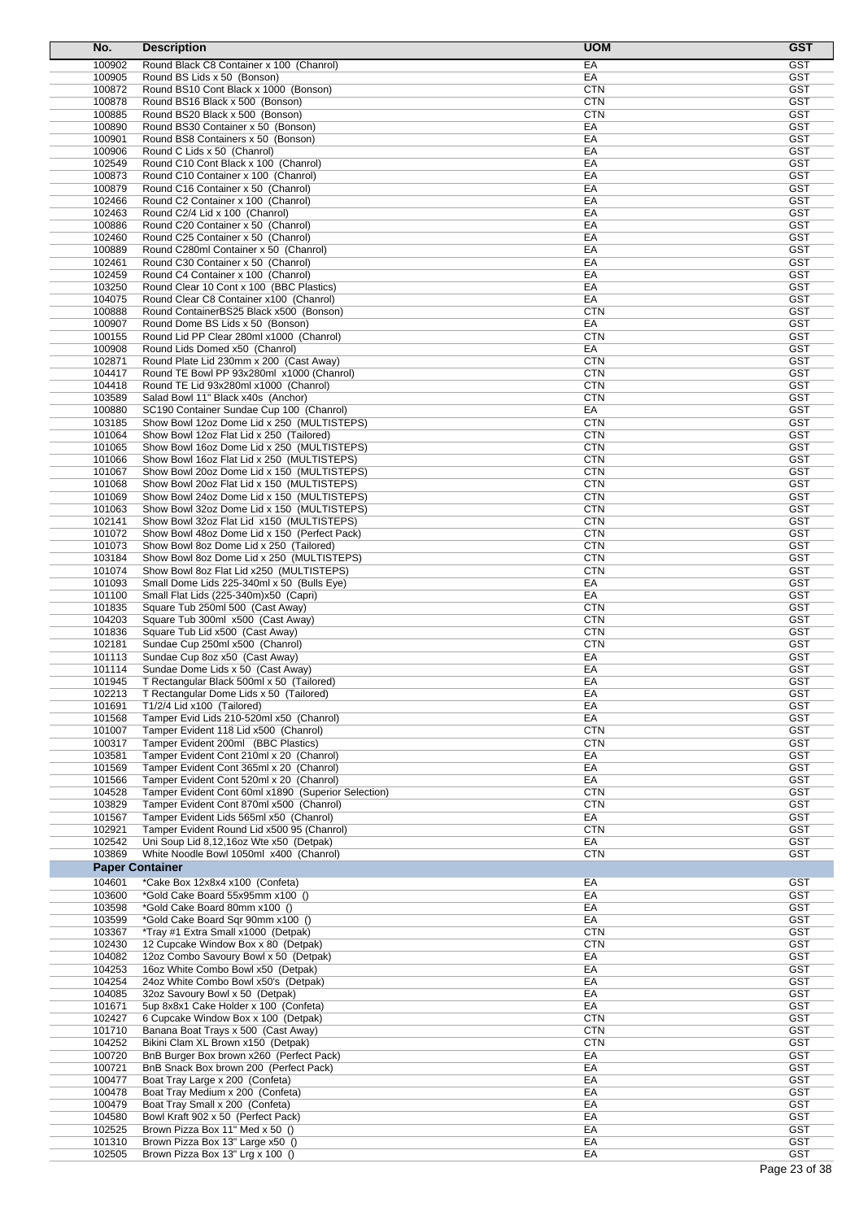| No. | Description | UOM | GST |
|---|---|---|---|
| 100902 | Round Black C8 Container x 100 (Chanrol) | EA | GST |
| 100905 | Round BS Lids x 50 (Bonson) | EA | GST |
| 100872 | Round BS10 Cont Black x 1000 (Bonson) | CTN | GST |
| 100878 | Round BS16 Black x 500 (Bonson) | CTN | GST |
| 100885 | Round BS20 Black x 500 (Bonson) | CTN | GST |
| 100890 | Round BS30 Container x 50 (Bonson) | EA | GST |
| 100901 | Round BS8 Containers x 50 (Bonson) | EA | GST |
| 100906 | Round C Lids x 50 (Chanrol) | EA | GST |
| 102549 | Round C10 Cont Black x 100 (Chanrol) | EA | GST |
| 100873 | Round C10 Container x 100 (Chanrol) | EA | GST |
| 100879 | Round C16 Container x 50 (Chanrol) | EA | GST |
| 102466 | Round C2 Container x 100 (Chanrol) | EA | GST |
| 102463 | Round C2/4 Lid x 100 (Chanrol) | EA | GST |
| 100886 | Round C20 Container x 50 (Chanrol) | EA | GST |
| 102460 | Round C25 Container x 50 (Chanrol) | EA | GST |
| 100889 | Round C280ml Container x 50 (Chanrol) | EA | GST |
| 102461 | Round C30 Container x 50 (Chanrol) | EA | GST |
| 102459 | Round C4 Container x 100 (Chanrol) | EA | GST |
| 103250 | Round Clear 10 Cont x 100 (BBC Plastics) | EA | GST |
| 104075 | Round Clear C8 Container x100 (Chanrol) | EA | GST |
| 100888 | Round ContainerBS25 Black x500 (Bonson) | CTN | GST |
| 100907 | Round Dome BS Lids x 50 (Bonson) | EA | GST |
| 100155 | Round Lid PP Clear 280ml x1000 (Chanrol) | CTN | GST |
| 100908 | Round Lids Domed x50 (Chanrol) | EA | GST |
| 102871 | Round Plate Lid 230mm x 200 (Cast Away) | CTN | GST |
| 104417 | Round TE Bowl PP 93x280ml x1000 (Chanrol) | CTN | GST |
| 104418 | Round TE Lid 93x280ml x1000 (Chanrol) | CTN | GST |
| 103589 | Salad Bowl 11" Black x40s (Anchor) | CTN | GST |
| 100880 | SC190 Container Sundae Cup 100 (Chanrol) | EA | GST |
| 103185 | Show Bowl 12oz Dome Lid x 250 (MULTISTEPS) | CTN | GST |
| 101064 | Show Bowl 12oz Flat Lid x 250 (Tailored) | CTN | GST |
| 101065 | Show Bowl 16oz Dome Lid x 250 (MULTISTEPS) | CTN | GST |
| 101066 | Show Bowl 16oz Flat Lid x 250 (MULTISTEPS) | CTN | GST |
| 101067 | Show Bowl 20oz Dome Lid x 150 (MULTISTEPS) | CTN | GST |
| 101068 | Show Bowl 20oz Flat Lid x 150 (MULTISTEPS) | CTN | GST |
| 101069 | Show Bowl 24oz Dome Lid x 150 (MULTISTEPS) | CTN | GST |
| 101063 | Show Bowl 32oz Dome Lid x 150 (MULTISTEPS) | CTN | GST |
| 102141 | Show Bowl 32oz Flat Lid x150 (MULTISTEPS) | CTN | GST |
| 101072 | Show Bowl 48oz Dome Lid x 150 (Perfect Pack) | CTN | GST |
| 101073 | Show Bowl 8oz Dome Lid x 250 (Tailored) | CTN | GST |
| 103184 | Show Bowl 8oz Dome Lid x 250 (MULTISTEPS) | CTN | GST |
| 101074 | Show Bowl 8oz Flat Lid x250 (MULTISTEPS) | CTN | GST |
| 101093 | Small Dome Lids 225-340ml x 50 (Bulls Eye) | EA | GST |
| 101100 | Small Flat Lids (225-340m)x50 (Capri) | EA | GST |
| 101835 | Square Tub 250ml 500 (Cast Away) | CTN | GST |
| 104203 | Square Tub 300ml x500 (Cast Away) | CTN | GST |
| 101836 | Square Tub Lid x500 (Cast Away) | CTN | GST |
| 102181 | Sundae Cup 250ml x500 (Chanrol) | CTN | GST |
| 101113 | Sundae Cup 8oz x50 (Cast Away) | EA | GST |
| 101114 | Sundae Dome Lids x 50 (Cast Away) | EA | GST |
| 101945 | T Rectangular Black 500ml x 50 (Tailored) | EA | GST |
| 102213 | T Rectangular Dome Lids x 50 (Tailored) | EA | GST |
| 101691 | T1/2/4 Lid x100 (Tailored) | EA | GST |
| 101568 | Tamper Evid Lids 210-520ml x50 (Chanrol) | EA | GST |
| 101007 | Tamper Evident 118 Lid x500 (Chanrol) | CTN | GST |
| 100317 | Tamper Evident 200ml (BBC Plastics) | CTN | GST |
| 103581 | Tamper Evident Cont 210ml x 20 (Chanrol) | EA | GST |
| 101569 | Tamper Evident Cont 365ml x 20 (Chanrol) | EA | GST |
| 101566 | Tamper Evident Cont 520ml x 20 (Chanrol) | EA | GST |
| 104528 | Tamper Evident Cont 60ml x1890 (Superior Selection) | CTN | GST |
| 103829 | Tamper Evident Cont 870ml x500 (Chanrol) | CTN | GST |
| 101567 | Tamper Evident Lids 565ml x50 (Chanrol) | EA | GST |
| 102921 | Tamper Evident Round Lid x500 95 (Chanrol) | CTN | GST |
| 102542 | Uni Soup Lid 8,12,16oz Wte x50 (Detpak) | EA | GST |
| 103869 | White Noodle Bowl 1050ml x400 (Chanrol) | CTN | GST |
| **Paper Container** | | | |
| 104601 | *Cake Box 12x8x4 x100 (Confeta) | EA | GST |
| 103600 | *Gold Cake Board 55x95mm x100 () | EA | GST |
| 103598 | *Gold Cake Board 80mm x100 () | EA | GST |
| 103599 | *Gold Cake Board Sqr 90mm x100 () | EA | GST |
| 103367 | *Tray #1 Extra Small x1000 (Detpak) | CTN | GST |
| 102430 | 12 Cupcake Window Box x 80 (Detpak) | CTN | GST |
| 104082 | 12oz Combo Savoury Bowl x 50 (Detpak) | EA | GST |
| 104253 | 16oz White Combo Bowl x50 (Detpak) | EA | GST |
| 104254 | 24oz White Combo Bowl x50's (Detpak) | EA | GST |
| 104085 | 32oz Savoury Bowl x 50 (Detpak) | EA | GST |
| 101671 | 5up 8x8x1 Cake Holder x 100 (Confeta) | EA | GST |
| 102427 | 6 Cupcake Window Box x 100 (Detpak) | CTN | GST |
| 101710 | Banana Boat Trays x 500 (Cast Away) | CTN | GST |
| 104252 | Bikini Clam XL Brown x150 (Detpak) | CTN | GST |
| 100720 | BnB Burger Box brown x260 (Perfect Pack) | EA | GST |
| 100721 | BnB Snack Box brown 200 (Perfect Pack) | EA | GST |
| 100477 | Boat Tray Large x 200 (Confeta) | EA | GST |
| 100478 | Boat Tray Medium x 200 (Confeta) | EA | GST |
| 100479 | Boat Tray Small x 200 (Confeta) | EA | GST |
| 104580 | Bowl Kraft 902 x 50 (Perfect Pack) | EA | GST |
| 102525 | Brown Pizza Box 11" Med x 50 () | EA | GST |
| 101310 | Brown Pizza Box 13" Large x50 () | EA | GST |
| 102505 | Brown Pizza Box 13" Lrg x 100 () | EA | GST |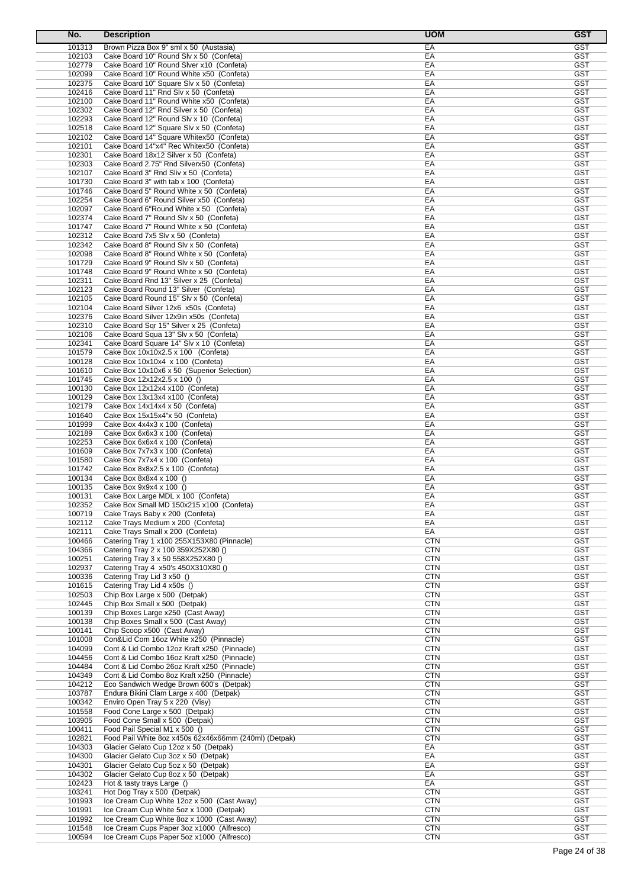| No. | Description | UOM | GST |
|---|---|---|---|
| 101313 | Brown Pizza Box 9" sml x 50 (Austasia) | EA | GST |
| 102103 | Cake Board 10" Round Slv x 50 (Confeta) | EA | GST |
| 102779 | Cake Board 10" Round Slver x10 (Confeta) | EA | GST |
| 102099 | Cake Board 10" Round White x50 (Confeta) | EA | GST |
| 102375 | Cake Board 10" Square Slv x 50 (Confeta) | EA | GST |
| 102416 | Cake Board 11" Rnd Slv x 50 (Confeta) | EA | GST |
| 102100 | Cake Board 11" Round White x50 (Confeta) | EA | GST |
| 102302 | Cake Board 12" Rnd Silver x 50 (Confeta) | EA | GST |
| 102293 | Cake Board 12" Round Slv x 10 (Confeta) | EA | GST |
| 102518 | Cake Board 12" Square Slv x 50 (Confeta) | EA | GST |
| 102102 | Cake Board 14" Square Whitex50 (Confeta) | EA | GST |
| 102101 | Cake Board 14"x4" Rec Whitex50 (Confeta) | EA | GST |
| 102301 | Cake Board 18x12 Silver x 50 (Confeta) | EA | GST |
| 102303 | Cake Board 2.75" Rnd Silverx50 (Confeta) | EA | GST |
| 102107 | Cake Board 3" Rnd Sliv x 50 (Confeta) | EA | GST |
| 101730 | Cake Board 3" with tab x 100 (Confeta) | EA | GST |
| 101746 | Cake Board 5" Round White x 50 (Confeta) | EA | GST |
| 102254 | Cake Board 6" Round Silver x50 (Confeta) | EA | GST |
| 102097 | Cake Board 6"Round White x 50 (Confeta) | EA | GST |
| 102374 | Cake Board 7" Round Slv x 50 (Confeta) | EA | GST |
| 101747 | Cake Board 7" Round White x 50 (Confeta) | EA | GST |
| 102312 | Cake Board 7x5 Slv x 50 (Confeta) | EA | GST |
| 102342 | Cake Board 8" Round Slv x 50 (Confeta) | EA | GST |
| 102098 | Cake Board 8" Round White x 50 (Confeta) | EA | GST |
| 101729 | Cake Board 9" Round Slv x 50 (Confeta) | EA | GST |
| 101748 | Cake Board 9" Round White x 50 (Confeta) | EA | GST |
| 102311 | Cake Board Rnd 13" Silver x 25 (Confeta) | EA | GST |
| 102123 | Cake Board Round 13" Silver (Confeta) | EA | GST |
| 102105 | Cake Board Round 15" Slv x 50 (Confeta) | EA | GST |
| 102104 | Cake Board Silver 12x6 x50s (Confeta) | EA | GST |
| 102376 | Cake Board Silver 12x9in x50s (Confeta) | EA | GST |
| 102310 | Cake Board Sqr 15" Silver x 25 (Confeta) | EA | GST |
| 102106 | Cake Board Squa 13" Slv x 50 (Confeta) | EA | GST |
| 102341 | Cake Board Square 14" Slv x 10 (Confeta) | EA | GST |
| 101579 | Cake Box 10x10x2.5 x 100 (Confeta) | EA | GST |
| 100128 | Cake Box 10x10x4 x 100 (Confeta) | EA | GST |
| 101610 | Cake Box 10x10x6 x 50 (Superior Selection) | EA | GST |
| 101745 | Cake Box 12x12x2.5 x 100 () | EA | GST |
| 100130 | Cake Box 12x12x4 x100 (Confeta) | EA | GST |
| 100129 | Cake Box 13x13x4 x100 (Confeta) | EA | GST |
| 102179 | Cake Box 14x14x4 x 50 (Confeta) | EA | GST |
| 101640 | Cake Box 15x15x4"x 50 (Confeta) | EA | GST |
| 101999 | Cake Box 4x4x3 x 100 (Confeta) | EA | GST |
| 102189 | Cake Box 6x6x3 x 100 (Confeta) | EA | GST |
| 102253 | Cake Box 6x6x4 x 100 (Confeta) | EA | GST |
| 101609 | Cake Box 7x7x3 x 100 (Confeta) | EA | GST |
| 101580 | Cake Box 7x7x4 x 100 (Confeta) | EA | GST |
| 101742 | Cake Box 8x8x2.5 x 100 (Confeta) | EA | GST |
| 100134 | Cake Box 8x8x4 x 100 () | EA | GST |
| 100135 | Cake Box 9x9x4 x 100 () | EA | GST |
| 100131 | Cake Box Large MDL x 100 (Confeta) | EA | GST |
| 102352 | Cake Box Small MD 150x215 x100 (Confeta) | EA | GST |
| 100719 | Cake Trays Baby x 200 (Confeta) | EA | GST |
| 102112 | Cake Trays Medium x 200 (Confeta) | EA | GST |
| 102111 | Cake Trays Small x 200 (Confeta) | EA | GST |
| 100466 | Catering Tray 1 x100 255X153X80 (Pinnacle) | CTN | GST |
| 104366 | Catering Tray 2 x 100 359X252X80 () | CTN | GST |
| 100251 | Catering Tray 3 x 50 558X252X80 () | CTN | GST |
| 102937 | Catering Tray 4 x50's 450X310X80 () | CTN | GST |
| 100336 | Catering Tray Lid 3 x50 () | CTN | GST |
| 101615 | Catering Tray Lid 4 x50s () | CTN | GST |
| 102503 | Chip Box Large x 500 (Detpak) | CTN | GST |
| 102445 | Chip Box Small x 500 (Detpak) | CTN | GST |
| 100139 | Chip Boxes Large x250 (Cast Away) | CTN | GST |
| 100138 | Chip Boxes Small x 500 (Cast Away) | CTN | GST |
| 100141 | Chip Scoop x500 (Cast Away) | CTN | GST |
| 101008 | Con&Lid Com 16oz White x250 (Pinnacle) | CTN | GST |
| 104099 | Cont & Lid Combo 12oz Kraft x250 (Pinnacle) | CTN | GST |
| 104456 | Cont & Lid Combo 16oz Kraft x250 (Pinnacle) | CTN | GST |
| 104484 | Cont & Lid Combo 26oz Kraft x250 (Pinnacle) | CTN | GST |
| 104349 | Cont & Lid Combo 8oz Kraft x250 (Pinnacle) | CTN | GST |
| 104212 | Eco Sandwich Wedge Brown 600's (Detpak) | CTN | GST |
| 103787 | Endura Bikini Clam Large x 400 (Detpak) | CTN | GST |
| 100342 | Enviro Open Tray 5 x 220 (Visy) | CTN | GST |
| 101558 | Food Cone Large x 500 (Detpak) | CTN | GST |
| 103905 | Food Cone Small x 500 (Detpak) | CTN | GST |
| 100411 | Food Pail Special M1 x 500 () | CTN | GST |
| 102821 | Food Pail White 8oz x450s 62x46x66mm (240ml) (Detpak) | CTN | GST |
| 104303 | Glacier Gelato Cup 12oz x 50 (Detpak) | EA | GST |
| 104300 | Glacier Gelato Cup 3oz x 50 (Detpak) | EA | GST |
| 104301 | Glacier Gelato Cup 5oz x 50 (Detpak) | EA | GST |
| 104302 | Glacier Gelato Cup 8oz x 50 (Detpak) | EA | GST |
| 102423 | Hot & tasty trays Large () | EA | GST |
| 103241 | Hot Dog Tray x 500 (Detpak) | CTN | GST |
| 101993 | Ice Cream Cup White 12oz x 500 (Cast Away) | CTN | GST |
| 101991 | Ice Cream Cup White 5oz x 1000 (Detpak) | CTN | GST |
| 101992 | Ice Cream Cup White 8oz x 1000 (Cast Away) | CTN | GST |
| 101548 | Ice Cream Cups Paper 3oz x1000 (Alfresco) | CTN | GST |
| 100594 | Ice Cream Cups Paper 5oz x1000 (Alfresco) | CTN | GST |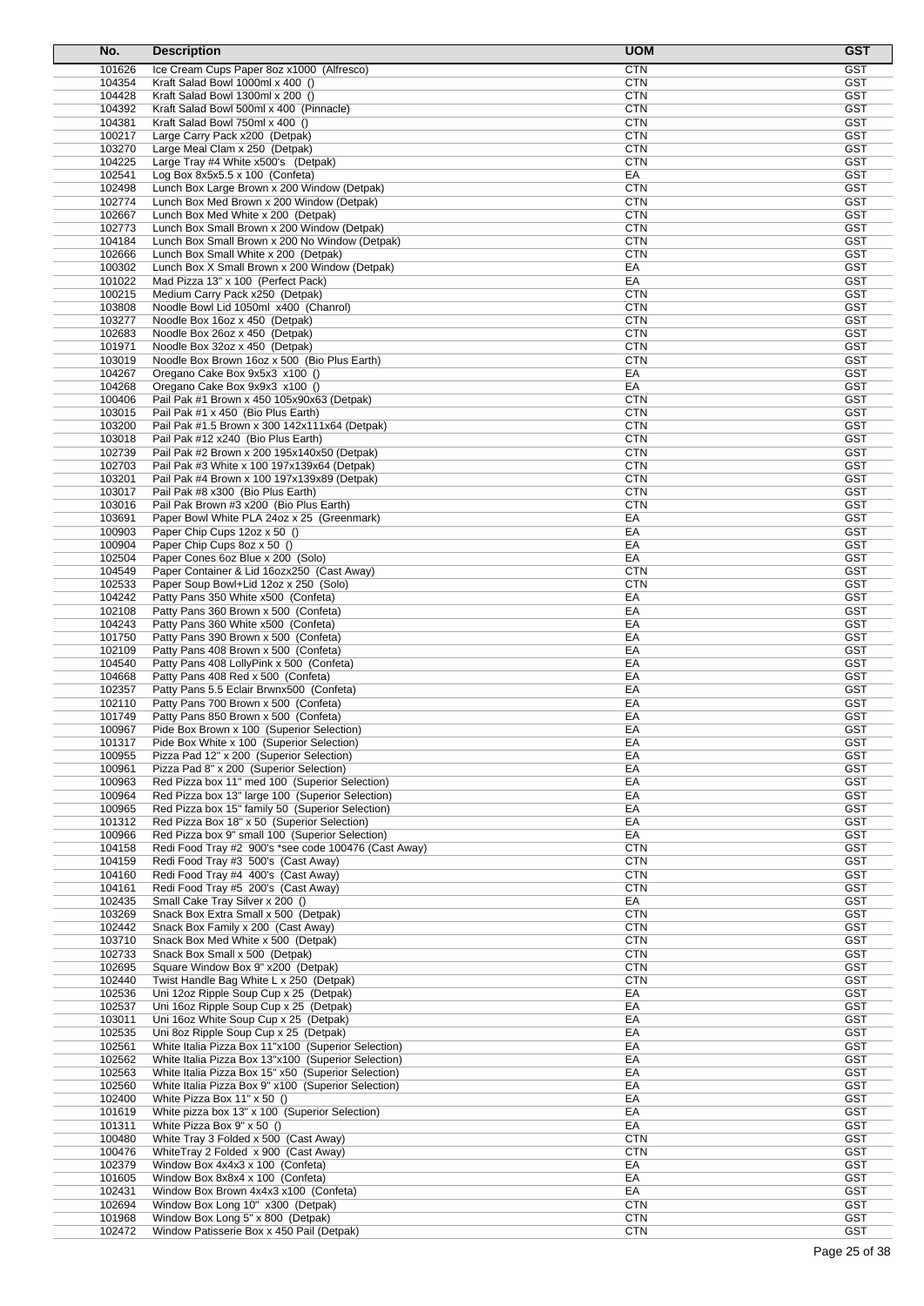| No. | Description | UOM | GST |
|---|---|---|---|
| 101626 | Ice Cream Cups Paper 8oz x1000 (Alfresco) | CTN | GST |
| 104354 | Kraft Salad Bowl 1000ml x 400 () | CTN | GST |
| 104428 | Kraft Salad Bowl 1300ml x 200 () | CTN | GST |
| 104392 | Kraft Salad Bowl 500ml x 400 (Pinnacle) | CTN | GST |
| 104381 | Kraft Salad Bowl 750ml x 400 () | CTN | GST |
| 100217 | Large Carry Pack x200 (Detpak) | CTN | GST |
| 103270 | Large Meal Clam x 250 (Detpak) | CTN | GST |
| 104225 | Large Tray #4 White x500's (Detpak) | CTN | GST |
| 102541 | Log Box 8x5x5.5 x 100 (Confeta) | EA | GST |
| 102498 | Lunch Box Large Brown x 200 Window (Detpak) | CTN | GST |
| 102774 | Lunch Box Med Brown x 200 Window (Detpak) | CTN | GST |
| 102667 | Lunch Box Med White x 200 (Detpak) | CTN | GST |
| 102773 | Lunch Box Small Brown x 200 Window (Detpak) | CTN | GST |
| 104184 | Lunch Box Small Brown x 200 No Window (Detpak) | CTN | GST |
| 102666 | Lunch Box Small White x 200 (Detpak) | CTN | GST |
| 100302 | Lunch Box X Small Brown x 200 Window (Detpak) | EA | GST |
| 101022 | Mad Pizza 13" x 100 (Perfect Pack) | EA | GST |
| 100215 | Medium Carry Pack x250 (Detpak) | CTN | GST |
| 103808 | Noodle Bowl Lid 1050ml x400 (Chanrol) | CTN | GST |
| 103277 | Noodle Box 16oz x 450 (Detpak) | CTN | GST |
| 102683 | Noodle Box 26oz x 450 (Detpak) | CTN | GST |
| 101971 | Noodle Box 32oz x 450 (Detpak) | CTN | GST |
| 103019 | Noodle Box Brown 16oz x 500 (Bio Plus Earth) | CTN | GST |
| 104267 | Oregano Cake Box 9x5x3 x100 () | EA | GST |
| 104268 | Oregano Cake Box 9x9x3 x100 () | EA | GST |
| 100406 | Pail Pak #1 Brown x 450 105x90x63 (Detpak) | CTN | GST |
| 103015 | Pail Pak #1 x 450 (Bio Plus Earth) | CTN | GST |
| 103200 | Pail Pak #1.5 Brown x 300 142x111x64 (Detpak) | CTN | GST |
| 103018 | Pail Pak #12 x240 (Bio Plus Earth) | CTN | GST |
| 102739 | Pail Pak #2 Brown x 200 195x140x50 (Detpak) | CTN | GST |
| 102703 | Pail Pak #3 White x 100 197x139x64 (Detpak) | CTN | GST |
| 103201 | Pail Pak #4 Brown x 100 197x139x89 (Detpak) | CTN | GST |
| 103017 | Pail Pak #8 x300 (Bio Plus Earth) | CTN | GST |
| 103016 | Pail Pak Brown #3 x200 (Bio Plus Earth) | CTN | GST |
| 103691 | Paper Bowl White PLA 24oz x 25 (Greenmark) | EA | GST |
| 100903 | Paper Chip Cups 12oz x 50 () | EA | GST |
| 100904 | Paper Chip Cups 8oz x 50 () | EA | GST |
| 102504 | Paper Cones 6oz Blue x 200 (Solo) | EA | GST |
| 104549 | Paper Container & Lid 16ozx250 (Cast Away) | CTN | GST |
| 102533 | Paper Soup Bowl+Lid 12oz x 250 (Solo) | CTN | GST |
| 104242 | Patty Pans 350 White x500 (Confeta) | EA | GST |
| 102108 | Patty Pans 360 Brown x 500 (Confeta) | EA | GST |
| 104243 | Patty Pans 360 White x500 (Confeta) | EA | GST |
| 101750 | Patty Pans 390 Brown x 500 (Confeta) | EA | GST |
| 102109 | Patty Pans 408 Brown x 500 (Confeta) | EA | GST |
| 104540 | Patty Pans 408 LollyPink x 500 (Confeta) | EA | GST |
| 104668 | Patty Pans 408 Red x 500 (Confeta) | EA | GST |
| 102357 | Patty Pans 5.5 Eclair Brwnx500 (Confeta) | EA | GST |
| 102110 | Patty Pans 700 Brown x 500 (Confeta) | EA | GST |
| 101749 | Patty Pans 850 Brown x 500 (Confeta) | EA | GST |
| 100967 | Pide Box Brown x 100 (Superior Selection) | EA | GST |
| 101317 | Pide Box White x 100 (Superior Selection) | EA | GST |
| 100955 | Pizza Pad 12" x 200 (Superior Selection) | EA | GST |
| 100961 | Pizza Pad 8" x 200 (Superior Selection) | EA | GST |
| 100963 | Red Pizza box 11" med 100 (Superior Selection) | EA | GST |
| 100964 | Red Pizza box 13" large 100 (Superior Selection) | EA | GST |
| 100965 | Red Pizza box 15" family 50 (Superior Selection) | EA | GST |
| 101312 | Red Pizza Box 18" x 50 (Superior Selection) | EA | GST |
| 100966 | Red Pizza box 9" small 100 (Superior Selection) | EA | GST |
| 104158 | Redi Food Tray #2 900's *see code 100476 (Cast Away) | CTN | GST |
| 104159 | Redi Food Tray #3 500's (Cast Away) | CTN | GST |
| 104160 | Redi Food Tray #4 400's (Cast Away) | CTN | GST |
| 104161 | Redi Food Tray #5 200's (Cast Away) | CTN | GST |
| 102435 | Small Cake Tray Silver x 200 () | EA | GST |
| 103269 | Snack Box Extra Small x 500 (Detpak) | CTN | GST |
| 102442 | Snack Box Family x 200 (Cast Away) | CTN | GST |
| 103710 | Snack Box Med White x 500 (Detpak) | CTN | GST |
| 102733 | Snack Box Small x 500 (Detpak) | CTN | GST |
| 102695 | Square Window Box 9" x200 (Detpak) | CTN | GST |
| 102440 | Twist Handle Bag White L x 250 (Detpak) | CTN | GST |
| 102536 | Uni 12oz Ripple Soup Cup x 25 (Detpak) | EA | GST |
| 102537 | Uni 16oz Ripple Soup Cup x 25 (Detpak) | EA | GST |
| 103011 | Uni 16oz White Soup Cup x 25 (Detpak) | EA | GST |
| 102535 | Uni 8oz Ripple Soup Cup x 25 (Detpak) | EA | GST |
| 102561 | White Italia Pizza Box 11"x100 (Superior Selection) | EA | GST |
| 102562 | White Italia Pizza Box 13"x100 (Superior Selection) | EA | GST |
| 102563 | White Italia Pizza Box 15" x50 (Superior Selection) | EA | GST |
| 102560 | White Italia Pizza Box 9" x100 (Superior Selection) | EA | GST |
| 102400 | White Pizza Box 11" x 50 () | EA | GST |
| 101619 | White pizza box 13" x 100 (Superior Selection) | EA | GST |
| 101311 | White Pizza Box 9" x 50 () | EA | GST |
| 100480 | White Tray 3 Folded x 500 (Cast Away) | CTN | GST |
| 100476 | WhiteTray 2 Folded x 900 (Cast Away) | CTN | GST |
| 102379 | Window Box 4x4x3 x 100 (Confeta) | EA | GST |
| 101605 | Window Box 8x8x4 x 100 (Confeta) | EA | GST |
| 102431 | Window Box Brown 4x4x3 x100 (Confeta) | EA | GST |
| 102694 | Window Box Long 10" x300 (Detpak) | CTN | GST |
| 101968 | Window Box Long 5" x 800 (Detpak) | CTN | GST |
| 102472 | Window Patisserie Box x 450 Pail (Detpak) | CTN | GST |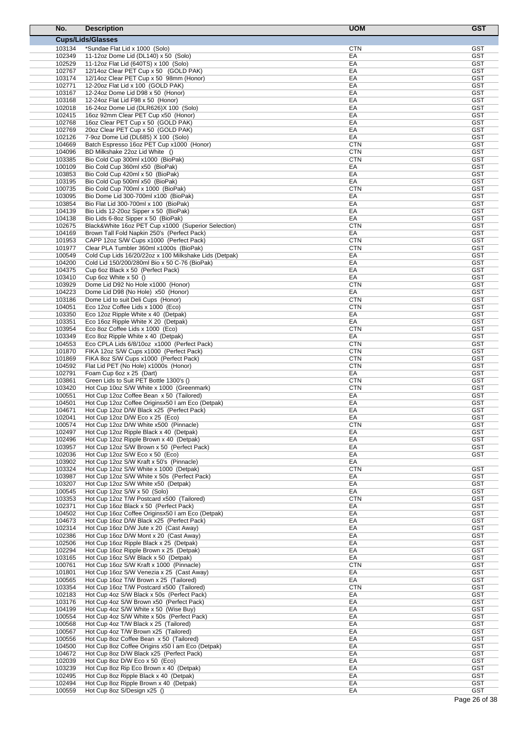| No. | Description | UOM | GST |
|---|---|---|---|
| **Cups/Lids/Glasses** | | | |
| 103134 | *Sundae Flat Lid x 1000 (Solo) | CTN | GST |
| 102349 | 11-12oz Dome Lid (DL140) x 50 (Solo) | EA | GST |
| 102529 | 11-12oz Flat Lid (640TS) x 100 (Solo) | EA | GST |
| 102767 | 12/14oz Clear PET Cup x 50 (GOLD PAK) | EA | GST |
| 103174 | 12/14oz Clear PET Cup x 50 98mm (Honor) | EA | GST |
| 102771 | 12-20oz Flat Lid x 100 (GOLD PAK) | EA | GST |
| 103167 | 12-24oz Dome Lid D98 x 50 (Honor) | EA | GST |
| 103168 | 12-24oz Flat Lid F98 x 50 (Honor) | EA | GST |
| 102018 | 16-24oz Dome Lid (DLR626)X 100 (Solo) | EA | GST |
| 102415 | 16oz 92mm Clear PET Cup x50 (Honor) | EA | GST |
| 102768 | 16oz Clear PET Cup x 50 (GOLD PAK) | EA | GST |
| 102769 | 20oz Clear PET Cup x 50 (GOLD PAK) | EA | GST |
| 102126 | 7-9oz Dome Lid (DL685) X 100 (Solo) | EA | GST |
| 104669 | Batch Espresso 16oz PET Cup x1000 (Honor) | CTN | GST |
| 104096 | BD Milkshake 22oz Lid White () | CTN | GST |
| 103385 | Bio Cold Cup 300ml x1000 (BioPak) | CTN | GST |
| 100109 | Bio Cold Cup 360ml x50 (BioPak) | EA | GST |
| 103853 | Bio Cold Cup 420ml x 50 (BioPak) | EA | GST |
| 103195 | Bio Cold Cup 500ml x50 (BioPak) | EA | GST |
| 100735 | Bio Cold Cup 700ml x 1000 (BioPak) | CTN | GST |
| 103095 | Bio Dome Lid 300-700ml x100 (BioPak) | EA | GST |
| 103854 | Bio Flat Lid 300-700ml x 100 (BioPak) | EA | GST |
| 104139 | Bio Lids 12-20oz Sipper x 50 (BioPak) | EA | GST |
| 104138 | Bio Lids 6-8oz Sipper x 50 (BioPak) | EA | GST |
| 102675 | Black&White 16oz PET Cup x1000 (Superior Selection) | CTN | GST |
| 104169 | Brown Tall Fold Napkin 250's (Perfect Pack) | EA | GST |
| 101953 | CAPP 12oz S/W Cups x1000 (Perfect Pack) | CTN | GST |
| 101977 | Clear PLA Tumbler 360ml x1000s (BioPak) | CTN | GST |
| 100549 | Cold Cup Lids 16/20/22oz x 100 Milkshake Lids (Detpak) | EA | GST |
| 104200 | Cold Lid 150/200/280ml Bio x 50 C-76 (BioPak) | EA | GST |
| 104375 | Cup 6oz Black x 50 (Perfect Pack) | EA | GST |
| 103410 | Cup 6oz White x 50 () | EA | GST |
| 103929 | Dome Lid D92 No Hole x1000 (Honor) | CTN | GST |
| 104223 | Dome Lid D98 (No Hole) x50 (Honor) | EA | GST |
| 103186 | Dome Lid to suit Deli Cups (Honor) | CTN | GST |
| 104051 | Eco 12oz Coffee Lids x 1000 (Eco) | CTN | GST |
| 103350 | Eco 12oz Ripple White x 40 (Detpak) | EA | GST |
| 103351 | Eco 16oz Ripple White X 20 (Detpak) | EA | GST |
| 103954 | Eco 8oz Coffee Lids x 1000 (Eco) | CTN | GST |
| 103349 | Eco 8oz Ripple White x 40 (Detpak) | EA | GST |
| 104553 | Eco CPLA Lids 6/8/10oz x1000 (Perfect Pack) | CTN | GST |
| 101870 | FIKA 12oz S/W Cups x1000 (Perfect Pack) | CTN | GST |
| 101869 | FIKA 8oz S/W Cups x1000 (Perfect Pack) | CTN | GST |
| 104592 | Flat Lid PET (No Hole) x1000s (Honor) | CTN | GST |
| 102791 | Foam Cup 6oz x 25 (Dart) | EA | GST |
| 103861 | Green Lids to Suit PET Bottle 1300's () | CTN | GST |
| 103420 | Hot Cup 10oz S/W White x 1000 (Greenmark) | CTN | GST |
| 100551 | Hot Cup 12oz Coffee Bean x 50 (Tailored) | EA | GST |
| 104501 | Hot Cup 12oz Coffee Originsx50 I am Eco (Detpak) | EA | GST |
| 104671 | Hot Cup 12oz D/W Black x25 (Perfect Pack) | EA | GST |
| 102041 | Hot Cup 12oz D/W Eco x 25 (Eco) | EA | GST |
| 100574 | Hot Cup 12oz D/W White x500 (Pinnacle) | CTN | GST |
| 102497 | Hot Cup 12oz Ripple Black x 40 (Detpak) | EA | GST |
| 102496 | Hot Cup 12oz Ripple Brown x 40 (Detpak) | EA | GST |
| 103957 | Hot Cup 12oz S/W Brown x 50 (Perfect Pack) | EA | GST |
| 102036 | Hot Cup 12oz S/W Eco x 50 (Eco) | EA | GST |
| 103902 | Hot Cup 12oz S/W Kraft x 50's (Pinnacle) | EA | |
| 103324 | Hot Cup 12oz S/W White x 1000 (Detpak) | CTN | GST |
| 103987 | Hot Cup 12oz S/W White x 50s (Perfect Pack) | EA | GST |
| 103207 | Hot Cup 12oz S/W White x50 (Detpak) | EA | GST |
| 100545 | Hot Cup 12oz S/W x 50 (Solo) | EA | GST |
| 103353 | Hot Cup 12oz T/W Postcard x500 (Tailored) | CTN | GST |
| 102371 | Hot Cup 16oz Black x 50 (Perfect Pack) | EA | GST |
| 104502 | Hot Cup 16oz Coffee Originsx50 I am Eco (Detpak) | EA | GST |
| 104673 | Hot Cup 16oz D/W Black x25 (Perfect Pack) | EA | GST |
| 102314 | Hot Cup 16oz D/W Jute x 20 (Cast Away) | EA | GST |
| 102386 | Hot Cup 16oz D/W Mont x 20 (Cast Away) | EA | GST |
| 102506 | Hot Cup 16oz Ripple Black x 25 (Detpak) | EA | GST |
| 102294 | Hot Cup 16oz Ripple Brown x 25 (Detpak) | EA | GST |
| 103165 | Hot Cup 16oz S/W Black x 50 (Detpak) | EA | GST |
| 100761 | Hot Cup 16oz S/W Kraft x 1000 (Pinnacle) | CTN | GST |
| 101801 | Hot Cup 16oz S/W Venezia x 25 (Cast Away) | EA | GST |
| 100565 | Hot Cup 16oz T/W Brown x 25 (Tailored) | EA | GST |
| 103354 | Hot Cup 16oz T/W Postcard x500 (Tailored) | CTN | GST |
| 102183 | Hot Cup 4oz S/W Black x 50s (Perfect Pack) | EA | GST |
| 103176 | Hot Cup 4oz S/W Brown x50 (Perfect Pack) | EA | GST |
| 104199 | Hot Cup 4oz S/W White x 50 (Wise Buy) | EA | GST |
| 100554 | Hot Cup 4oz S/W White x 50s (Perfect Pack) | EA | GST |
| 100568 | Hot Cup 4oz T/W Black x 25 (Tailored) | EA | GST |
| 100567 | Hot Cup 4oz T/W Brown x25 (Tailored) | EA | GST |
| 100556 | Hot Cup 8oz Coffee Bean x 50 (Tailored) | EA | GST |
| 104500 | Hot Cup 8oz Coffee Origins x50 I am Eco (Detpak) | EA | GST |
| 104672 | Hot Cup 8oz D/W Black x25 (Perfect Pack) | EA | GST |
| 102039 | Hot Cup 8oz D/W Eco x 50 (Eco) | EA | GST |
| 103239 | Hot Cup 8oz Rip Eco Brown x 40 (Detpak) | EA | GST |
| 102495 | Hot Cup 8oz Ripple Black x 40 (Detpak) | EA | GST |
| 102494 | Hot Cup 8oz Ripple Brown x 40 (Detpak) | EA | GST |
| 100559 | Hot Cup 8oz S/Design x25 () | EA | GST |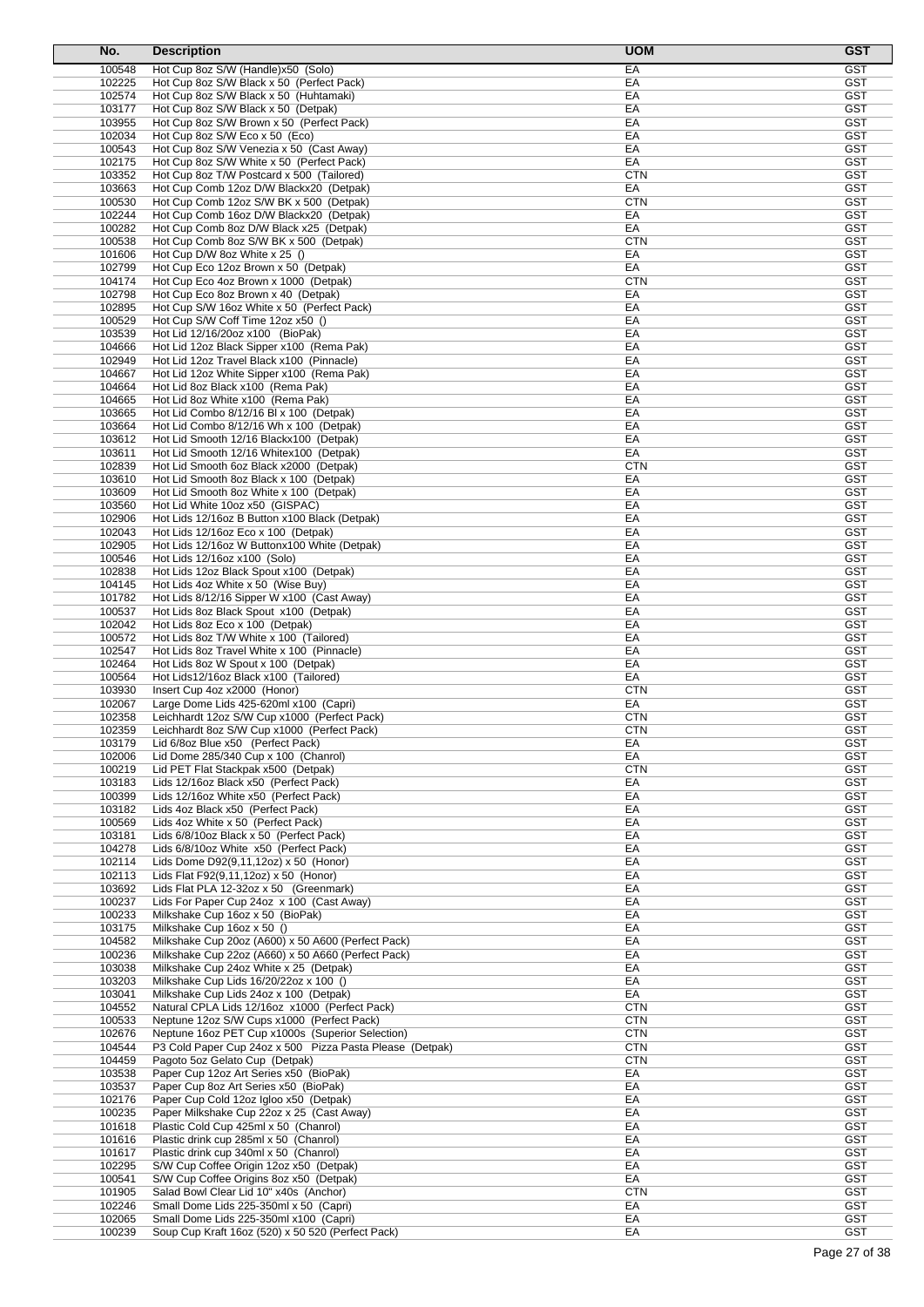| No. | Description | UOM | GST |
|---|---|---|---|
| 100548 | Hot Cup 8oz S/W (Handle)x50 (Solo) | EA | GST |
| 102225 | Hot Cup 8oz S/W Black x 50 (Perfect Pack) | EA | GST |
| 102574 | Hot Cup 8oz S/W Black x 50 (Huhtamaki) | EA | GST |
| 103177 | Hot Cup 8oz S/W Black x 50 (Detpak) | EA | GST |
| 103955 | Hot Cup 8oz S/W Brown x 50 (Perfect Pack) | EA | GST |
| 102034 | Hot Cup 8oz S/W Eco x 50 (Eco) | EA | GST |
| 100543 | Hot Cup 8oz S/W Venezia x 50 (Cast Away) | EA | GST |
| 102175 | Hot Cup 8oz S/W White x 50 (Perfect Pack) | EA | GST |
| 103352 | Hot Cup 8oz T/W Postcard x 500 (Tailored) | CTN | GST |
| 103663 | Hot Cup Comb 12oz D/W Blackx20 (Detpak) | EA | GST |
| 100530 | Hot Cup Comb 12oz S/W BK x 500 (Detpak) | CTN | GST |
| 102244 | Hot Cup Comb 16oz D/W Blackx20 (Detpak) | EA | GST |
| 100282 | Hot Cup Comb 8oz D/W Black x25 (Detpak) | EA | GST |
| 100538 | Hot Cup Comb 8oz S/W BK x 500 (Detpak) | CTN | GST |
| 101606 | Hot Cup D/W 8oz White x 25 () | EA | GST |
| 102799 | Hot Cup Eco 12oz Brown x 50 (Detpak) | EA | GST |
| 104174 | Hot Cup Eco 4oz Brown x 1000 (Detpak) | CTN | GST |
| 102798 | Hot Cup Eco 8oz Brown x 40 (Detpak) | EA | GST |
| 102895 | Hot Cup S/W 16oz White x 50 (Perfect Pack) | EA | GST |
| 100529 | Hot Cup S/W Coff Time 12oz x50 () | EA | GST |
| 103539 | Hot Lid 12/16/20oz x100 (BioPak) | EA | GST |
| 104666 | Hot Lid 12oz Black Sipper x100 (Rema Pak) | EA | GST |
| 102949 | Hot Lid 12oz Travel Black x100 (Pinnacle) | EA | GST |
| 104667 | Hot Lid 12oz White Sipper x100 (Rema Pak) | EA | GST |
| 104664 | Hot Lid 8oz Black x100 (Rema Pak) | EA | GST |
| 104665 | Hot Lid 8oz White x100 (Rema Pak) | EA | GST |
| 103665 | Hot Lid Combo 8/12/16 Bl x 100 (Detpak) | EA | GST |
| 103664 | Hot Lid Combo 8/12/16 Wh x 100 (Detpak) | EA | GST |
| 103612 | Hot Lid Smooth 12/16 Blackx100 (Detpak) | EA | GST |
| 103611 | Hot Lid Smooth 12/16 Whitex100 (Detpak) | EA | GST |
| 102839 | Hot Lid Smooth 6oz Black x2000 (Detpak) | CTN | GST |
| 103610 | Hot Lid Smooth 8oz Black x 100 (Detpak) | EA | GST |
| 103609 | Hot Lid Smooth 8oz White x 100 (Detpak) | EA | GST |
| 103560 | Hot Lid White 10oz x50 (GISPAC) | EA | GST |
| 102906 | Hot Lids 12/16oz B Button x100 Black (Detpak) | EA | GST |
| 102043 | Hot Lids 12/16oz Eco x 100 (Detpak) | EA | GST |
| 102905 | Hot Lids 12/16oz W Buttonx100 White (Detpak) | EA | GST |
| 100546 | Hot Lids 12/16oz x100 (Solo) | EA | GST |
| 102838 | Hot Lids 12oz Black Spout x100 (Detpak) | EA | GST |
| 104145 | Hot Lids 4oz White x 50 (Wise Buy) | EA | GST |
| 101782 | Hot Lids 8/12/16 Sipper W x100 (Cast Away) | EA | GST |
| 100537 | Hot Lids 8oz Black Spout x100 (Detpak) | EA | GST |
| 102042 | Hot Lids 8oz Eco x 100 (Detpak) | EA | GST |
| 100572 | Hot Lids 8oz T/W White x 100 (Tailored) | EA | GST |
| 102547 | Hot Lids 8oz Travel White x 100 (Pinnacle) | EA | GST |
| 102464 | Hot Lids 8oz W Spout x 100 (Detpak) | EA | GST |
| 100564 | Hot Lids12/16oz Black x100 (Tailored) | EA | GST |
| 103930 | Insert Cup 4oz x2000 (Honor) | CTN | GST |
| 102067 | Large Dome Lids 425-620ml x100 (Capri) | EA | GST |
| 102358 | Leichhardt 12oz S/W Cup x1000 (Perfect Pack) | CTN | GST |
| 102359 | Leichhardt 8oz S/W Cup x1000 (Perfect Pack) | CTN | GST |
| 103179 | Lid 6/8oz Blue x50 (Perfect Pack) | EA | GST |
| 102006 | Lid Dome 285/340 Cup x 100 (Chanrol) | EA | GST |
| 100219 | Lid PET Flat Stackpak x500 (Detpak) | CTN | GST |
| 103183 | Lids 12/16oz Black x50 (Perfect Pack) | EA | GST |
| 100399 | Lids 12/16oz White x50 (Perfect Pack) | EA | GST |
| 103182 | Lids 4oz Black x50 (Perfect Pack) | EA | GST |
| 100569 | Lids 4oz White x 50 (Perfect Pack) | EA | GST |
| 103181 | Lids 6/8/10oz Black x 50 (Perfect Pack) | EA | GST |
| 104278 | Lids 6/8/10oz White x50 (Perfect Pack) | EA | GST |
| 102114 | Lids Dome D92(9,11,12oz) x 50 (Honor) | EA | GST |
| 102113 | Lids Flat F92(9,11,12oz) x 50 (Honor) | EA | GST |
| 103692 | Lids Flat PLA 12-32oz x 50 (Greenmark) | EA | GST |
| 100237 | Lids For Paper Cup 24oz x 100 (Cast Away) | EA | GST |
| 100233 | Milkshake Cup 16oz x 50 (BioPak) | EA | GST |
| 103175 | Milkshake Cup 16oz x 50 () | EA | GST |
| 104582 | Milkshake Cup 20oz (A600) x 50 A600 (Perfect Pack) | EA | GST |
| 100236 | Milkshake Cup 22oz (A660) x 50 A660 (Perfect Pack) | EA | GST |
| 103038 | Milkshake Cup 24oz White x 25 (Detpak) | EA | GST |
| 103203 | Milkshake Cup Lids 16/20/22oz x 100 () | EA | GST |
| 103041 | Milkshake Cup Lids 24oz x 100 (Detpak) | EA | GST |
| 104552 | Natural CPLA Lids 12/16oz x1000 (Perfect Pack) | CTN | GST |
| 100533 | Neptune 12oz S/W Cups x1000 (Perfect Pack) | CTN | GST |
| 102676 | Neptune 16oz PET Cup x1000s (Superior Selection) | CTN | GST |
| 104544 | P3 Cold Paper Cup 24oz x 500 Pizza Pasta Please (Detpak) | CTN | GST |
| 104459 | Pagoto 5oz Gelato Cup (Detpak) | CTN | GST |
| 103538 | Paper Cup 12oz Art Series x50 (BioPak) | EA | GST |
| 103537 | Paper Cup 8oz Art Series x50 (BioPak) | EA | GST |
| 102176 | Paper Cup Cold 12oz Igloo x50 (Detpak) | EA | GST |
| 100235 | Paper Milkshake Cup 22oz x 25 (Cast Away) | EA | GST |
| 101618 | Plastic Cold Cup 425ml x 50 (Chanrol) | EA | GST |
| 101616 | Plastic drink cup 285ml x 50 (Chanrol) | EA | GST |
| 101617 | Plastic drink cup 340ml x 50 (Chanrol) | EA | GST |
| 102295 | S/W Cup Coffee Origin 12oz x50 (Detpak) | EA | GST |
| 100541 | S/W Cup Coffee Origins 8oz x50 (Detpak) | EA | GST |
| 101905 | Salad Bowl Clear Lid 10" x40s (Anchor) | CTN | GST |
| 102246 | Small Dome Lids 225-350ml x 50 (Capri) | EA | GST |
| 102065 | Small Dome Lids 225-350ml x100 (Capri) | EA | GST |
| 100239 | Soup Cup Kraft 16oz (520) x 50 520 (Perfect Pack) | EA | GST |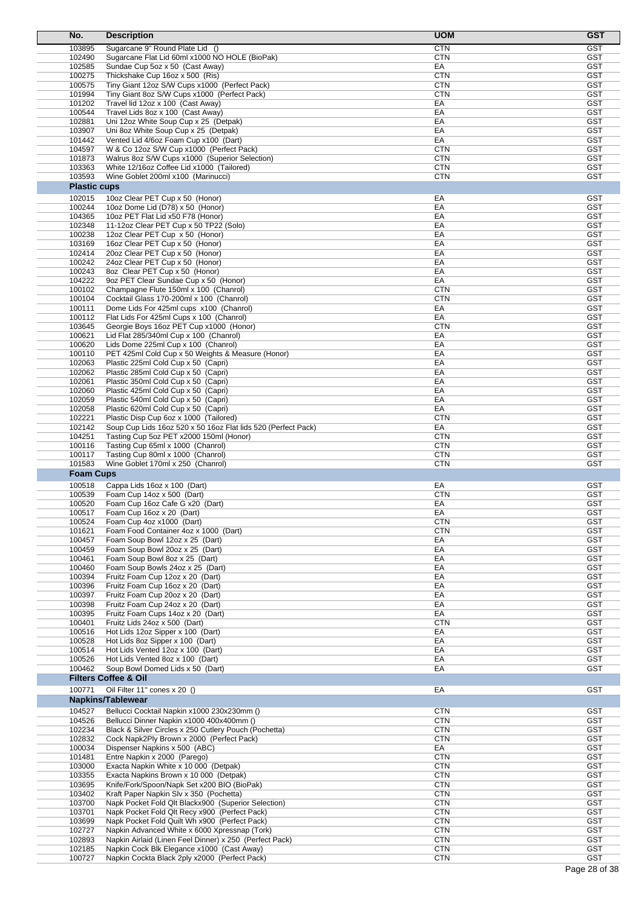| No. | Description | UOM | GST |
|---|---|---|---|
| 103895 | Sugarcane 9" Round Plate Lid () | CTN | GST |
| 102490 | Sugarcane Flat Lid 60ml x1000 NO HOLE (BioPak) | CTN | GST |
| 102585 | Sundae Cup 5oz x 50 (Cast Away) | EA | GST |
| 100275 | Thickshake Cup 16oz x 500 (Ris) | CTN | GST |
| 100575 | Tiny Giant 12oz S/W Cups x1000 (Perfect Pack) | CTN | GST |
| 101994 | Tiny Giant 8oz S/W Cups x1000 (Perfect Pack) | CTN | GST |
| 101202 | Travel lid 12oz x 100 (Cast Away) | EA | GST |
| 100544 | Travel Lids 8oz x 100 (Cast Away) | EA | GST |
| 102881 | Uni 12oz White Soup Cup x 25 (Detpak) | EA | GST |
| 103907 | Uni 8oz White Soup Cup x 25 (Detpak) | EA | GST |
| 101442 | Vented Lid 4/6oz Foam Cup x100 (Dart) | EA | GST |
| 104597 | W & Co 12oz S/W Cup x1000 (Perfect Pack) | CTN | GST |
| 101873 | Walrus 8oz S/W Cups x1000 (Superior Selection) | CTN | GST |
| 103363 | White 12/16oz Coffee Lid x1000 (Tailored) | CTN | GST |
| 103593 | Wine Goblet 200ml x100 (Marinucci) | CTN | GST |
| **Plastic cups** | | | |
| 102015 | 10oz Clear PET Cup x 50 (Honor) | EA | GST |
| 100244 | 10oz Dome Lid (D78) x 50 (Honor) | EA | GST |
| 104365 | 10oz PET Flat Lid x50 F78 (Honor) | EA | GST |
| 102348 | 11-12oz Clear PET Cup x 50 TP22 (Solo) | EA | GST |
| 100238 | 12oz Clear PET Cup x 50 (Honor) | EA | GST |
| 103169 | 16oz Clear PET Cup x 50 (Honor) | EA | GST |
| 102414 | 20oz Clear PET Cup x 50 (Honor) | EA | GST |
| 100242 | 24oz Clear PET Cup x 50 (Honor) | EA | GST |
| 100243 | 8oz Clear PET Cup x 50 (Honor) | EA | GST |
| 104222 | 9oz PET Clear Sundae Cup x 50 (Honor) | EA | GST |
| 100102 | Champagne Flute 150ml x 100 (Chanrol) | CTN | GST |
| 100104 | Cocktail Glass 170-200ml x 100 (Chanrol) | CTN | GST |
| 100111 | Dome Lids For 425ml cups x100 (Chanrol) | EA | GST |
| 100112 | Flat Lids For 425ml Cups x 100 (Chanrol) | EA | GST |
| 103645 | Georgie Boys 16oz PET Cup x1000 (Honor) | CTN | GST |
| 100621 | Lid Flat 285/340ml Cup x 100 (Chanrol) | EA | GST |
| 100620 | Lids Dome 225ml Cup x 100 (Chanrol) | EA | GST |
| 100110 | PET 425ml Cold Cup x 50 Weights & Measure (Honor) | EA | GST |
| 102063 | Plastic 225ml Cold Cup x 50 (Capri) | EA | GST |
| 102062 | Plastic 285ml Cold Cup x 50 (Capri) | EA | GST |
| 102061 | Plastic 350ml Cold Cup x 50 (Capri) | EA | GST |
| 102060 | Plastic 425ml Cold Cup x 50 (Capri) | EA | GST |
| 102059 | Plastic 540ml Cold Cup x 50 (Capri) | EA | GST |
| 102058 | Plastic 620ml Cold Cup x 50 (Capri) | EA | GST |
| 102221 | Plastic Disp Cup 6oz x 1000 (Tailored) | CTN | GST |
| 102142 | Soup Cup Lids 16oz 520 x 50 16oz Flat lids 520 (Perfect Pack) | EA | GST |
| 104251 | Tasting Cup 5oz PET x2000 150ml (Honor) | CTN | GST |
| 100116 | Tasting Cup 65ml x 1000 (Chanrol) | CTN | GST |
| 100117 | Tasting Cup 80ml x 1000 (Chanrol) | CTN | GST |
| 101583 | Wine Goblet 170ml x 250 (Chanrol) | CTN | GST |
| **Foam Cups** | | | |
| 100518 | Cappa Lids 16oz x 100 (Dart) | EA | GST |
| 100539 | Foam Cup 14oz x 500 (Dart) | CTN | GST |
| 100520 | Foam Cup 16oz Cafe G x20 (Dart) | EA | GST |
| 100517 | Foam Cup 16oz x 20 (Dart) | EA | GST |
| 100524 | Foam Cup 4oz x1000 (Dart) | CTN | GST |
| 101621 | Foam Food Container 4oz x 1000 (Dart) | CTN | GST |
| 100457 | Foam Soup Bowl 12oz x 25 (Dart) | EA | GST |
| 100459 | Foam Soup Bowl 20oz x 25 (Dart) | EA | GST |
| 100461 | Foam Soup Bowl 8oz x 25 (Dart) | EA | GST |
| 100460 | Foam Soup Bowls 24oz x 25 (Dart) | EA | GST |
| 100394 | Fruitz Foam Cup 12oz x 20 (Dart) | EA | GST |
| 100396 | Fruitz Foam Cup 16oz x 20 (Dart) | EA | GST |
| 100397 | Fruitz Foam Cup 20oz x 20 (Dart) | EA | GST |
| 100398 | Fruitz Foam Cup 24oz x 20 (Dart) | EA | GST |
| 100395 | Fruitz Foam Cups 14oz x 20 (Dart) | EA | GST |
| 100401 | Fruitz Lids 24oz x 500 (Dart) | CTN | GST |
| 100516 | Hot Lids 12oz Sipper x 100 (Dart) | EA | GST |
| 100528 | Hot Lids 8oz Sipper x 100 (Dart) | EA | GST |
| 100514 | Hot Lids Vented 12oz x 100 (Dart) | EA | GST |
| 100526 | Hot Lids Vented 8oz x 100 (Dart) | EA | GST |
| 100462 | Soup Bowl Domed Lids x 50 (Dart) | EA | GST |
| **Filters Coffee & Oil** | | | |
| 100771 | Oil Filter 11" cones x 20 () | EA | GST |
| **Napkins/Tablewear** | | | |
| 104527 | Bellucci Cocktail Napkin x1000 230x230mm () | CTN | GST |
| 104526 | Bellucci Dinner Napkin x1000 400x400mm () | CTN | GST |
| 102234 | Black & Silver Circles x 250 Cutlery Pouch (Pochetta) | CTN | GST |
| 102832 | Cock Napk2Ply Brown x 2000 (Perfect Pack) | CTN | GST |
| 100034 | Dispenser Napkins x 500 (ABC) | EA | GST |
| 101481 | Entre Napkin x 2000 (Parego) | CTN | GST |
| 103000 | Exacta Napkin White x 10 000 (Detpak) | CTN | GST |
| 103355 | Exacta Napkins Brown x 10 000 (Detpak) | CTN | GST |
| 103695 | Knife/Fork/Spoon/Napk Set x200 BIO (BioPak) | CTN | GST |
| 103402 | Kraft Paper Napkin Slv x 350 (Pochetta) | CTN | GST |
| 103700 | Napk Pocket Fold Qlt Blackx900 (Superior Selection) | CTN | GST |
| 103701 | Napk Pocket Fold Qlt Recy x900 (Perfect Pack) | CTN | GST |
| 103699 | Napk Pocket Fold Quilt Wh x900 (Perfect Pack) | CTN | GST |
| 102727 | Napkin Advanced White x 6000 Xpressnap (Tork) | CTN | GST |
| 102893 | Napkin Airlaid (Linen Feel Dinner) x 250 (Perfect Pack) | CTN | GST |
| 102185 | Napkin Cock Blk Elegance x1000 (Cast Away) | CTN | GST |
| 100727 | Napkin Cockta Black 2ply x2000 (Perfect Pack) | CTN | GST |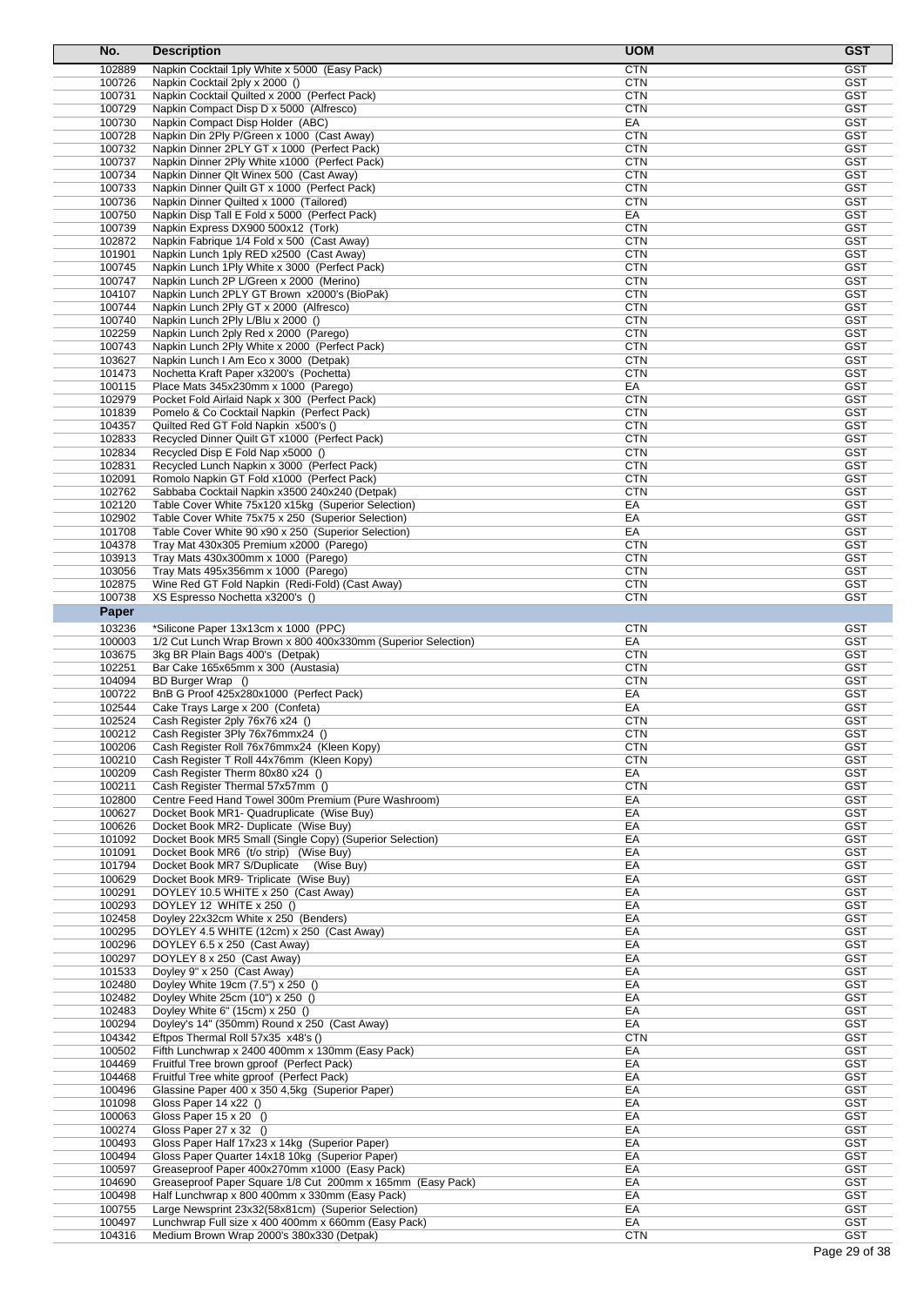| No. | Description | UOM | GST |
|---|---|---|---|
| 102889 | Napkin Cocktail 1ply White x 5000 (Easy Pack) | CTN | GST |
| 100726 | Napkin Cocktail 2ply x 2000 () | CTN | GST |
| 100731 | Napkin Cocktail Quilted x 2000 (Perfect Pack) | CTN | GST |
| 100729 | Napkin Compact Disp D x 5000 (Alfresco) | CTN | GST |
| 100730 | Napkin Compact Disp Holder (ABC) | EA | GST |
| 100728 | Napkin Din 2Ply P/Green x 1000 (Cast Away) | CTN | GST |
| 100732 | Napkin Dinner 2PLY GT x 1000 (Perfect Pack) | CTN | GST |
| 100737 | Napkin Dinner 2Ply White x1000 (Perfect Pack) | CTN | GST |
| 100734 | Napkin Dinner Qlt Winex 500 (Cast Away) | CTN | GST |
| 100733 | Napkin Dinner Quilt GT x 1000 (Perfect Pack) | CTN | GST |
| 100736 | Napkin Dinner Quilted x 1000 (Tailored) | CTN | GST |
| 100750 | Napkin Disp Tall E Fold x 5000 (Perfect Pack) | EA | GST |
| 100739 | Napkin Express DX900 500x12 (Tork) | CTN | GST |
| 102872 | Napkin Fabrique 1/4 Fold x 500 (Cast Away) | CTN | GST |
| 101901 | Napkin Lunch 1ply RED x2500 (Cast Away) | CTN | GST |
| 100745 | Napkin Lunch 1Ply White x 3000 (Perfect Pack) | CTN | GST |
| 100747 | Napkin Lunch 2P L/Green x 2000 (Merino) | CTN | GST |
| 104107 | Napkin Lunch 2PLY GT Brown x2000's (BioPak) | CTN | GST |
| 100744 | Napkin Lunch 2Ply GT x 2000 (Alfresco) | CTN | GST |
| 100740 | Napkin Lunch 2Ply L/Blu x 2000 () | CTN | GST |
| 102259 | Napkin Lunch 2ply Red x 2000 (Parego) | CTN | GST |
| 100743 | Napkin Lunch 2Ply White x 2000 (Perfect Pack) | CTN | GST |
| 103627 | Napkin Lunch I Am Eco x 3000 (Detpak) | CTN | GST |
| 101473 | Nochetta Kraft Paper x3200's (Pochetta) | CTN | GST |
| 100115 | Place Mats 345x230mm x 1000 (Parego) | EA | GST |
| 102979 | Pocket Fold Airlaid Napk x 300 (Perfect Pack) | CTN | GST |
| 101839 | Pomelo & Co Cocktail Napkin (Perfect Pack) | CTN | GST |
| 104357 | Quilted Red GT Fold Napkin x500's () | CTN | GST |
| 102833 | Recycled Dinner Quilt GT x1000 (Perfect Pack) | CTN | GST |
| 102834 | Recycled Disp E Fold Nap x5000 () | CTN | GST |
| 102831 | Recycled Lunch Napkin x 3000 (Perfect Pack) | CTN | GST |
| 102091 | Romolo Napkin GT Fold x1000 (Perfect Pack) | CTN | GST |
| 102762 | Sabbaba Cocktail Napkin x3500 240x240 (Detpak) | CTN | GST |
| 102120 | Table Cover White 75x120 x15kg (Superior Selection) | EA | GST |
| 102902 | Table Cover White 75x75 x 250 (Superior Selection) | EA | GST |
| 101708 | Table Cover White 90 x90 x 250 (Superior Selection) | EA | GST |
| 104378 | Tray Mat 430x305 Premium x2000 (Parego) | CTN | GST |
| 103913 | Tray Mats 430x300mm x 1000 (Parego) | CTN | GST |
| 103056 | Tray Mats 495x356mm x 1000 (Parego) | CTN | GST |
| 102875 | Wine Red GT Fold Napkin (Redi-Fold) (Cast Away) | CTN | GST |
| 100738 | XS Espresso Nochetta x3200's () | CTN | GST |
| **Paper** | | | |
| 103236 | *Silicone Paper 13x13cm x 1000 (PPC) | CTN | GST |
| 100003 | 1/2 Cut Lunch Wrap Brown x 800 400x330mm (Superior Selection) | EA | GST |
| 103675 | 3kg BR Plain Bags 400's (Detpak) | CTN | GST |
| 102251 | Bar Cake 165x65mm x 300 (Austasia) | CTN | GST |
| 104094 | BD Burger Wrap () | CTN | GST |
| 100722 | BnB G Proof 425x280x1000 (Perfect Pack) | EA | GST |
| 102544 | Cake Trays Large x 200 (Confeta) | EA | GST |
| 102524 | Cash Register 2ply 76x76 x24 () | CTN | GST |
| 100212 | Cash Register 3Ply 76x76mmx24 () | CTN | GST |
| 100206 | Cash Register Roll 76x76mmx24 (Kleen Kopy) | CTN | GST |
| 100210 | Cash Register T Roll 44x76mm (Kleen Kopy) | CTN | GST |
| 100209 | Cash Register Therm 80x80 x24 () | EA | GST |
| 100211 | Cash Register Thermal 57x57mm () | CTN | GST |
| 102800 | Centre Feed Hand Towel 300m Premium (Pure Washroom) | EA | GST |
| 100627 | Docket Book MR1- Quadruplicate (Wise Buy) | EA | GST |
| 100626 | Docket Book MR2- Duplicate (Wise Buy) | EA | GST |
| 101092 | Docket Book MR5 Small (Single Copy) (Superior Selection) | EA | GST |
| 101091 | Docket Book MR6 (t/o strip) (Wise Buy) | EA | GST |
| 101794 | Docket Book MR7 S/Duplicate (Wise Buy) | EA | GST |
| 100629 | Docket Book MR9- Triplicate (Wise Buy) | EA | GST |
| 100291 | DOYLEY 10.5 WHITE x 250 (Cast Away) | EA | GST |
| 100293 | DOYLEY 12 WHITE x 250 () | EA | GST |
| 102458 | Doyley 22x32cm White x 250 (Benders) | EA | GST |
| 100295 | DOYLEY 4.5 WHITE (12cm) x 250 (Cast Away) | EA | GST |
| 100296 | DOYLEY 6.5 x 250 (Cast Away) | EA | GST |
| 100297 | DOYLEY 8 x 250 (Cast Away) | EA | GST |
| 101533 | Doyley 9" x 250 (Cast Away) | EA | GST |
| 102480 | Doyley White 19cm (7.5") x 250 () | EA | GST |
| 102482 | Doyley White 25cm (10") x 250 () | EA | GST |
| 102483 | Doyley White 6" (15cm) x 250 () | EA | GST |
| 100294 | Doyley's 14" (350mm) Round x 250 (Cast Away) | EA | GST |
| 104342 | Eftpos Thermal Roll 57x35 x48's () | CTN | GST |
| 100502 | Fifth Lunchwrap x 2400 400mm x 130mm (Easy Pack) | EA | GST |
| 104469 | Fruitful Tree brown gproof (Perfect Pack) | EA | GST |
| 104468 | Fruitful Tree white gproof (Perfect Pack) | EA | GST |
| 100496 | Glassine Paper 400 x 350 4,5kg (Superior Paper) | EA | GST |
| 101098 | Gloss Paper 14 x22 () | EA | GST |
| 100063 | Gloss Paper 15 x 20 () | EA | GST |
| 100274 | Gloss Paper 27 x 32 () | EA | GST |
| 100493 | Gloss Paper Half 17x23 x 14kg (Superior Paper) | EA | GST |
| 100494 | Gloss Paper Quarter 14x18 10kg (Superior Paper) | EA | GST |
| 100597 | Greaseproof Paper 400x270mm x1000 (Easy Pack) | EA | GST |
| 104690 | Greaseproof Paper Square 1/8 Cut 200mm x 165mm (Easy Pack) | EA | GST |
| 100498 | Half Lunchwrap x 800 400mm x 330mm (Easy Pack) | EA | GST |
| 100755 | Large Newsprint 23x32(58x81cm) (Superior Selection) | EA | GST |
| 100497 | Lunchwrap Full size x 400 400mm x 660mm (Easy Pack) | EA | GST |
| 104316 | Medium Brown Wrap 2000's 380x330 (Detpak) | CTN | GST |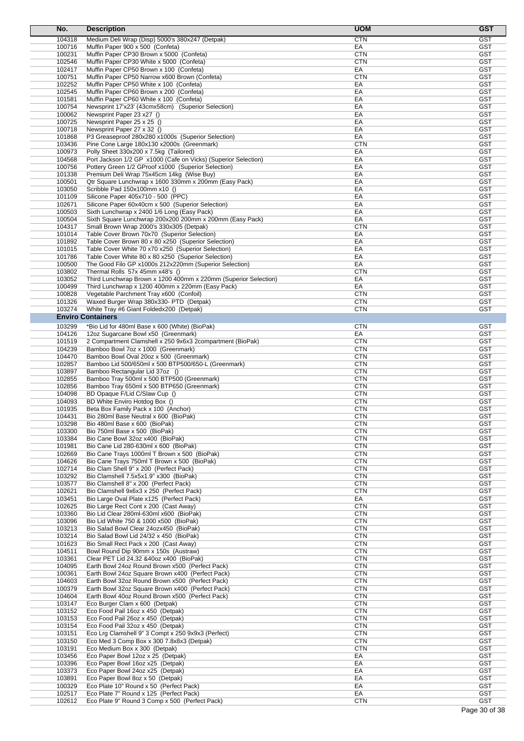| No. | Description | UOM | GST |
|---|---|---|---|
| 104318 | Medium Deli Wrap (Disp) 5000's 380x247 (Detpak) | CTN | GST |
| 100716 | Muffin Paper 900 x 500 (Confeta) | EA | GST |
| 100231 | Muffin Paper CP30 Brown x 5000 (Confeta) | CTN | GST |
| 102546 | Muffin Paper CP30 White x 5000 (Confeta) | CTN | GST |
| 102417 | Muffin Paper CP50 Brown x 100 (Confeta) | EA | GST |
| 100751 | Muffin Paper CP50 Narrow x600 Brown (Confeta) | CTN | GST |
| 102252 | Muffin Paper CP50 White x 100 (Confeta) | EA | GST |
| 102545 | Muffin Paper CP60 Brown x 200 (Confeta) | EA | GST |
| 101581 | Muffin Paper CP60 White x 100 (Confeta) | EA | GST |
| 100754 | Newsprint 17'x23' (43cmx58cm) (Superior Selection) | EA | GST |
| 100062 | Newsprint Paper 23 x27 () | EA | GST |
| 100725 | Newsprint Paper 25 x 25 () | EA | GST |
| 100718 | Newsprint Paper 27 x 32 () | EA | GST |
| 101868 | P3 Greaseproof 280x280 x1000s (Superior Selection) | EA | GST |
| 103436 | Pine Cone Large 180x130 x2000s (Greenmark) | CTN | GST |
| 100973 | Polly Sheet 330x200 x 7.5kg (Tailored) | EA | GST |
| 104568 | Port Jackson 1/2 GP x1000 (Cafe on Vicks) (Superior Selection) | EA | GST |
| 100756 | Pottery Green 1/2 GProof x1000 (Superior Selection) | EA | GST |
| 101338 | Premium Deli Wrap 75x45cm 14kg (Wise Buy) | EA | GST |
| 100501 | Qtr Square Lunchwrap x 1600 330mm x 200mm (Easy Pack) | EA | GST |
| 103050 | Scribble Pad 150x100mm x10 () | EA | GST |
| 101109 | Silicone Paper 405x710 - 500 (PPC) | EA | GST |
| 102671 | Silicone Paper 60x40cm x 500 (Superior Selection) | EA | GST |
| 100503 | Sixth Lunchwrap x 2400 1/6 Long (Easy Pack) | EA | GST |
| 100504 | Sixth Square Lunchwrap 200x200 200mm x 200mm (Easy Pack) | EA | GST |
| 104317 | Small Brown Wrap 2000's 330x305 (Detpak) | CTN | GST |
| 101014 | Table Cover Brown 70x70 (Superior Selection) | EA | GST |
| 101892 | Table Cover Brown 80 x 80 x250 (Superior Selection) | EA | GST |
| 101015 | Table Cover White 70 x70 x250 (Superior Selection) | EA | GST |
| 101786 | Table Cover White 80 x 80 x250 (Superior Selection) | EA | GST |
| 100500 | The Good Filo GP x1000s 212x220mm (Superior Selection) | EA | GST |
| 103802 | Thermal Rolls 57x 45mm x48's () | CTN | GST |
| 103052 | Third Lunchwrap Brown x 1200 400mm x 220mm (Superior Selection) | EA | GST |
| 100499 | Third Lunchwrap x 1200 400mm x 220mm (Easy Pack) | EA | GST |
| 100828 | Vegetable Parchment Tray x600 (Confoil) | CTN | GST |
| 101326 | Waxed Burger Wrap 380x330- PTD (Detpak) | CTN | GST |
| 103274 | White Tray #6 Giant Foldedx200 (Detpak) | CTN | GST |
| | **Enviro Containers** | | |
| 103299 | *Bio Lid for 480ml Base x 600 (White) (BioPak) | CTN | GST |
| 104126 | 12oz Sugarcane Bowl x50 (Greenmark) | EA | GST |
| 101519 | 2 Compartment Clamshell x 250 9x6x3 2compartment (BioPak) | CTN | GST |
| 104239 | Bamboo Bowl 7oz x 1000 (Greenmark) | CTN | GST |
| 104470 | Bamboo Bowl Oval 20oz x 500 (Greenmark) | CTN | GST |
| 102857 | Bamboo Lid 500/650ml x 500 BTP500/650-L (Greenmark) | CTN | GST |
| 103897 | Bamboo Rectangular Lid 37oz () | CTN | GST |
| 102855 | Bamboo Tray 500ml x 500 BTP500 (Greenmark) | CTN | GST |
| 102856 | Bamboo Tray 650ml x 500 BTP650 (Greenmark) | CTN | GST |
| 104098 | BD Opaque F/Lid C/Slaw Cup () | CTN | GST |
| 104093 | BD White Enviro Hotdog Box () | CTN | GST |
| 101935 | Beta Box Family Pack x 100 (Anchor) | CTN | GST |
| 104431 | Bio 280ml Base Neutral x 600 (BioPak) | CTN | GST |
| 103298 | Bio 480ml Base x 600 (BioPak) | CTN | GST |
| 103300 | Bio 750ml Base x 500 (BioPak) | CTN | GST |
| 103384 | Bio Cane Bowl 32oz x400 (BioPak) | CTN | GST |
| 101981 | Bio Cane Lid 280-630ml x 600 (BioPak) | CTN | GST |
| 102669 | Bio Cane Trays 1000ml T Brown x 500 (BioPak) | CTN | GST |
| 104626 | Bio Cane Trays 750ml T Brown x 500 (BioPak) | CTN | GST |
| 102714 | Bio Clam Shell 9" x 200 (Perfect Pack) | CTN | GST |
| 103292 | Bio Clamshell 7.5x5x1.9" x300 (BioPak) | CTN | GST |
| 103577 | Bio Clamshell 8" x 200 (Perfect Pack) | CTN | GST |
| 102621 | Bio Clamshell 9x6x3 x 250 (Perfect Pack) | CTN | GST |
| 103451 | Bio Large Oval Plate x125 (Perfect Pack) | EA | GST |
| 102625 | Bio Large Rect Cont x 200 (Cast Away) | CTN | GST |
| 103360 | Bio Lid Clear 280ml-630ml x600 (BioPak) | CTN | GST |
| 103096 | Bio Lid White 750 & 1000 x500 (BioPak) | CTN | GST |
| 103213 | Bio Salad Bowl Clear 24ozx450 (BioPak) | CTN | GST |
| 103214 | Bio Salad Bowl Lid 24/32 x 450 (BioPak) | CTN | GST |
| 101623 | Bio Small Rect Pack x 200 (Cast Away) | CTN | GST |
| 104511 | Bowl Round Dip 90mm x 150s (Austraw) | CTN | GST |
| 103361 | Clear PET Lid 24,32 &40oz x400 (BioPak) | CTN | GST |
| 104095 | Earth Bowl 24oz Round Brown x500 (Perfect Pack) | CTN | GST |
| 100361 | Earth Bowl 24oz Square Brown x400 (Perfect Pack) | CTN | GST |
| 104603 | Earth Bowl 32oz Round Brown x500 (Perfect Pack) | CTN | GST |
| 100379 | Earth Bowl 32oz Square Brown x400 (Perfect Pack) | CTN | GST |
| 104604 | Earth Bowl 40oz Round Brown x500 (Perfect Pack) | CTN | GST |
| 103147 | Eco Burger Clam x 600 (Detpak) | CTN | GST |
| 103152 | Eco Food Pail 16oz x 450 (Detpak) | CTN | GST |
| 103153 | Eco Food Pail 26oz x 450 (Detpak) | CTN | GST |
| 103154 | Eco Food Pail 32oz x 450 (Detpak) | CTN | GST |
| 103151 | Eco Lrg Clamshell 9" 3 Compt x 250 9x9x3 (Perfect) | CTN | GST |
| 103150 | Eco Med 3 Comp Box x 300 7.8x8x3 (Detpak) | CTN | GST |
| 103191 | Eco Medium Box x 300 (Detpak) | CTN | GST |
| 103456 | Eco Paper Bowl 12oz x 25 (Detpak) | EA | GST |
| 103396 | Eco Paper Bowl 16oz x25 (Detpak) | EA | GST |
| 103373 | Eco Paper Bowl 24oz x25 (Detpak) | EA | GST |
| 103891 | Eco Paper Bowl 8oz x 50 (Detpak) | EA | GST |
| 100329 | Eco Plate 10" Round x 50 (Perfect Pack) | EA | GST |
| 102517 | Eco Plate 7" Round x 125 (Perfect Pack) | EA | GST |
| 102612 | Eco Plate 9" Round 3 Comp x 500 (Perfect Pack) | CTN | GST |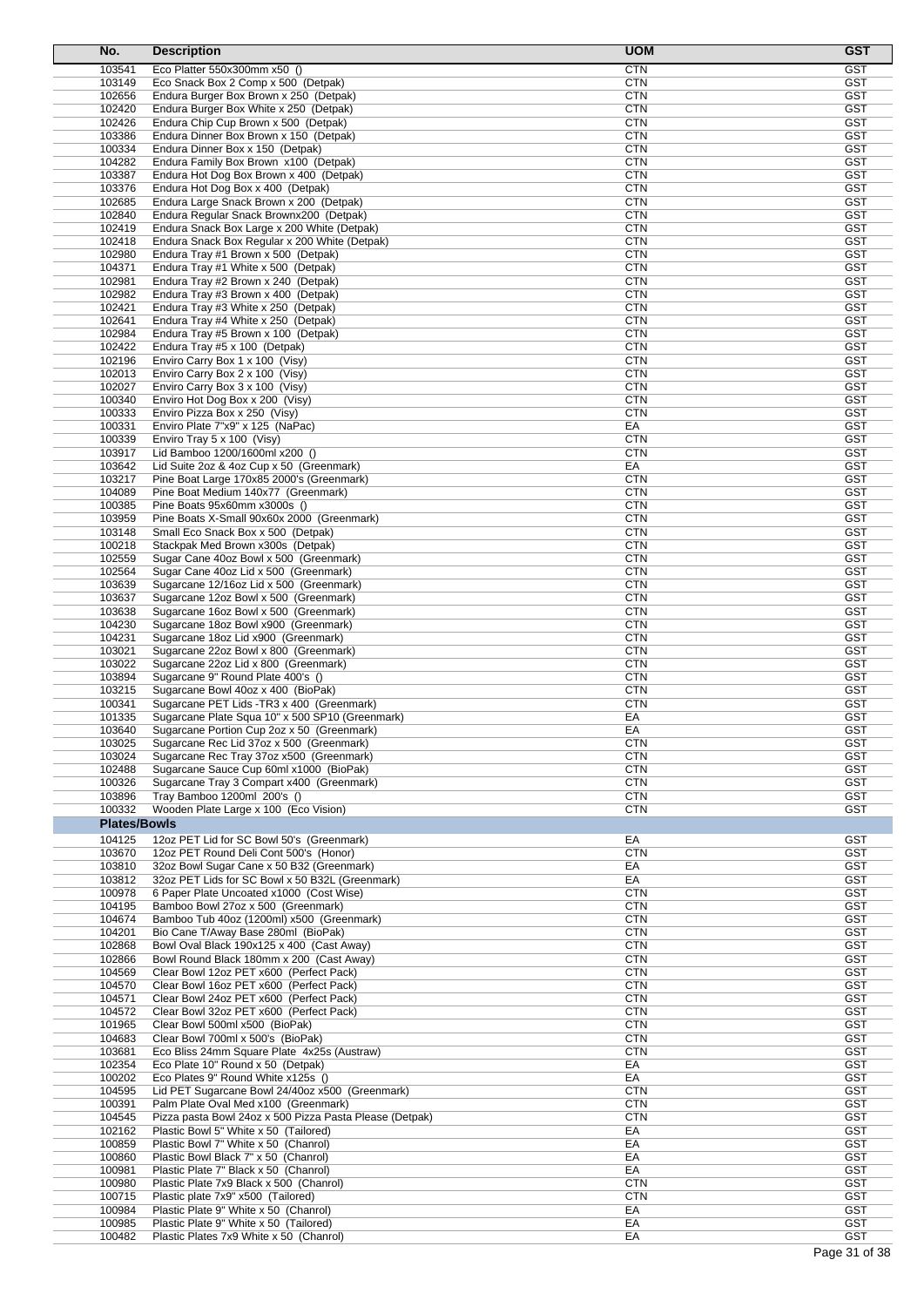| No. | Description | UOM | GST |
|---|---|---|---|
| 103541 | Eco Platter 550x300mm x50 () | CTN | GST |
| 103149 | Eco Snack Box 2 Comp x 500 (Detpak) | CTN | GST |
| 102656 | Endura Burger Box Brown x 250 (Detpak) | CTN | GST |
| 102420 | Endura Burger Box White x 250 (Detpak) | CTN | GST |
| 102426 | Endura Chip Cup Brown x 500 (Detpak) | CTN | GST |
| 103386 | Endura Dinner Box Brown x 150 (Detpak) | CTN | GST |
| 100334 | Endura Dinner Box x 150 (Detpak) | CTN | GST |
| 104282 | Endura Family Box Brown x100 (Detpak) | CTN | GST |
| 103387 | Endura Hot Dog Box Brown x 400 (Detpak) | CTN | GST |
| 103376 | Endura Hot Dog Box x 400 (Detpak) | CTN | GST |
| 102685 | Endura Large Snack Brown x 200 (Detpak) | CTN | GST |
| 102840 | Endura Regular Snack Brownx200 (Detpak) | CTN | GST |
| 102419 | Endura Snack Box Large x 200 White (Detpak) | CTN | GST |
| 102418 | Endura Snack Box Regular x 200 White (Detpak) | CTN | GST |
| 102980 | Endura Tray #1 Brown x 500 (Detpak) | CTN | GST |
| 104371 | Endura Tray #1 White x 500 (Detpak) | CTN | GST |
| 102981 | Endura Tray #2 Brown x 240 (Detpak) | CTN | GST |
| 102982 | Endura Tray #3 Brown x 400 (Detpak) | CTN | GST |
| 102421 | Endura Tray #3 White x 250 (Detpak) | CTN | GST |
| 102641 | Endura Tray #4 White x 250 (Detpak) | CTN | GST |
| 102984 | Endura Tray #5 Brown x 100 (Detpak) | CTN | GST |
| 102422 | Endura Tray #5 x 100 (Detpak) | CTN | GST |
| 102196 | Enviro Carry Box 1 x 100 (Visy) | CTN | GST |
| 102013 | Enviro Carry Box 2 x 100 (Visy) | CTN | GST |
| 102027 | Enviro Carry Box 3 x 100 (Visy) | CTN | GST |
| 100340 | Enviro Hot Dog Box x 200 (Visy) | CTN | GST |
| 100333 | Enviro Pizza Box x 250 (Visy) | CTN | GST |
| 100331 | Enviro Plate 7"x9" x 125 (NaPac) | EA | GST |
| 100339 | Enviro Tray 5 x 100 (Visy) | CTN | GST |
| 103917 | Lid Bamboo 1200/1600ml x200 () | CTN | GST |
| 103642 | Lid Suite 2oz & 4oz Cup x 50 (Greenmark) | EA | GST |
| 103217 | Pine Boat Large 170x85 2000's (Greenmark) | CTN | GST |
| 104089 | Pine Boat Medium 140x77 (Greenmark) | CTN | GST |
| 100385 | Pine Boats 95x60mm x3000s () | CTN | GST |
| 103959 | Pine Boats X-Small 90x60x 2000 (Greenmark) | CTN | GST |
| 103148 | Small Eco Snack Box x 500 (Detpak) | CTN | GST |
| 100218 | Stackpak Med Brown x300s (Detpak) | CTN | GST |
| 102559 | Sugar Cane 40oz Bowl x 500 (Greenmark) | CTN | GST |
| 102564 | Sugar Cane 40oz Lid x 500 (Greenmark) | CTN | GST |
| 103639 | Sugarcane 12/16oz Lid x 500 (Greenmark) | CTN | GST |
| 103637 | Sugarcane 12oz Bowl x 500 (Greenmark) | CTN | GST |
| 103638 | Sugarcane 16oz Bowl x 500 (Greenmark) | CTN | GST |
| 104230 | Sugarcane 18oz Bowl x900 (Greenmark) | CTN | GST |
| 104231 | Sugarcane 18oz Lid x900 (Greenmark) | CTN | GST |
| 103021 | Sugarcane 22oz Bowl x 800 (Greenmark) | CTN | GST |
| 103022 | Sugarcane 22oz Lid x 800 (Greenmark) | CTN | GST |
| 103894 | Sugarcane 9" Round Plate 400's () | CTN | GST |
| 103215 | Sugarcane Bowl 40oz x 400 (BioPak) | CTN | GST |
| 100341 | Sugarcane PET Lids -TR3 x 400 (Greenmark) | CTN | GST |
| 101335 | Sugarcane Plate Squa 10" x 500 SP10 (Greenmark) | EA | GST |
| 103640 | Sugarcane Portion Cup 2oz x 50 (Greenmark) | EA | GST |
| 103025 | Sugarcane Rec Lid 37oz x 500 (Greenmark) | CTN | GST |
| 103024 | Sugarcane Rec Tray 37oz x500 (Greenmark) | CTN | GST |
| 102488 | Sugarcane Sauce Cup 60ml x1000 (BioPak) | CTN | GST |
| 100326 | Sugarcane Tray 3 Compart x400 (Greenmark) | CTN | GST |
| 103896 | Tray Bamboo 1200ml 200's () | CTN | GST |
| 100332 | Wooden Plate Large x 100 (Eco Vision) | CTN | GST |
| **Plates/Bowls** | | | |
| 104125 | 12oz PET Lid for SC Bowl 50's (Greenmark) | EA | GST |
| 103670 | 12oz PET Round Deli Cont 500's (Honor) | CTN | GST |
| 103810 | 32oz Bowl Sugar Cane x 50 B32 (Greenmark) | EA | GST |
| 103812 | 32oz PET Lids for SC Bowl x 50 B32L (Greenmark) | EA | GST |
| 100978 | 6 Paper Plate Uncoated x1000 (Cost Wise) | CTN | GST |
| 104195 | Bamboo Bowl 27oz x 500 (Greenmark) | CTN | GST |
| 104674 | Bamboo Tub 40oz (1200ml) x500 (Greenmark) | CTN | GST |
| 104201 | Bio Cane T/Away Base 280ml (BioPak) | CTN | GST |
| 102868 | Bowl Oval Black 190x125 x 400 (Cast Away) | CTN | GST |
| 102866 | Bowl Round Black 180mm x 200 (Cast Away) | CTN | GST |
| 104569 | Clear Bowl 12oz PET x600 (Perfect Pack) | CTN | GST |
| 104570 | Clear Bowl 16oz PET x600 (Perfect Pack) | CTN | GST |
| 104571 | Clear Bowl 24oz PET x600 (Perfect Pack) | CTN | GST |
| 104572 | Clear Bowl 32oz PET x600 (Perfect Pack) | CTN | GST |
| 101965 | Clear Bowl 500ml x500 (BioPak) | CTN | GST |
| 104683 | Clear Bowl 700ml x 500's (BioPak) | CTN | GST |
| 103681 | Eco Bliss 24mm Square Plate 4x25s (Austraw) | CTN | GST |
| 102354 | Eco Plate 10" Round x 50 (Detpak) | EA | GST |
| 100202 | Eco Plates 9" Round White x125s () | EA | GST |
| 104595 | Lid PET Sugarcane Bowl 24/40oz x500 (Greenmark) | CTN | GST |
| 100391 | Palm Plate Oval Med x100 (Greenmark) | CTN | GST |
| 104545 | Pizza pasta Bowl 24oz x 500 Pizza Pasta Please (Detpak) | CTN | GST |
| 102162 | Plastic Bowl 5" White x 50 (Tailored) | EA | GST |
| 100859 | Plastic Bowl 7" White x 50 (Chanrol) | EA | GST |
| 100860 | Plastic Bowl Black 7" x 50 (Chanrol) | EA | GST |
| 100981 | Plastic Plate 7" Black x 50 (Chanrol) | EA | GST |
| 100980 | Plastic Plate 7x9 Black x 500 (Chanrol) | CTN | GST |
| 100715 | Plastic plate 7x9" x500 (Tailored) | CTN | GST |
| 100984 | Plastic Plate 9" White x 50 (Chanrol) | EA | GST |
| 100985 | Plastic Plate 9" White x 50 (Tailored) | EA | GST |
| 100482 | Plastic Plates 7x9 White x 50 (Chanrol) | EA | GST |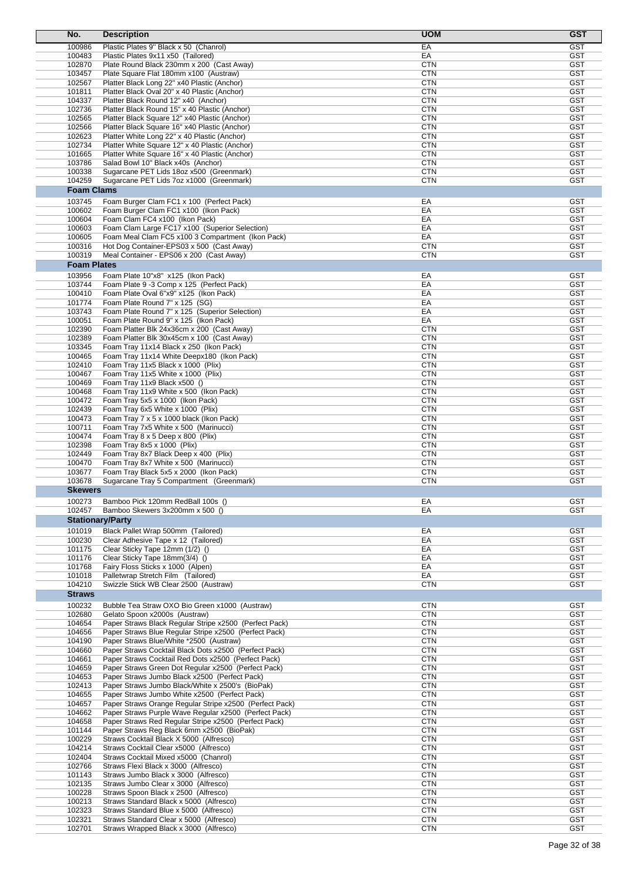| No. | Description | UOM | GST |
|---|---|---|---|
| 100986 | Plastic Plates 9" Black x 50 (Chanrol) | EA | GST |
| 100483 | Plastic Plates 9x11 x50 (Tailored) | EA | GST |
| 102870 | Plate Round Black 230mm x 200 (Cast Away) | CTN | GST |
| 103457 | Plate Square Flat 180mm x100 (Austraw) | CTN | GST |
| 102567 | Platter Black Long 22" x40 Plastic (Anchor) | CTN | GST |
| 101811 | Platter Black Oval 20" x 40 Plastic (Anchor) | CTN | GST |
| 104337 | Platter Black Round 12" x40 (Anchor) | CTN | GST |
| 102736 | Platter Black Round 15" x 40 Plastic (Anchor) | CTN | GST |
| 102565 | Platter Black Square 12" x40 Plastic (Anchor) | CTN | GST |
| 102566 | Platter Black Square 16" x40 Plastic (Anchor) | CTN | GST |
| 102623 | Platter White Long 22" x 40 Plastic (Anchor) | CTN | GST |
| 102734 | Platter White Square 12" x 40 Plastic (Anchor) | CTN | GST |
| 101665 | Platter White Square 16" x 40 Plastic (Anchor) | CTN | GST |
| 103786 | Salad Bowl 10" Black x40s (Anchor) | CTN | GST |
| 100338 | Sugarcane PET Lids 18oz x500 (Greenmark) | CTN | GST |
| 104259 | Sugarcane PET Lids 7oz x1000 (Greenmark) | CTN | GST |
| **Foam Clams** | | | |
| 103745 | Foam Burger Clam FC1 x 100 (Perfect Pack) | EA | GST |
| 100602 | Foam Burger Clam FC1 x100 (Ikon Pack) | EA | GST |
| 100604 | Foam Clam FC4 x100 (Ikon Pack) | EA | GST |
| 100603 | Foam Clam Large FC17 x100 (Superior Selection) | EA | GST |
| 100605 | Foam Meal Clam FC5 x100 3 Compartment (Ikon Pack) | EA | GST |
| 100316 | Hot Dog Container-EPS03 x 500 (Cast Away) | CTN | GST |
| 100319 | Meal Container - EPS06 x 200 (Cast Away) | CTN | GST |
| **Foam Plates** | | | |
| 103956 | Foam Plate 10"x8" x125 (Ikon Pack) | EA | GST |
| 103744 | Foam Plate 9 -3 Comp x 125 (Perfect Pack) | EA | GST |
| 100410 | Foam Plate Oval 6"x9" x125 (Ikon Pack) | EA | GST |
| 101774 | Foam Plate Round 7" x 125 (SG) | EA | GST |
| 103743 | Foam Plate Round 7" x 125 (Superior Selection) | EA | GST |
| 100051 | Foam Plate Round 9" x 125 (Ikon Pack) | EA | GST |
| 102390 | Foam Platter Blk 24x36cm x 200 (Cast Away) | CTN | GST |
| 102389 | Foam Platter Blk 30x45cm x 100 (Cast Away) | CTN | GST |
| 103345 | Foam Tray 11x14 Black x 250 (Ikon Pack) | CTN | GST |
| 100465 | Foam Tray 11x14 White Deepx180 (Ikon Pack) | CTN | GST |
| 102410 | Foam Tray 11x5 Black x 1000 (Plix) | CTN | GST |
| 100467 | Foam Tray 11x5 White x 1000 (Plix) | CTN | GST |
| 100469 | Foam Tray 11x9 Black x500 () | CTN | GST |
| 100468 | Foam Tray 11x9 White x 500 (Ikon Pack) | CTN | GST |
| 100472 | Foam Tray 5x5 x 1000 (Ikon Pack) | CTN | GST |
| 102439 | Foam Tray 6x5 White x 1000 (Plix) | CTN | GST |
| 100473 | Foam Tray 7 x 5 x 1000 black (Ikon Pack) | CTN | GST |
| 100711 | Foam Tray 7x5 White x 500 (Marinucci) | CTN | GST |
| 100474 | Foam Tray 8 x 5 Deep x 800 (Plix) | CTN | GST |
| 102398 | Foam Tray 8x5 x 1000 (Plix) | CTN | GST |
| 102449 | Foam Tray 8x7 Black Deep x 400 (Plix) | CTN | GST |
| 100470 | Foam Tray 8x7 White x 500 (Marinucci) | CTN | GST |
| 103677 | Foam Tray Black 5x5 x 2000 (Ikon Pack) | CTN | GST |
| 103678 | Sugarcane Tray 5 Compartment (Greenmark) | CTN | GST |
| **Skewers** | | | |
| 100273 | Bamboo Pick 120mm RedBall 100s () | EA | GST |
| 102457 | Bamboo Skewers 3x200mm x 500 () | EA | GST |
| **Stationary/Party** | | | |
| 101019 | Black Pallet Wrap 500mm (Tailored) | EA | GST |
| 100230 | Clear Adhesive Tape x 12 (Tailored) | EA | GST |
| 101175 | Clear Sticky Tape 12mm (1/2) () | EA | GST |
| 101176 | Clear Sticky Tape 18mm(3/4) () | EA | GST |
| 101768 | Fairy Floss Sticks x 1000 (Alpen) | EA | GST |
| 101018 | Palletwrap Stretch Film (Tailored) | EA | GST |
| 104210 | Swizzle Stick WB Clear 2500 (Austraw) | CTN | GST |
| **Straws** | | | |
| 100232 | Bubble Tea Straw OXO Bio Green x1000 (Austraw) | CTN | GST |
| 102680 | Gelato Spoon x2000s (Austraw) | CTN | GST |
| 104654 | Paper Straws Black Regular Stripe x2500 (Perfect Pack) | CTN | GST |
| 104656 | Paper Straws Blue Regular Stripe x2500 (Perfect Pack) | CTN | GST |
| 104190 | Paper Straws Blue/White *2500 (Austraw) | CTN | GST |
| 104660 | Paper Straws Cocktail Black Dots x2500 (Perfect Pack) | CTN | GST |
| 104661 | Paper Straws Cocktail Red Dots x2500 (Perfect Pack) | CTN | GST |
| 104659 | Paper Straws Green Dot Regular x2500 (Perfect Pack) | CTN | GST |
| 104653 | Paper Straws Jumbo Black x2500 (Perfect Pack) | CTN | GST |
| 102413 | Paper Straws Jumbo Black/White x 2500's (BioPak) | CTN | GST |
| 104655 | Paper Straws Jumbo White x2500 (Perfect Pack) | CTN | GST |
| 104657 | Paper Straws Orange Regular Stripe x2500 (Perfect Pack) | CTN | GST |
| 104662 | Paper Straws Purple Wave Regular x2500 (Perfect Pack) | CTN | GST |
| 104658 | Paper Straws Red Regular Stripe x2500 (Perfect Pack) | CTN | GST |
| 101144 | Paper Straws Reg Black 6mm x2500 (BioPak) | CTN | GST |
| 100229 | Straws Cocktail Black X 5000 (Alfresco) | CTN | GST |
| 104214 | Straws Cocktail Clear x5000 (Alfresco) | CTN | GST |
| 102404 | Straws Cocktail Mixed x5000 (Chanrol) | CTN | GST |
| 102766 | Straws Flexi Black x 3000 (Alfresco) | CTN | GST |
| 101143 | Straws Jumbo Black x 3000 (Alfresco) | CTN | GST |
| 102135 | Straws Jumbo Clear x 3000 (Alfresco) | CTN | GST |
| 100228 | Straws Spoon Black x 2500 (Alfresco) | CTN | GST |
| 100213 | Straws Standard Black x 5000 (Alfresco) | CTN | GST |
| 102323 | Straws Standard Blue x 5000 (Alfresco) | CTN | GST |
| 102321 | Straws Standard Clear x 5000 (Alfresco) | CTN | GST |
| 102701 | Straws Wrapped Black x 3000 (Alfresco) | CTN | GST |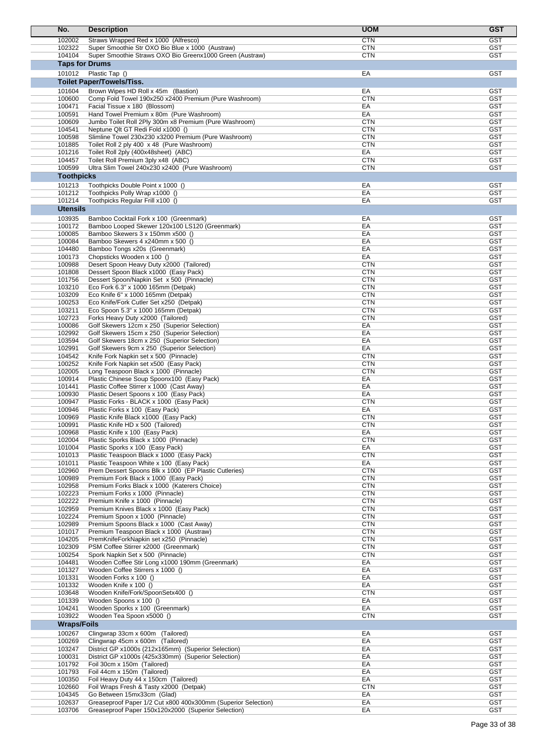| No. | Description | UOM | GST |
|---|---|---|---|
| 102002 | Straws Wrapped Red x 1000 (Alfresco) | CTN | GST |
| 102322 | Super Smoothie Str OXO Bio Blue x 1000 (Austraw) | CTN | GST |
| 104104 | Super Smoothie Straws OXO Bio Greenx1000 Green (Austraw) | CTN | GST |
| **Taps for Drums** | | | |
| 101012 | Plastic Tap () | EA | GST |
| **Toilet Paper/Towels/Tiss.** | | | |
| 101604 | Brown Wipes HD Roll x 45m (Bastion) | EA | GST |
| 100600 | Comp Fold Towel 190x250 x2400 Premium (Pure Washroom) | CTN | GST |
| 100471 | Facial Tissue x 180 (Blossom) | EA | GST |
| 100591 | Hand Towel Premium x 80m (Pure Washroom) | EA | GST |
| 100609 | Jumbo Toilet Roll 2Ply 300m x8 Premium (Pure Washroom) | CTN | GST |
| 104541 | Neptune Qlt GT Redi Fold x1000 () | CTN | GST |
| 100598 | Slimline Towel 230x230 x3200 Premium (Pure Washroom) | CTN | GST |
| 101885 | Toilet Roll 2 ply 400 x 48 (Pure Washroom) | CTN | GST |
| 101216 | Toilet Roll 2ply (400x48sheet) (ABC) | EA | GST |
| 104457 | Toilet Roll Premium 3ply x48 (ABC) | CTN | GST |
| 100599 | Ultra Slim Towel 240x230 x2400 (Pure Washroom) | CTN | GST |
| **Toothpicks** | | | |
| 101213 | Toothpicks Double Point x 1000 () | EA | GST |
| 101212 | Toothpicks Polly Wrap x1000 () | EA | GST |
| 101214 | Toothpicks Regular Frill x100 () | EA | GST |
| **Utensils** | | | |
| 103935 | Bamboo Cocktail Fork x 100 (Greenmark) | EA | GST |
| 100172 | Bamboo Looped Skewer 120x100 LS120 (Greenmark) | EA | GST |
| 100085 | Bamboo Skewers 3 x 150mm x500 () | EA | GST |
| 100084 | Bamboo Skewers 4 x240mm x 500 () | EA | GST |
| 104480 | Bamboo Tongs x20s (Greenmark) | EA | GST |
| 100173 | Chopsticks Wooden x 100 () | EA | GST |
| 100988 | Desert Spoon Heavy Duty x2000 (Tailored) | CTN | GST |
| 101808 | Dessert Spoon Black x1000 (Easy Pack) | CTN | GST |
| 101756 | Dessert Spoon/Napkin Set x 500 (Pinnacle) | CTN | GST |
| 103210 | Eco Fork 6.3" x 1000 165mm (Detpak) | CTN | GST |
| 103209 | Eco Knife 6" x 1000 165mm (Detpak) | CTN | GST |
| 100253 | Eco Knife/Fork Cutler Set x250 (Detpak) | CTN | GST |
| 103211 | Eco Spoon 5.3" x 1000 165mm (Detpak) | CTN | GST |
| 102723 | Forks Heavy Duty x2000 (Tailored) | CTN | GST |
| 100086 | Golf Skewers 12cm x 250 (Superior Selection) | EA | GST |
| 102992 | Golf Skewers 15cm x 250 (Superior Selection) | EA | GST |
| 103594 | Golf Skewers 18cm x 250 (Superior Selection) | EA | GST |
| 102991 | Golf Skewers 9cm x 250 (Superior Selection) | EA | GST |
| 104542 | Knife Fork Napkin set x 500 (Pinnacle) | CTN | GST |
| 100252 | Knife Fork Napkin set x500 (Easy Pack) | CTN | GST |
| 102005 | Long Teaspoon Black x 1000 (Pinnacle) | CTN | GST |
| 100914 | Plastic Chinese Soup Spoonx100 (Easy Pack) | EA | GST |
| 101441 | Plastic Coffee Stirrer x 1000 (Cast Away) | EA | GST |
| 100930 | Plastic Desert Spoons x 100 (Easy Pack) | EA | GST |
| 100947 | Plastic Forks - BLACK x 1000 (Easy Pack) | CTN | GST |
| 100946 | Plastic Forks x 100 (Easy Pack) | EA | GST |
| 100969 | Plastic Knife Black x1000 (Easy Pack) | CTN | GST |
| 100991 | Plastic Knife HD x 500 (Tailored) | CTN | GST |
| 100968 | Plastic Knife x 100 (Easy Pack) | EA | GST |
| 102004 | Plastic Sporks Black x 1000 (Pinnacle) | CTN | GST |
| 101004 | Plastic Sporks x 100 (Easy Pack) | EA | GST |
| 101013 | Plastic Teaspoon Black x 1000 (Easy Pack) | CTN | GST |
| 101011 | Plastic Teaspoon White x 100 (Easy Pack) | EA | GST |
| 102960 | Prem Dessert Spoons Blk x 1000 (EP Plastic Cutleries) | CTN | GST |
| 100989 | Premium Fork Black x 1000 (Easy Pack) | CTN | GST |
| 102958 | Premium Forks Black x 1000 (Katerers Choice) | CTN | GST |
| 102223 | Premium Forks x 1000 (Pinnacle) | CTN | GST |
| 102222 | Premium Knife x 1000 (Pinnacle) | CTN | GST |
| 102959 | Premium Knives Black x 1000 (Easy Pack) | CTN | GST |
| 102224 | Premium Spoon x 1000 (Pinnacle) | CTN | GST |
| 102989 | Premium Spoons Black x 1000 (Cast Away) | CTN | GST |
| 101017 | Premium Teaspoon Black x 1000 (Austraw) | CTN | GST |
| 104205 | PremKnifeForkNapkin set x250 (Pinnacle) | CTN | GST |
| 102309 | PSM Coffee Stirrer x2000 (Greenmark) | CTN | GST |
| 100254 | Spork Napkin Set x 500 (Pinnacle) | CTN | GST |
| 104481 | Wooden Coffee Stir Long x1000 190mm (Greenmark) | EA | GST |
| 101327 | Wooden Coffee Stirrers x 1000 () | EA | GST |
| 101331 | Wooden Forks x 100 () | EA | GST |
| 101332 | Wooden Knife x 100 () | EA | GST |
| 103648 | Wooden Knife/Fork/SpoonSetx400 () | CTN | GST |
| 101339 | Wooden Spoons x 100 () | EA | GST |
| 104241 | Wooden Sporks x 100 (Greenmark) | EA | GST |
| 103922 | Wooden Tea Spoon x5000 () | CTN | GST |
| **Wraps/Foils** | | | |
| 100267 | Clingwrap 33cm x 600m (Tailored) | EA | GST |
| 100269 | Clingwrap 45cm x 600m (Tailored) | EA | GST |
| 103247 | District GP x1000s (212x165mm) (Superior Selection) | EA | GST |
| 100031 | District GP x1000s (425x330mm) (Superior Selection) | EA | GST |
| 101792 | Foil 30cm x 150m (Tailored) | EA | GST |
| 101793 | Foil 44cm x 150m (Tailored) | EA | GST |
| 100350 | Foil Heavy Duty 44 x 150cm (Tailored) | EA | GST |
| 102660 | Foil Wraps Fresh & Tasty x2000 (Detpak) | CTN | GST |
| 104345 | Go Between 15mx33cm (Glad) | EA | GST |
| 102637 | Greaseproof Paper 1/2 Cut x800 400x300mm (Superior Selection) | EA | GST |
| 103706 | Greaseproof Paper 150x120x2000 (Superior Selection) | EA | GST |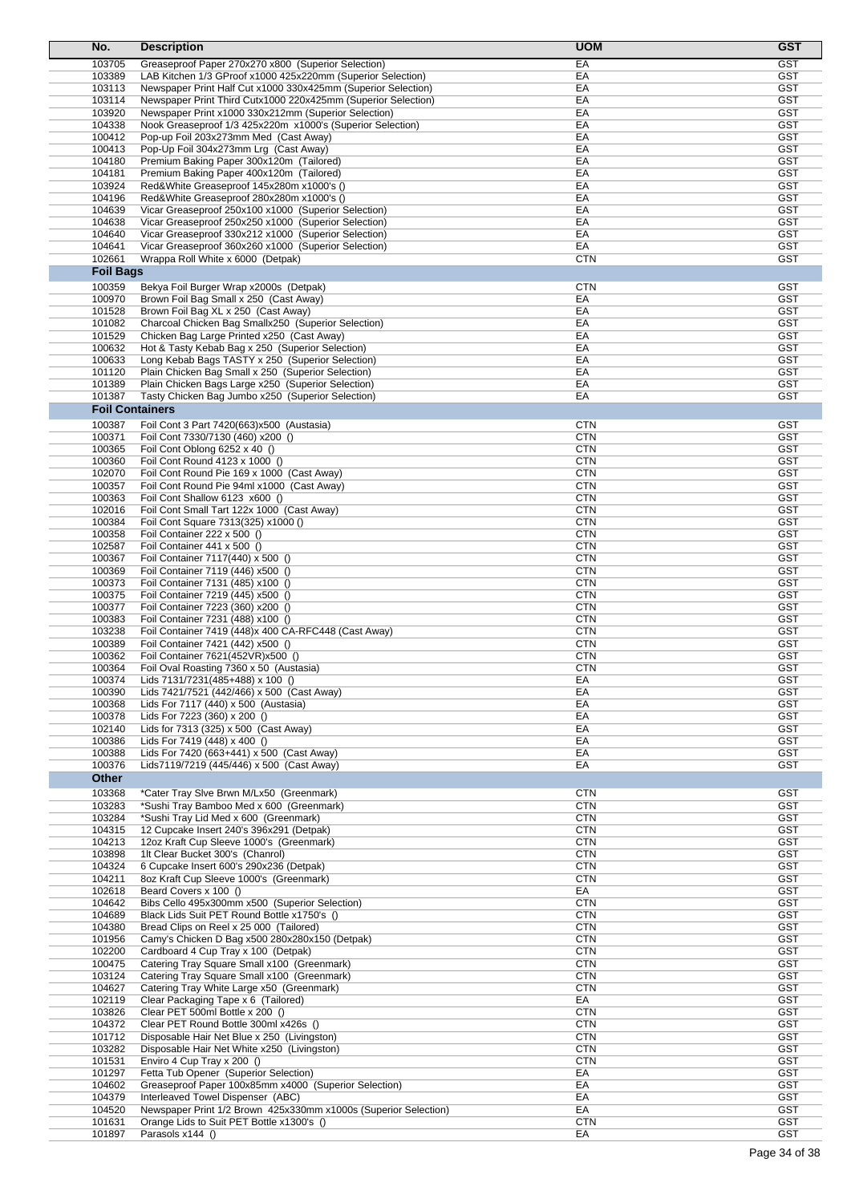| No. | Description | UOM | GST |
|---|---|---|---|
| 103705 | Greaseproof Paper 270x270 x800 (Superior Selection) | EA | GST |
| 103389 | LAB Kitchen 1/3 GProof x1000 425x220mm (Superior Selection) | EA | GST |
| 103113 | Newspaper Print Half Cut x1000 330x425mm (Superior Selection) | EA | GST |
| 103114 | Newspaper Print Third Cutx1000 220x425mm (Superior Selection) | EA | GST |
| 103920 | Newspaper Print x1000 330x212mm (Superior Selection) | EA | GST |
| 104338 | Nook Greaseproof 1/3 425x220m x1000's (Superior Selection) | EA | GST |
| 100412 | Pop-up Foil 203x273mm Med (Cast Away) | EA | GST |
| 100413 | Pop-Up Foil 304x273mm Lrg (Cast Away) | EA | GST |
| 104180 | Premium Baking Paper 300x120m (Tailored) | EA | GST |
| 104181 | Premium Baking Paper 400x120m (Tailored) | EA | GST |
| 103924 | Red&White Greaseproof 145x280m x1000's () | EA | GST |
| 104196 | Red&White Greaseproof 280x280m x1000's () | EA | GST |
| 104639 | Vicar Greaseproof 250x100 x1000 (Superior Selection) | EA | GST |
| 104638 | Vicar Greaseproof 250x250 x1000 (Superior Selection) | EA | GST |
| 104640 | Vicar Greaseproof 330x212 x1000 (Superior Selection) | EA | GST |
| 104641 | Vicar Greaseproof 360x260 x1000 (Superior Selection) | EA | GST |
| 102661 | Wrappa Roll White x 6000 (Detpak) | CTN | GST |
| **Foil Bags** | | | |
| 100359 | Bekya Foil Burger Wrap x2000s (Detpak) | CTN | GST |
| 100970 | Brown Foil Bag Small x 250 (Cast Away) | EA | GST |
| 101528 | Brown Foil Bag XL x 250 (Cast Away) | EA | GST |
| 101082 | Charcoal Chicken Bag Smallx250 (Superior Selection) | EA | GST |
| 101529 | Chicken Bag Large Printed x250 (Cast Away) | EA | GST |
| 100632 | Hot & Tasty Kebab Bag x 250 (Superior Selection) | EA | GST |
| 100633 | Long Kebab Bags TASTY x 250 (Superior Selection) | EA | GST |
| 101120 | Plain Chicken Bag Small x 250 (Superior Selection) | EA | GST |
| 101389 | Plain Chicken Bags Large x250 (Superior Selection) | EA | GST |
| 101387 | Tasty Chicken Bag Jumbo x250 (Superior Selection) | EA | GST |
| **Foil Containers** | | | |
| 100387 | Foil Cont 3 Part 7420(663)x500 (Austasia) | CTN | GST |
| 100371 | Foil Cont 7330/7130 (460) x200 () | CTN | GST |
| 100365 | Foil Cont Oblong 6252 x 40 () | CTN | GST |
| 100360 | Foil Cont Round 4123 x 1000 () | CTN | GST |
| 102070 | Foil Cont Round Pie 169 x 1000 (Cast Away) | CTN | GST |
| 100357 | Foil Cont Round Pie 94ml x1000 (Cast Away) | CTN | GST |
| 100363 | Foil Cont Shallow 6123 x600 () | CTN | GST |
| 102016 | Foil Cont Small Tart 122x 1000 (Cast Away) | CTN | GST |
| 100384 | Foil Cont Square 7313(325) x1000 () | CTN | GST |
| 100358 | Foil Container 222 x 500 () | CTN | GST |
| 102587 | Foil Container 441 x 500 () | CTN | GST |
| 100367 | Foil Container 7117(440) x 500 () | CTN | GST |
| 100369 | Foil Container 7119 (446) x500 () | CTN | GST |
| 100373 | Foil Container 7131 (485) x100 () | CTN | GST |
| 100375 | Foil Container 7219 (445) x500 () | CTN | GST |
| 100377 | Foil Container 7223 (360) x200 () | CTN | GST |
| 100383 | Foil Container 7231 (488) x100 () | CTN | GST |
| 103238 | Foil Container 7419 (448)x 400 CA-RFC448 (Cast Away) | CTN | GST |
| 100389 | Foil Container 7421 (442) x500 () | CTN | GST |
| 100362 | Foil Container 7621(452VR)x500 () | CTN | GST |
| 100364 | Foil Oval Roasting 7360 x 50 (Austasia) | CTN | GST |
| 100374 | Lids 7131/7231(485+488) x 100 () | EA | GST |
| 100390 | Lids 7421/7521 (442/466) x 500 (Cast Away) | EA | GST |
| 100368 | Lids For 7117 (440) x 500 (Austasia) | EA | GST |
| 100378 | Lids For 7223 (360) x 200 () | EA | GST |
| 102140 | Lids for 7313 (325) x 500 (Cast Away) | EA | GST |
| 100386 | Lids For 7419 (448) x 400 () | EA | GST |
| 100388 | Lids For 7420 (663+441) x 500 (Cast Away) | EA | GST |
| 100376 | Lids7119/7219 (445/446) x 500 (Cast Away) | EA | GST |
| **Other** | | | |
| 103368 | *Cater Tray Slve Brwn M/Lx50 (Greenmark) | CTN | GST |
| 103283 | *Sushi Tray Bamboo Med x 600 (Greenmark) | CTN | GST |
| 103284 | *Sushi Tray Lid Med x 600 (Greenmark) | CTN | GST |
| 104315 | 12 Cupcake Insert 240's 396x291 (Detpak) | CTN | GST |
| 104213 | 12oz Kraft Cup Sleeve 1000's (Greenmark) | CTN | GST |
| 103898 | 1lt Clear Bucket 300's (Chanrol) | CTN | GST |
| 104324 | 6 Cupcake Insert 600's 290x236 (Detpak) | CTN | GST |
| 104211 | 8oz Kraft Cup Sleeve 1000's (Greenmark) | CTN | GST |
| 102618 | Beard Covers x 100 () | EA | GST |
| 104642 | Bibs Cello 495x300mm x500 (Superior Selection) | CTN | GST |
| 104689 | Black Lids Suit PET Round Bottle x1750's () | CTN | GST |
| 104380 | Bread Clips on Reel x 25 000 (Tailored) | CTN | GST |
| 101956 | Camy's Chicken D Bag x500 280x280x150 (Detpak) | CTN | GST |
| 102200 | Cardboard 4 Cup Tray x 100 (Detpak) | CTN | GST |
| 100475 | Catering Tray Square Small x100 (Greenmark) | CTN | GST |
| 103124 | Catering Tray Square Small x100 (Greenmark) | CTN | GST |
| 104627 | Catering Tray White Large x50 (Greenmark) | CTN | GST |
| 102119 | Clear Packaging Tape x 6 (Tailored) | EA | GST |
| 103826 | Clear PET 500ml Bottle x 200 () | CTN | GST |
| 104372 | Clear PET Round Bottle 300ml x426s () | CTN | GST |
| 101712 | Disposable Hair Net Blue x 250 (Livingston) | CTN | GST |
| 103282 | Disposable Hair Net White x250 (Livingston) | CTN | GST |
| 101531 | Enviro 4 Cup Tray x 200 () | CTN | GST |
| 101297 | Fetta Tub Opener (Superior Selection) | EA | GST |
| 104602 | Greaseproof Paper 100x85mm x4000 (Superior Selection) | EA | GST |
| 104379 | Interleaved Towel Dispenser (ABC) | EA | GST |
| 104520 | Newspaper Print 1/2 Brown 425x330mm x1000s (Superior Selection) | EA | GST |
| 101631 | Orange Lids to Suit PET Bottle x1300's () | CTN | GST |
| 101897 | Parasols x144 () | EA | GST |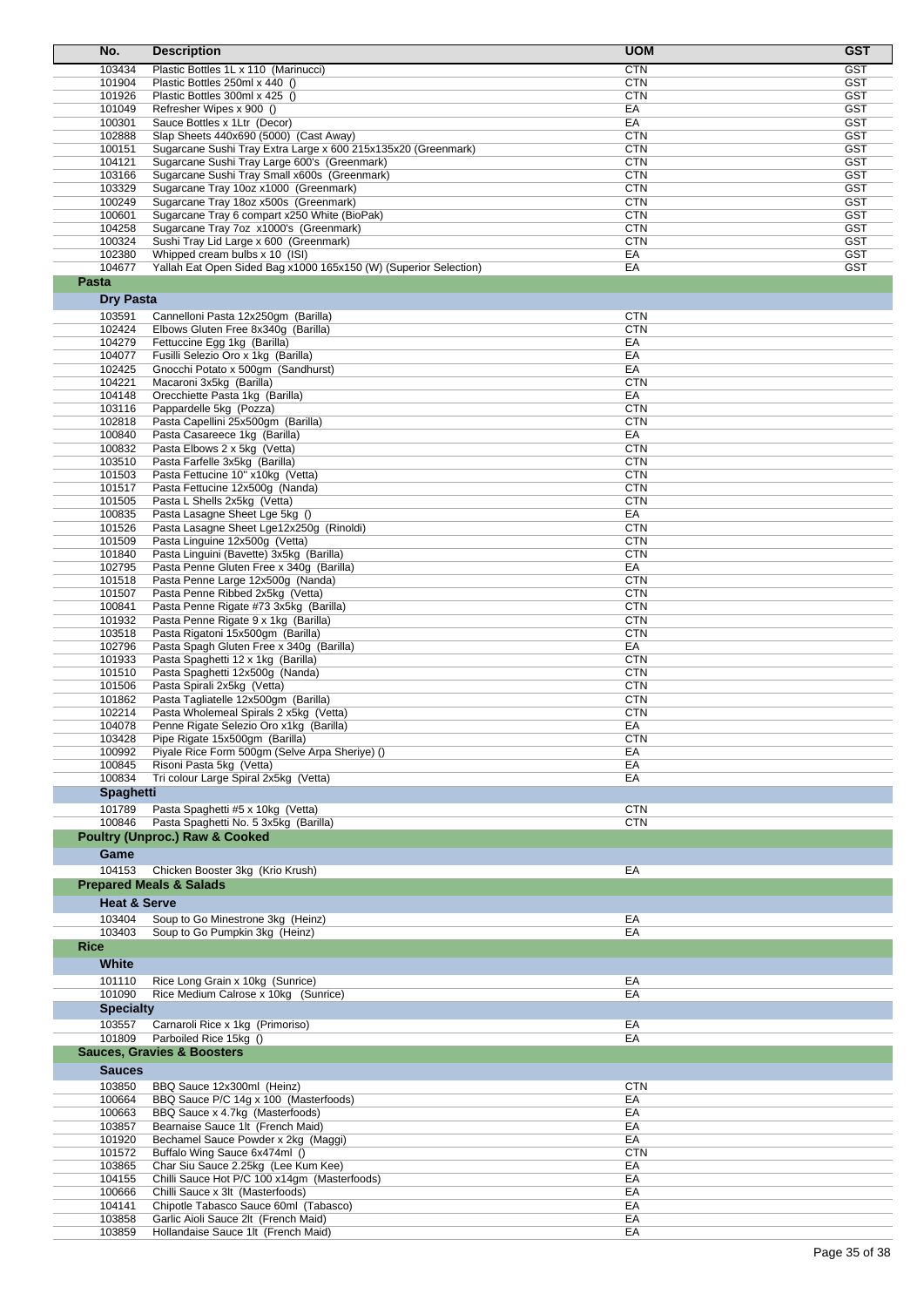| No. | Description | UOM | GST |
|---|---|---|---|
| 103434 | Plastic Bottles 1L x 110 (Marinucci) | CTN | GST |
| 101904 | Plastic Bottles 250ml x 440 () | CTN | GST |
| 101926 | Plastic Bottles 300ml x 425 () | CTN | GST |
| 101049 | Refresher Wipes x 900 () | EA | GST |
| 100301 | Sauce Bottles x 1Ltr (Decor) | EA | GST |
| 102888 | Slap Sheets 440x690 (5000) (Cast Away) | CTN | GST |
| 100151 | Sugarcane Sushi Tray Extra Large x 600 215x135x20 (Greenmark) | CTN | GST |
| 104121 | Sugarcane Sushi Tray Large 600's (Greenmark) | CTN | GST |
| 103166 | Sugarcane Sushi Tray Small x600s (Greenmark) | CTN | GST |
| 103329 | Sugarcane Tray 10oz x1000 (Greenmark) | CTN | GST |
| 100249 | Sugarcane Tray 18oz x500s (Greenmark) | CTN | GST |
| 100601 | Sugarcane Tray 6 compart x250 White (BioPak) | CTN | GST |
| 104258 | Sugarcane Tray 7oz x1000's (Greenmark) | CTN | GST |
| 100324 | Sushi Tray Lid Large x 600 (Greenmark) | CTN | GST |
| 102380 | Whipped cream bulbs x 10 (ISI) | EA | GST |
| 104677 | Yallah Eat Open Sided Bag x1000 165x150 (W) (Superior Selection) | EA | GST |
| **Pasta** | | | |
| **Dry Pasta** | | | |
| 103591 | Cannelloni Pasta 12x250gm (Barilla) | CTN | |
| 102424 | Elbows Gluten Free 8x340g (Barilla) | CTN | |
| 104279 | Fettuccine Egg 1kg (Barilla) | EA | |
| 104077 | Fusilli Selezio Oro x 1kg (Barilla) | EA | |
| 102425 | Gnocchi Potato x 500gm (Sandhurst) | EA | |
| 104221 | Macaroni 3x5kg (Barilla) | CTN | |
| 104148 | Orecchiette Pasta 1kg (Barilla) | EA | |
| 103116 | Pappardelle 5kg (Pozza) | CTN | |
| 102818 | Pasta Capellini 25x500gm (Barilla) | CTN | |
| 100840 | Pasta Casareece 1kg (Barilla) | EA | |
| 100832 | Pasta Elbows 2 x 5kg (Vetta) | CTN | |
| 103510 | Pasta Farfelle 3x5kg (Barilla) | CTN | |
| 101503 | Pasta Fettucine 10" x10kg (Vetta) | CTN | |
| 101517 | Pasta Fettucine 12x500g (Nanda) | CTN | |
| 101505 | Pasta L Shells 2x5kg (Vetta) | CTN | |
| 100835 | Pasta Lasagne Sheet Lge 5kg () | EA | |
| 101526 | Pasta Lasagne Sheet Lge12x250g (Rinoldi) | CTN | |
| 101509 | Pasta Linguine 12x500g (Vetta) | CTN | |
| 101840 | Pasta Linguini (Bavette) 3x5kg (Barilla) | CTN | |
| 102795 | Pasta Penne Gluten Free x 340g (Barilla) | EA | |
| 101518 | Pasta Penne Large 12x500g (Nanda) | CTN | |
| 101507 | Pasta Penne Ribbed 2x5kg (Vetta) | CTN | |
| 100841 | Pasta Penne Rigate #73 3x5kg (Barilla) | CTN | |
| 101932 | Pasta Penne Rigate 9 x 1kg (Barilla) | CTN | |
| 103518 | Pasta Rigatoni 15x500gm (Barilla) | CTN | |
| 102796 | Pasta Spagh Gluten Free x 340g (Barilla) | EA | |
| 101933 | Pasta Spaghetti 12 x 1kg (Barilla) | CTN | |
| 101510 | Pasta Spaghetti 12x500g (Nanda) | CTN | |
| 101506 | Pasta Spirali 2x5kg (Vetta) | CTN | |
| 101862 | Pasta Tagliatelle 12x500gm (Barilla) | CTN | |
| 102214 | Pasta Wholemeal Spirals 2 x5kg (Vetta) | CTN | |
| 104078 | Penne Rigate Selezio Oro x1kg (Barilla) | EA | |
| 103428 | Pipe Rigate 15x500gm (Barilla) | CTN | |
| 100992 | Piyale Rice Form 500gm (Selve Arpa Sheriye) () | EA | |
| 100845 | Risoni Pasta 5kg (Vetta) | EA | |
| 100834 | Tri colour Large Spiral 2x5kg (Vetta) | EA | |
| **Spaghetti** | | | |
| 101789 | Pasta Spaghetti #5 x 10kg (Vetta) | CTN | |
| 100846 | Pasta Spaghetti No. 5 3x5kg (Barilla) | CTN | |
| **Poultry (Unproc.) Raw & Cooked** | | | |
| **Game** | | | |
| 104153 | Chicken Booster 3kg (Krio Krush) | EA | |
| **Prepared Meals & Salads** | | | |
| **Heat & Serve** | | | |
| 103404 | Soup to Go Minestrone 3kg (Heinz) | EA | |
| 103403 | Soup to Go Pumpkin 3kg (Heinz) | EA | |
| **Rice** | | | |
| **White** | | | |
| 101110 | Rice Long Grain x 10kg (Sunrice) | EA | |
| 101090 | Rice Medium Calrose x 10kg (Sunrice) | EA | |
| **Specialty** | | | |
| 103557 | Carnaroli Rice x 1kg (Primoriso) | EA | |
| 101809 | Parboiled Rice 15kg () | EA | |
| **Sauces, Gravies & Boosters** | | | |
| **Sauces** | | | |
| 103850 | BBQ Sauce 12x300ml (Heinz) | CTN | |
| 100664 | BBQ Sauce P/C 14g x 100 (Masterfoods) | EA | |
| 100663 | BBQ Sauce x 4.7kg (Masterfoods) | EA | |
| 103857 | Bearnaise Sauce 1lt (French Maid) | EA | |
| 101920 | Bechamel Sauce Powder x 2kg (Maggi) | EA | |
| 101572 | Buffalo Wing Sauce 6x474ml () | CTN | |
| 103865 | Char Siu Sauce 2.25kg (Lee Kum Kee) | EA | |
| 104155 | Chilli Sauce Hot P/C 100 x14gm (Masterfoods) | EA | |
| 100666 | Chilli Sauce x 3lt (Masterfoods) | EA | |
| 104141 | Chipotle Tabasco Sauce 60ml (Tabasco) | EA | |
| 103858 | Garlic Aioli Sauce 2lt (French Maid) | EA | |
| 103859 | Hollandaise Sauce 1lt (French Maid) | EA | |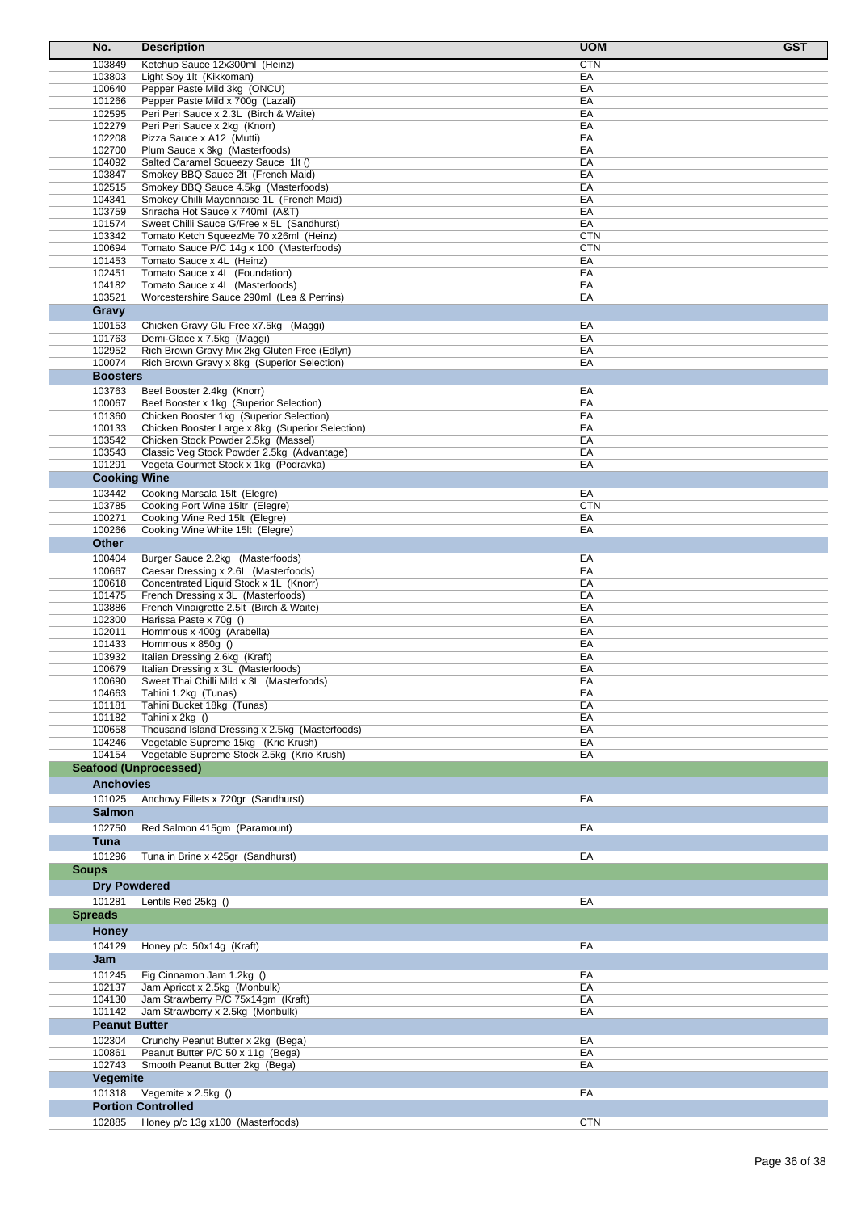| No. | Description | UOM | GST |
|---|---|---|---|
| 103849 | Ketchup Sauce 12x300ml (Heinz) | CTN | |
| 103803 | Light Soy 1lt (Kikkoman) | EA | |
| 100640 | Pepper Paste Mild 3kg (ONCU) | EA | |
| 101266 | Pepper Paste Mild x 700g (Lazali) | EA | |
| 102595 | Peri Peri Sauce x 2.3L (Birch & Waite) | EA | |
| 102279 | Peri Peri Sauce x 2kg (Knorr) | EA | |
| 102208 | Pizza Sauce x A12 (Mutti) | EA | |
| 102700 | Plum Sauce x 3kg (Masterfoods) | EA | |
| 104092 | Salted Caramel Squeezy Sauce 1lt () | EA | |
| 103847 | Smokey BBQ Sauce 2lt (French Maid) | EA | |
| 102515 | Smokey BBQ Sauce 4.5kg (Masterfoods) | EA | |
| 104341 | Smokey Chilli Mayonnaise 1L (French Maid) | EA | |
| 103759 | Sriracha Hot Sauce x 740ml (A&T) | EA | |
| 101574 | Sweet Chilli Sauce G/Free x 5L (Sandhurst) | EA | |
| 103342 | Tomato Ketch SqueezMe 70 x26ml (Heinz) | CTN | |
| 100694 | Tomato Sauce P/C 14g x 100 (Masterfoods) | CTN | |
| 101453 | Tomato Sauce x 4L (Heinz) | EA | |
| 102451 | Tomato Sauce x 4L (Foundation) | EA | |
| 104182 | Tomato Sauce x 4L (Masterfoods) | EA | |
| 103521 | Worcestershire Sauce 290ml (Lea & Perrins) | EA | |
| **Gravy** | | | |
| 100153 | Chicken Gravy Glu Free x7.5kg (Maggi) | EA | |
| 101763 | Demi-Glace x 7.5kg (Maggi) | EA | |
| 102952 | Rich Brown Gravy Mix 2kg Gluten Free (Edlyn) | EA | |
| 100074 | Rich Brown Gravy x 8kg (Superior Selection) | EA | |
| **Boosters** | | | |
| 103763 | Beef Booster 2.4kg (Knorr) | EA | |
| 100067 | Beef Booster x 1kg (Superior Selection) | EA | |
| 101360 | Chicken Booster 1kg (Superior Selection) | EA | |
| 100133 | Chicken Booster Large x 8kg (Superior Selection) | EA | |
| 103542 | Chicken Stock Powder 2.5kg (Massel) | EA | |
| 103543 | Classic Veg Stock Powder 2.5kg (Advantage) | EA | |
| 101291 | Vegeta Gourmet Stock x 1kg (Podravka) | EA | |
| **Cooking Wine** | | | |
| 103442 | Cooking Marsala 15lt (Elegre) | EA | |
| 103785 | Cooking Port Wine 15ltr (Elegre) | CTN | |
| 100271 | Cooking Wine Red 15lt (Elegre) | EA | |
| 100266 | Cooking Wine White 15lt (Elegre) | EA | |
| **Other** | | | |
| 100404 | Burger Sauce 2.2kg (Masterfoods) | EA | |
| 100667 | Caesar Dressing x 2.6L (Masterfoods) | EA | |
| 100618 | Concentrated Liquid Stock x 1L (Knorr) | EA | |
| 101475 | French Dressing x 3L (Masterfoods) | EA | |
| 103886 | French Vinaigrette 2.5lt (Birch & Waite) | EA | |
| 102300 | Harissa Paste x 70g () | EA | |
| 102011 | Hommous x 400g (Arabella) | EA | |
| 101433 | Hommous x 850g () | EA | |
| 103932 | Italian Dressing 2.6kg (Kraft) | EA | |
| 100679 | Italian Dressing x 3L (Masterfoods) | EA | |
| 100690 | Sweet Thai Chilli Mild x 3L (Masterfoods) | EA | |
| 104663 | Tahini 1.2kg (Tunas) | EA | |
| 101181 | Tahini Bucket 18kg (Tunas) | EA | |
| 101182 | Tahini x 2kg () | EA | |
| 100658 | Thousand Island Dressing x 2.5kg (Masterfoods) | EA | |
| 104246 | Vegetable Supreme 15kg (Krio Krush) | EA | |
| 104154 | Vegetable Supreme Stock 2.5kg (Krio Krush) | EA | |
| **Seafood (Unprocessed)** | | | |
| **Anchovies** | | | |
| 101025 | Anchovy Fillets x 720gr (Sandhurst) | EA | |
| **Salmon** | | | |
| 102750 | Red Salmon 415gm (Paramount) | EA | |
| **Tuna** | | | |
| 101296 | Tuna in Brine x 425gr (Sandhurst) | EA | |
| **Soups** | | | |
| **Dry Powdered** | | | |
| 101281 | Lentils Red 25kg () | EA | |
| **Spreads** | | | |
| **Honey** | | | |
| 104129 | Honey p/c 50x14g (Kraft) | EA | |
| **Jam** | | | |
| 101245 | Fig Cinnamon Jam 1.2kg () | EA | |
| 102137 | Jam Apricot x 2.5kg (Monbulk) | EA | |
| 104130 | Jam Strawberry P/C 75x14gm (Kraft) | EA | |
| 101142 | Jam Strawberry x 2.5kg (Monbulk) | EA | |
| **Peanut Butter** | | | |
| 102304 | Crunchy Peanut Butter x 2kg (Bega) | EA | |
| 100861 | Peanut Butter P/C 50 x 11g (Bega) | EA | |
| 102743 | Smooth Peanut Butter 2kg (Bega) | EA | |
| **Vegemite** | | | |
| 101318 | Vegemite x 2.5kg () | EA | |
| **Portion Controlled** | | | |
| 102885 | Honey p/c 13g x100 (Masterfoods) | CTN | |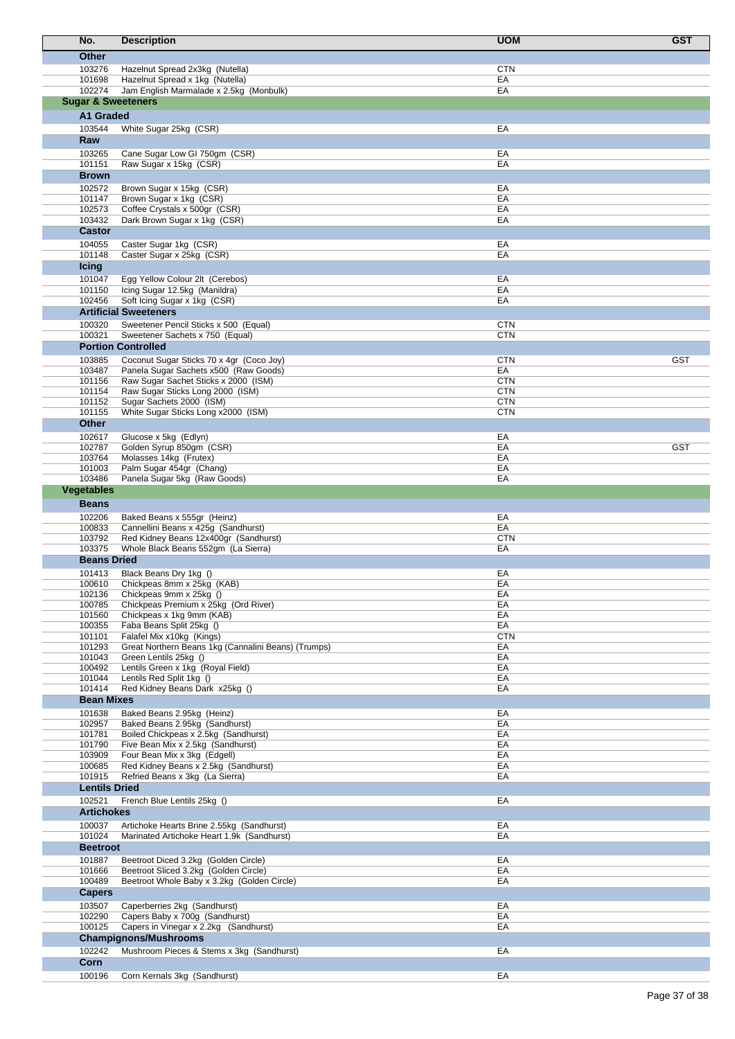| No. | Description | UOM | GST |
|---|---|---|---|
| **Other** | | | |
| 103276 | Hazelnut Spread 2x3kg (Nutella) | CTN | |
| 101698 | Hazelnut Spread x 1kg (Nutella) | EA | |
| 102274 | Jam English Marmalade x 2.5kg (Monbulk) | EA | |
| **Sugar & Sweeteners** | | | |
| **A1 Graded** | | | |
| 103544 | White Sugar 25kg (CSR) | EA | |
| **Raw** | | | |
| 103265 | Cane Sugar Low GI 750gm (CSR) | EA | |
| 101151 | Raw Sugar x 15kg (CSR) | EA | |
| **Brown** | | | |
| 102572 | Brown Sugar x 15kg (CSR) | EA | |
| 101147 | Brown Sugar x 1kg (CSR) | EA | |
| 102573 | Coffee Crystals x 500gr (CSR) | EA | |
| 103432 | Dark Brown Sugar x 1kg (CSR) | EA | |
| **Castor** | | | |
| 104055 | Caster Sugar 1kg (CSR) | EA | |
| 101148 | Caster Sugar x 25kg (CSR) | EA | |
| **Icing** | | | |
| 101047 | Egg Yellow Colour 2lt (Cerebos) | EA | |
| 101150 | Icing Sugar 12.5kg (Manildra) | EA | |
| 102456 | Soft Icing Sugar x 1kg (CSR) | EA | |
| **Artificial Sweeteners** | | | |
| 100320 | Sweetener Pencil Sticks x 500 (Equal) | CTN | |
| 100321 | Sweetener Sachets x 750 (Equal) | CTN | |
| **Portion Controlled** | | | |
| 103885 | Coconut Sugar Sticks 70 x 4gr (Coco Joy) | CTN | GST |
| 103487 | Panela Sugar Sachets x500 (Raw Goods) | EA | |
| 101156 | Raw Sugar Sachet Sticks x 2000 (ISM) | CTN | |
| 101154 | Raw Sugar Sticks Long 2000 (ISM) | CTN | |
| 101152 | Sugar Sachets 2000 (ISM) | CTN | |
| 101155 | White Sugar Sticks Long x2000 (ISM) | CTN | |
| **Other** | | | |
| 102617 | Glucose x 5kg (Edlyn) | EA | |
| 102787 | Golden Syrup 850gm (CSR) | EA | GST |
| 103764 | Molasses 14kg (Frutex) | EA | |
| 101003 | Palm Sugar 454gr (Chang) | EA | |
| 103486 | Panela Sugar 5kg (Raw Goods) | EA | |
| **Vegetables** | | | |
| **Beans** | | | |
| 102206 | Baked Beans x 555gr (Heinz) | EA | |
| 100833 | Cannellini Beans x 425g (Sandhurst) | EA | |
| 103792 | Red Kidney Beans 12x400gr (Sandhurst) | CTN | |
| 103375 | Whole Black Beans 552gm (La Sierra) | EA | |
| **Beans Dried** | | | |
| 101413 | Black Beans Dry 1kg () | EA | |
| 100610 | Chickpeas 8mm x 25kg (KAB) | EA | |
| 102136 | Chickpeas 9mm x 25kg () | EA | |
| 100785 | Chickpeas Premium x 25kg (Ord River) | EA | |
| 101560 | Chickpeas x 1kg 9mm (KAB) | EA | |
| 100355 | Faba Beans Split 25kg () | EA | |
| 101101 | Falafel Mix x10kg (Kings) | CTN | |
| 101293 | Great Northern Beans 1kg (Cannalini Beans) (Trumps) | EA | |
| 101043 | Green Lentils 25kg () | EA | |
| 100492 | Lentils Green x 1kg (Royal Field) | EA | |
| 101044 | Lentils Red Split 1kg () | EA | |
| 101414 | Red Kidney Beans Dark x25kg () | EA | |
| **Bean Mixes** | | | |
| 101638 | Baked Beans 2.95kg (Heinz) | EA | |
| 102957 | Baked Beans 2.95kg (Sandhurst) | EA | |
| 101781 | Boiled Chickpeas x 2.5kg (Sandhurst) | EA | |
| 101790 | Five Bean Mix x 2.5kg (Sandhurst) | EA | |
| 103909 | Four Bean Mix x 3kg (Edgell) | EA | |
| 100685 | Red Kidney Beans x 2.5kg (Sandhurst) | EA | |
| 101915 | Refried Beans x 3kg (La Sierra) | EA | |
| **Lentils Dried** | | | |
| 102521 | French Blue Lentils 25kg () | EA | |
| **Artichokes** | | | |
| 100037 | Artichoke Hearts Brine 2.55kg (Sandhurst) | EA | |
| 101024 | Marinated Artichoke Heart 1.9k (Sandhurst) | EA | |
| **Beetroot** | | | |
| 101887 | Beetroot Diced 3.2kg (Golden Circle) | EA | |
| 101666 | Beetroot Sliced 3.2kg (Golden Circle) | EA | |
| 100489 | Beetroot Whole Baby x 3.2kg (Golden Circle) | EA | |
| **Capers** | | | |
| 103507 | Caperberries 2kg (Sandhurst) | EA | |
| 102290 | Capers Baby x 700g (Sandhurst) | EA | |
| 100125 | Capers in Vinegar x 2.2kg (Sandhurst) | EA | |
| **Champignons/Mushrooms** | | | |
| 102242 | Mushroom Pieces & Stems x 3kg (Sandhurst) | EA | |
| **Corn** | | | |
| 100196 | Corn Kernals 3kg (Sandhurst) | EA | |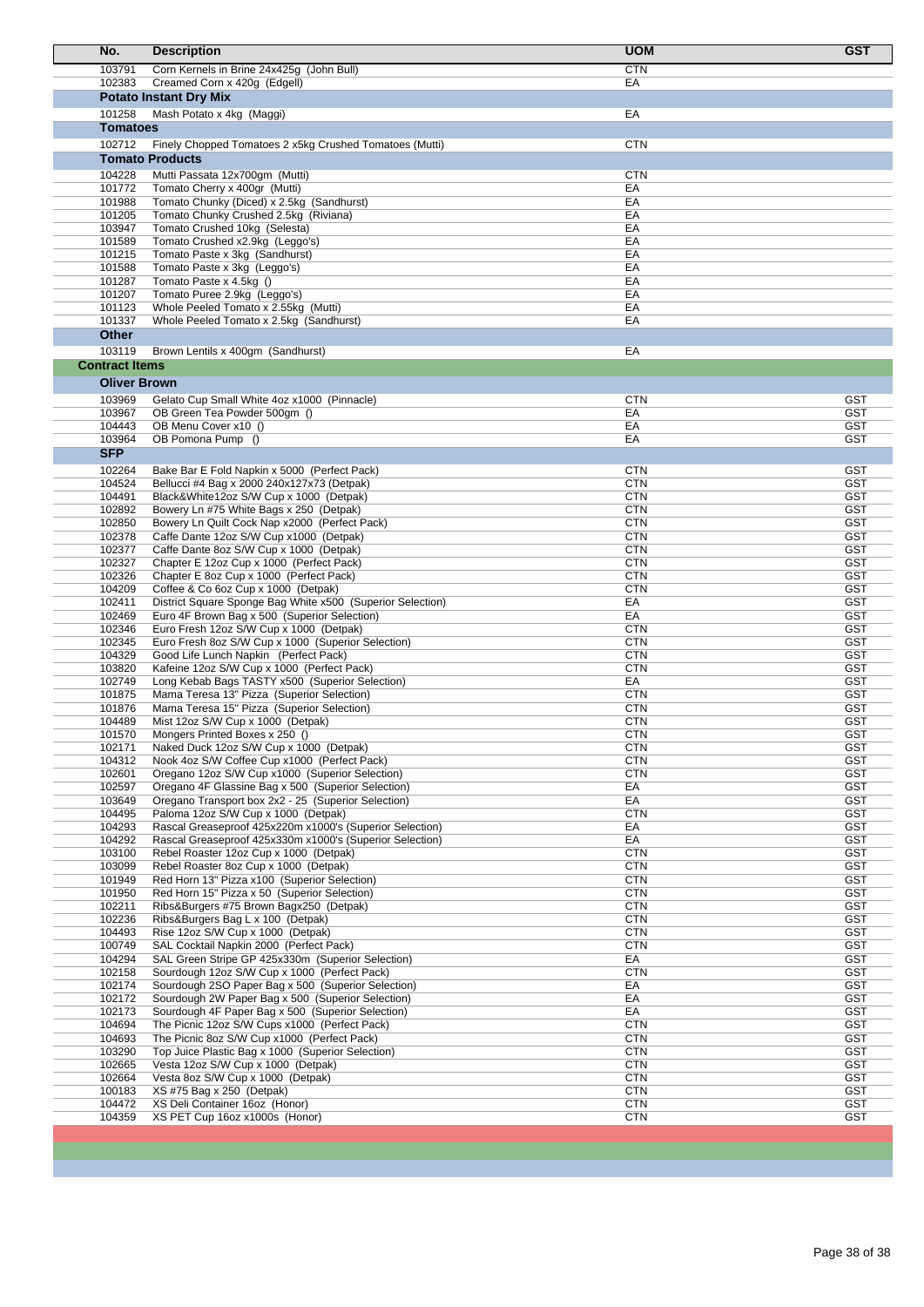| No. | Description | UOM | GST |
|---|---|---|---|
| 103791 | Corn Kernels in Brine 24x425g (John Bull) | CTN | |
| 102383 | Creamed Corn x 420g (Edgell) | EA | |
| **Potato Instant Dry Mix** | | | |
| 101258 | Mash Potato x 4kg (Maggi) | EA | |
| **Tomatoes** | | | |
| 102712 | Finely Chopped Tomatoes 2 x5kg Crushed Tomatoes (Mutti) | CTN | |
| **Tomato Products** | | | |
| 104228 | Mutti Passata 12x700gm (Mutti) | CTN | |
| 101772 | Tomato Cherry x 400gr (Mutti) | EA | |
| 101988 | Tomato Chunky (Diced) x 2.5kg (Sandhurst) | EA | |
| 101205 | Tomato Chunky Crushed 2.5kg (Riviana) | EA | |
| 103947 | Tomato Crushed 10kg (Selesta) | EA | |
| 101589 | Tomato Crushed x2.9kg (Leggo's) | EA | |
| 101215 | Tomato Paste x 3kg (Sandhurst) | EA | |
| 101588 | Tomato Paste x 3kg (Leggo's) | EA | |
| 101287 | Tomato Paste x 4.5kg () | EA | |
| 101207 | Tomato Puree 2.9kg (Leggo's) | EA | |
| 101123 | Whole Peeled Tomato x 2.55kg (Mutti) | EA | |
| 101337 | Whole Peeled Tomato x 2.5kg (Sandhurst) | EA | |
| **Other** | | | |
| 103119 | Brown Lentils x 400gm (Sandhurst) | EA | |
| **Contract Items** | | | |
| **Oliver Brown** | | | |
| 103969 | Gelato Cup Small White 4oz x1000 (Pinnacle) | CTN | GST |
| 103967 | OB Green Tea Powder 500gm () | EA | GST |
| 104443 | OB Menu Cover x10 () | EA | GST |
| 103964 | OB Pomona Pump () | EA | GST |
| **SFP** | | | |
| 102264 | Bake Bar E Fold Napkin x 5000 (Perfect Pack) | CTN | GST |
| 104524 | Bellucci #4 Bag x 2000 240x127x73 (Detpak) | CTN | GST |
| 104491 | Black&White12oz S/W Cup x 1000 (Detpak) | CTN | GST |
| 102892 | Bowery Ln #75 White Bags x 250 (Detpak) | CTN | GST |
| 102850 | Bowery Ln Quilt Cock Nap x2000 (Perfect Pack) | CTN | GST |
| 102378 | Caffe Dante 12oz S/W Cup x1000 (Detpak) | CTN | GST |
| 102377 | Caffe Dante 8oz S/W Cup x 1000 (Detpak) | CTN | GST |
| 102327 | Chapter E 12oz Cup x 1000 (Perfect Pack) | CTN | GST |
| 102326 | Chapter E 8oz Cup x 1000 (Perfect Pack) | CTN | GST |
| 104209 | Coffee & Co 6oz Cup x 1000 (Detpak) | CTN | GST |
| 102411 | District Square Sponge Bag White x500 (Superior Selection) | EA | GST |
| 102469 | Euro 4F Brown Bag x 500 (Superior Selection) | EA | GST |
| 102346 | Euro Fresh 12oz S/W Cup x 1000 (Detpak) | CTN | GST |
| 102345 | Euro Fresh 8oz S/W Cup x 1000 (Superior Selection) | CTN | GST |
| 104329 | Good Life Lunch Napkin (Perfect Pack) | CTN | GST |
| 103820 | Kafeine 12oz S/W Cup x 1000 (Perfect Pack) | CTN | GST |
| 102749 | Long Kebab Bags TASTY x500 (Superior Selection) | EA | GST |
| 101875 | Mama Teresa 13" Pizza (Superior Selection) | CTN | GST |
| 101876 | Mama Teresa 15" Pizza (Superior Selection) | CTN | GST |
| 104489 | Mist 12oz S/W Cup x 1000 (Detpak) | CTN | GST |
| 101570 | Mongers Printed Boxes x 250 () | CTN | GST |
| 102171 | Naked Duck 12oz S/W Cup x 1000 (Detpak) | CTN | GST |
| 104312 | Nook 4oz S/W Coffee Cup x1000 (Perfect Pack) | CTN | GST |
| 102601 | Oregano 12oz S/W Cup x1000 (Superior Selection) | CTN | GST |
| 102597 | Oregano 4F Glassine Bag x 500 (Superior Selection) | EA | GST |
| 103649 | Oregano Transport box 2x2 - 25 (Superior Selection) | EA | GST |
| 104495 | Paloma 12oz S/W Cup x 1000 (Detpak) | CTN | GST |
| 104293 | Rascal Greaseproof 425x220m x1000's (Superior Selection) | EA | GST |
| 104292 | Rascal Greaseproof 425x330m x1000's (Superior Selection) | EA | GST |
| 103100 | Rebel Roaster 12oz Cup x 1000 (Detpak) | CTN | GST |
| 103099 | Rebel Roaster 8oz Cup x 1000 (Detpak) | CTN | GST |
| 101949 | Red Horn 13" Pizza x100 (Superior Selection) | CTN | GST |
| 101950 | Red Horn 15" Pizza x 50 (Superior Selection) | CTN | GST |
| 102211 | Ribs&Burgers #75 Brown Bagx250 (Detpak) | CTN | GST |
| 102236 | Ribs&Burgers Bag L x 100 (Detpak) | CTN | GST |
| 104493 | Rise 12oz S/W Cup x 1000 (Detpak) | CTN | GST |
| 100749 | SAL Cocktail Napkin 2000 (Perfect Pack) | CTN | GST |
| 104294 | SAL Green Stripe GP 425x330m (Superior Selection) | EA | GST |
| 102158 | Sourdough 12oz S/W Cup x 1000 (Perfect Pack) | CTN | GST |
| 102174 | Sourdough 2SO Paper Bag x 500 (Superior Selection) | EA | GST |
| 102172 | Sourdough 2W Paper Bag x 500 (Superior Selection) | EA | GST |
| 102173 | Sourdough 4F Paper Bag x 500 (Superior Selection) | EA | GST |
| 104694 | The Picnic 12oz S/W Cups x1000 (Perfect Pack) | CTN | GST |
| 104693 | The Picnic 8oz S/W Cup x1000 (Perfect Pack) | CTN | GST |
| 103290 | Top Juice Plastic Bag x 1000 (Superior Selection) | CTN | GST |
| 102665 | Vesta 12oz S/W Cup x 1000 (Detpak) | CTN | GST |
| 102664 | Vesta 8oz S/W Cup x 1000 (Detpak) | CTN | GST |
| 100183 | XS #75 Bag x 250 (Detpak) | CTN | GST |
| 104472 | XS Deli Container 16oz (Honor) | CTN | GST |
| 104359 | XS PET Cup 16oz x1000s (Honor) | CTN | GST |